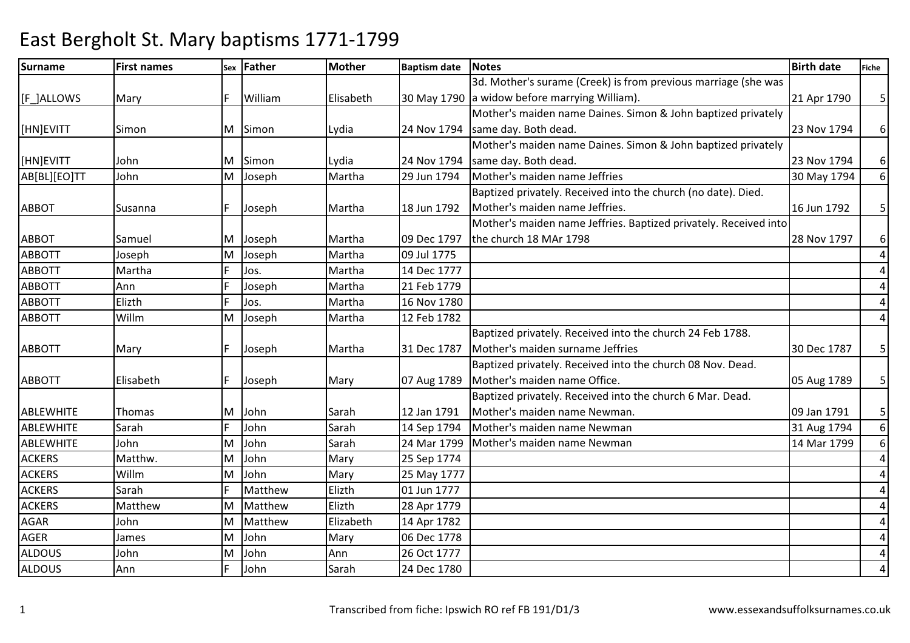# East Bergholt St. Mary baptisms 1771-1799

| Surname | First names | Sex | Father | Mother | Baptism date | Notes | Birth date | Fiche |
|---|---|---|---|---|---|---|---|---|
| [F_]ALLOWS | Mary | F | William | Elisabeth | 30 May 1790 | 3d. Mother's surame (Creek) is from previous marriage (she was a widow before marrying William). | 21 Apr 1790 | 5 |
| [HN]EVITT | Simon | M | Simon | Lydia | 24 Nov 1794 | Mother's maiden name Daines. Simon & John baptized privately same day. Both dead. | 23 Nov 1794 | 6 |
| [HN]EVITT | John | M | Simon | Lydia | 24 Nov 1794 | Mother's maiden name Daines. Simon & John baptized privately same day. Both dead. | 23 Nov 1794 | 6 |
| AB[BL][EO]TT | John | M | Joseph | Martha | 29 Jun 1794 | Mother's maiden name Jeffries | 30 May 1794 | 6 |
| ABBOT | Susanna | F | Joseph | Martha | 18 Jun 1792 | Baptized privately. Received into the church (no date). Died. Mother's maiden name Jeffries. | 16 Jun 1792 | 5 |
| ABBOT | Samuel | M | Joseph | Martha | 09 Dec 1797 | Mother's maiden name Jeffries. Baptized privately. Received into the church 18 MAr 1798 | 28 Nov 1797 | 6 |
| ABBOTT | Joseph | M | Joseph | Martha | 09 Jul 1775 | | | 4 |
| ABBOTT | Martha | F | Jos. | Martha | 14 Dec 1777 | | | 4 |
| ABBOTT | Ann | F | Joseph | Martha | 21 Feb 1779 | | | 4 |
| ABBOTT | Elizth | F | Jos. | Martha | 16 Nov 1780 | | | 4 |
| ABBOTT | Willm | M | Joseph | Martha | 12 Feb 1782 | | | 4 |
| ABBOTT | Mary | F | Joseph | Martha | 31 Dec 1787 | Baptized privately. Received into the church 24 Feb 1788. Mother's maiden surname Jeffries | 30 Dec 1787 | 5 |
| ABBOTT | Elisabeth | F | Joseph | Mary | 07 Aug 1789 | Baptized privately. Received into the church 08 Nov. Dead. Mother's maiden name Office. | 05 Aug 1789 | 5 |
| ABLEWHITE | Thomas | M | John | Sarah | 12 Jan 1791 | Baptized privately. Received into the church 6 Mar. Dead. Mother's maiden name Newman. | 09 Jan 1791 | 5 |
| ABLEWHITE | Sarah | F | John | Sarah | 14 Sep 1794 | Mother's maiden name Newman | 31 Aug 1794 | 6 |
| ABLEWHITE | John | M | John | Sarah | 24 Mar 1799 | Mother's maiden name Newman | 14 Mar 1799 | 6 |
| ACKERS | Matthw. | M | John | Mary | 25 Sep 1774 | | | 4 |
| ACKERS | Willm | M | John | Mary | 25 May 1777 | | | 4 |
| ACKERS | Sarah | F | Matthew | Elizth | 01 Jun 1777 | | | 4 |
| ACKERS | Matthew | M | Matthew | Elizth | 28 Apr 1779 | | | 4 |
| AGAR | John | M | Matthew | Elizabeth | 14 Apr 1782 | | | 4 |
| AGER | James | M | John | Mary | 06 Dec 1778 | | | 4 |
| ALDOUS | John | M | John | Ann | 26 Oct 1777 | | | 4 |
| ALDOUS | Ann | F | John | Sarah | 24 Dec 1780 | | | 4 |

Transcribed from fiche: Ipswich RO ref FB 191/D1/3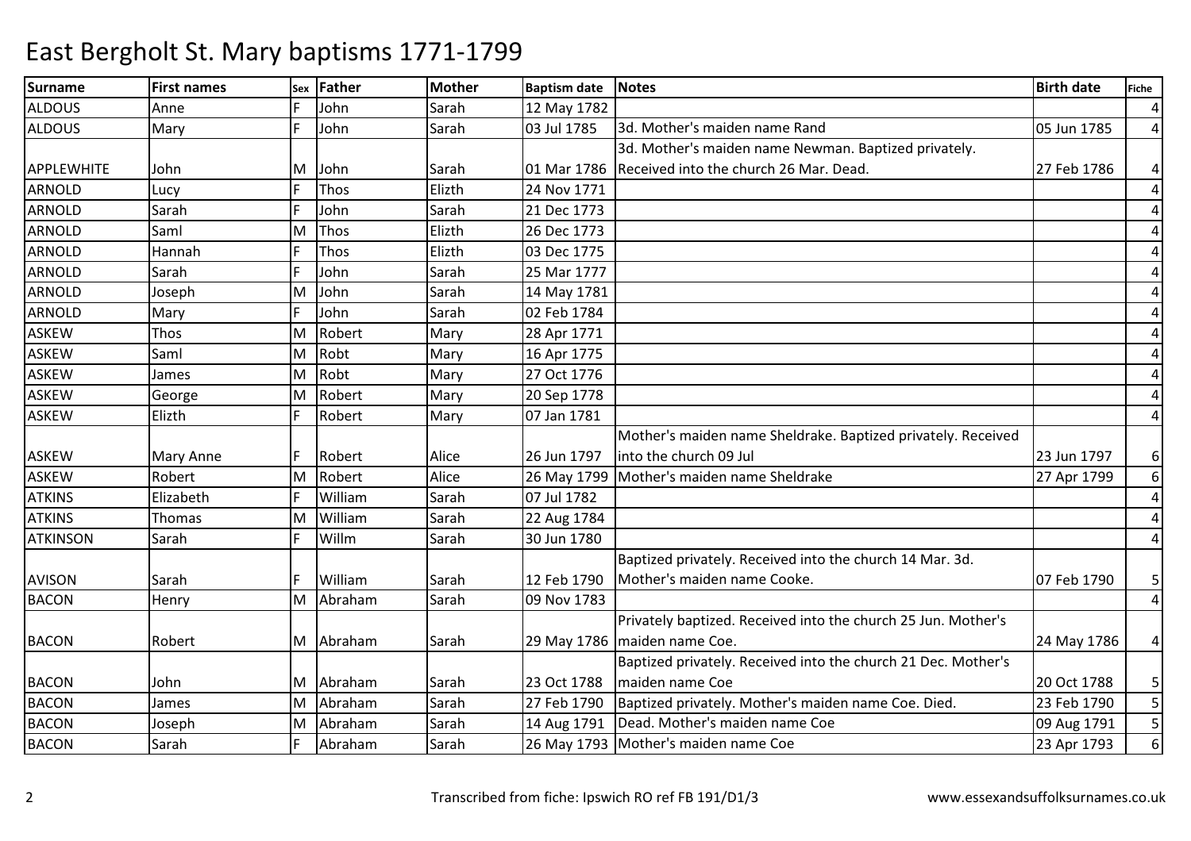# East Bergholt St. Mary baptisms 1771-1799

| Surname | First names | Sex | Father | Mother | Baptism date | Notes | Birth date | Fiche |
|---|---|---|---|---|---|---|---|---|
| ALDOUS | Anne | F | John | Sarah | 12 May 1782 | | | 4 |
| ALDOUS | Mary | F | John | Sarah | 03 Jul 1785 | 3d. Mother's maiden name Rand | 05 Jun 1785 | 4 |
| APPLEWHITE | John | M | John | Sarah | 01 Mar 1786 | 3d. Mother's maiden name Newman. Baptized privately. Received into the church 26 Mar. Dead. | 27 Feb 1786 | 4 |
| ARNOLD | Lucy | F | Thos | Elizth | 24 Nov 1771 | | | 4 |
| ARNOLD | Sarah | F | John | Sarah | 21 Dec 1773 | | | 4 |
| ARNOLD | Saml | M | Thos | Elizth | 26 Dec 1773 | | | 4 |
| ARNOLD | Hannah | F | Thos | Elizth | 03 Dec 1775 | | | 4 |
| ARNOLD | Sarah | F | John | Sarah | 25 Mar 1777 | | | 4 |
| ARNOLD | Joseph | M | John | Sarah | 14 May 1781 | | | 4 |
| ARNOLD | Mary | F | John | Sarah | 02 Feb 1784 | | | 4 |
| ASKEW | Thos | M | Robert | Mary | 28 Apr 1771 | | | 4 |
| ASKEW | Saml | M | Robt | Mary | 16 Apr 1775 | | | 4 |
| ASKEW | James | M | Robt | Mary | 27 Oct 1776 | | | 4 |
| ASKEW | George | M | Robert | Mary | 20 Sep 1778 | | | 4 |
| ASKEW | Elizth | F | Robert | Mary | 07 Jan 1781 | | | 4 |
| ASKEW | Mary Anne | F | Robert | Alice | 26 Jun 1797 | Mother's maiden name Sheldrake. Baptized privately. Received into the church 09 Jul | 23 Jun 1797 | 6 |
| ASKEW | Robert | M | Robert | Alice | 26 May 1799 | Mother's maiden name Sheldrake | 27 Apr 1799 | 6 |
| ATKINS | Elizabeth | F | William | Sarah | 07 Jul 1782 | | | 4 |
| ATKINS | Thomas | M | William | Sarah | 22 Aug 1784 | | | 4 |
| ATKINSON | Sarah | F | Willm | Sarah | 30 Jun 1780 | | | 4 |
| AVISON | Sarah | F | William | Sarah | 12 Feb 1790 | Baptized privately. Received into the church 14 Mar. 3d. Mother's maiden name Cooke. | 07 Feb 1790 | 5 |
| BACON | Henry | M | Abraham | Sarah | 09 Nov 1783 | | | 4 |
| BACON | Robert | M | Abraham | Sarah | 29 May 1786 | Privately baptized. Received into the church 25 Jun. Mother's maiden name Coe. | 24 May 1786 | 4 |
| BACON | John | M | Abraham | Sarah | 23 Oct 1788 | Baptized privately. Received into the church 21 Dec. Mother's maiden name Coe | 20 Oct 1788 | 5 |
| BACON | James | M | Abraham | Sarah | 27 Feb 1790 | Baptized privately. Mother's maiden name Coe. Died. | 23 Feb 1790 | 5 |
| BACON | Joseph | M | Abraham | Sarah | 14 Aug 1791 | Dead. Mother's maiden name Coe | 09 Aug 1791 | 5 |
| BACON | Sarah | F | Abraham | Sarah | 26 May 1793 | Mother's maiden name Coe | 23 Apr 1793 | 6 |

Transcribed from fiche: Ipswich RO ref FB 191/D1/3 www.essexandsuffolksurnames.co.uk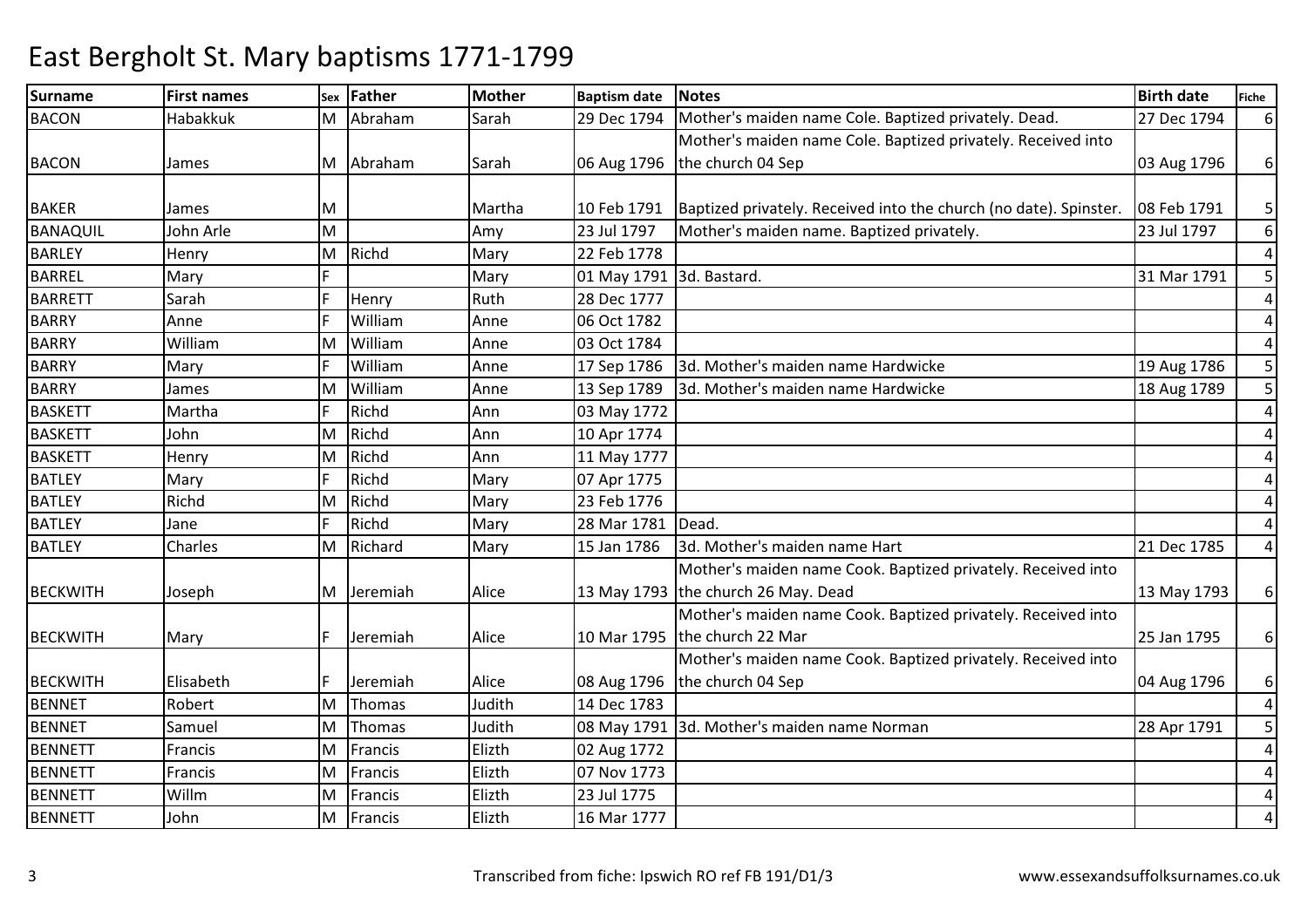# East Bergholt St. Mary baptisms 1771-1799

| Surname | First names | Sex | Father | Mother | Baptism date | Notes | Birth date | Fiche |
|---|---|---|---|---|---|---|---|---|
| BACON | Habakkuk | M | Abraham | Sarah | 29 Dec 1794 | Mother's maiden name Cole. Baptized privately. Dead. | 27 Dec 1794 | 6 |
| BACON | James | M | Abraham | Sarah | 06 Aug 1796 | Mother's maiden name Cole. Baptized privately. Received into the church 04 Sep | 03 Aug 1796 | 6 |
| BAKER | James | M | | Martha | 10 Feb 1791 | Baptized privately. Received into the church (no date). Spinster. | 08 Feb 1791 | 5 |
| BANAQUIL | John Arle | M | | Amy | 23 Jul 1797 | Mother's maiden name. Baptized privately. | 23 Jul 1797 | 6 |
| BARLEY | Henry | M | Richd | Mary | 22 Feb 1778 | | | 4 |
| BARREL | Mary | F | | Mary | 01 May 1791 | 3d. Bastard. | 31 Mar 1791 | 5 |
| BARRETT | Sarah | F | Henry | Ruth | 28 Dec 1777 | | | 4 |
| BARRY | Anne | F | William | Anne | 06 Oct 1782 | | | 4 |
| BARRY | William | M | William | Anne | 03 Oct 1784 | | | 4 |
| BARRY | Mary | F | William | Anne | 17 Sep 1786 | 3d. Mother's maiden name Hardwicke | 19 Aug 1786 | 5 |
| BARRY | James | M | William | Anne | 13 Sep 1789 | 3d. Mother's maiden name Hardwicke | 18 Aug 1789 | 5 |
| BASKETT | Martha | F | Richd | Ann | 03 May 1772 | | | 4 |
| BASKETT | John | M | Richd | Ann | 10 Apr 1774 | | | 4 |
| BASKETT | Henry | M | Richd | Ann | 11 May 1777 | | | 4 |
| BATLEY | Mary | F | Richd | Mary | 07 Apr 1775 | | | 4 |
| BATLEY | Richd | M | Richd | Mary | 23 Feb 1776 | | | 4 |
| BATLEY | Jane | F | Richd | Mary | 28 Mar 1781 | Dead. | | 4 |
| BATLEY | Charles | M | Richard | Mary | 15 Jan 1786 | 3d. Mother's maiden name Hart | 21 Dec 1785 | 4 |
| BECKWITH | Joseph | M | Jeremiah | Alice | 13 May 1793 | Mother's maiden name Cook. Baptized privately. Received into the church 26 May. Dead | 13 May 1793 | 6 |
| BECKWITH | Mary | F | Jeremiah | Alice | 10 Mar 1795 | Mother's maiden name Cook. Baptized privately. Received into the church 22 Mar | 25 Jan 1795 | 6 |
| BECKWITH | Elisabeth | F | Jeremiah | Alice | 08 Aug 1796 | Mother's maiden name Cook. Baptized privately. Received into the church 04 Sep | 04 Aug 1796 | 6 |
| BENNET | Robert | M | Thomas | Judith | 14 Dec 1783 | | | 4 |
| BENNET | Samuel | M | Thomas | Judith | 08 May 1791 | 3d. Mother's maiden name Norman | 28 Apr 1791 | 5 |
| BENNETT | Francis | M | Francis | Elizth | 02 Aug 1772 | | | 4 |
| BENNETT | Francis | M | Francis | Elizth | 07 Nov 1773 | | | 4 |
| BENNETT | Willm | M | Francis | Elizth | 23 Jul 1775 | | | 4 |
| BENNETT | John | M | Francis | Elizth | 16 Mar 1777 | | | 4 |

Transcribed from fiche: Ipswich RO ref FB 191/D1/3

www.essexandsuffolksurnames.co.uk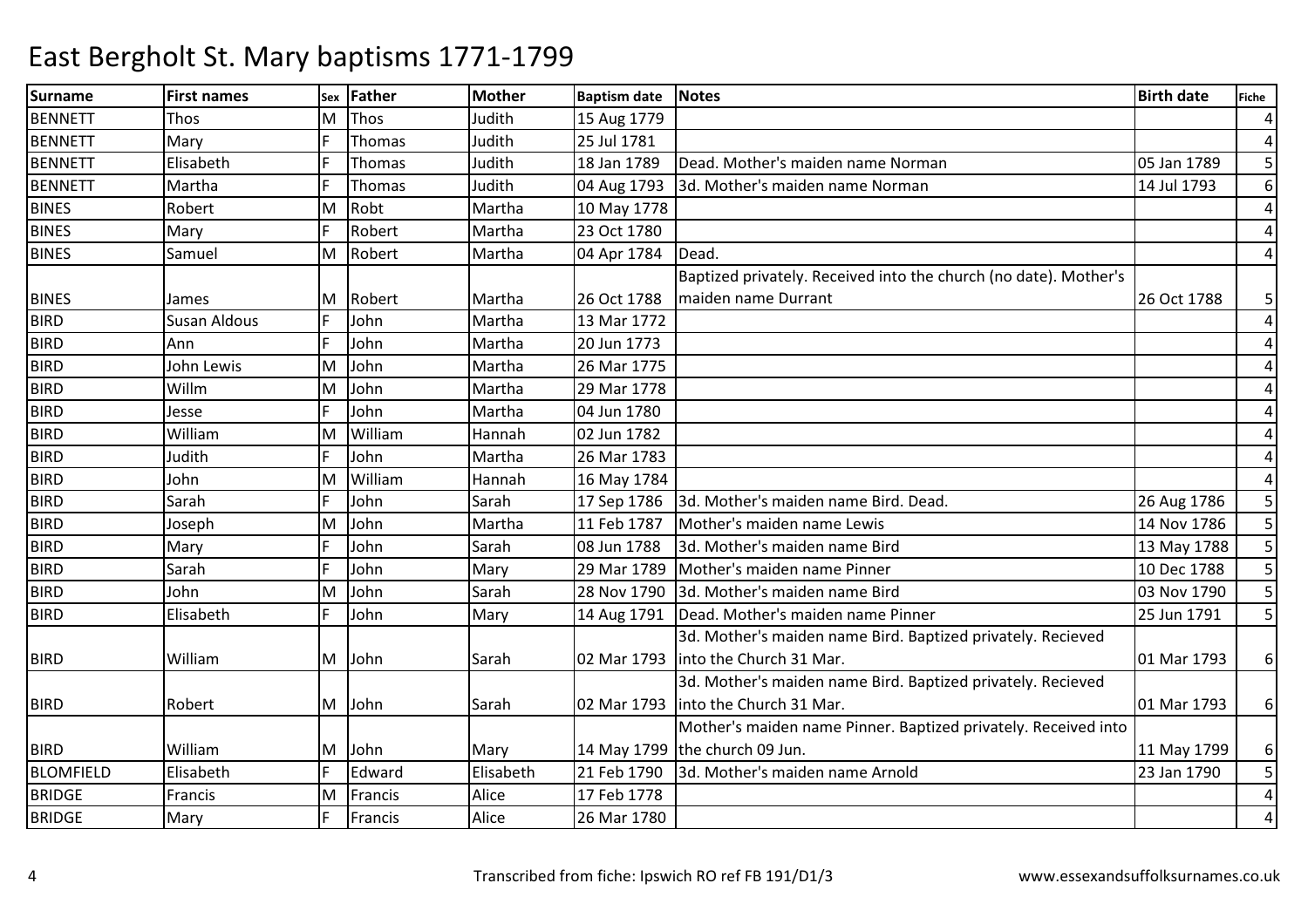# East Bergholt St. Mary baptisms 1771-1799

| Surname | First names | Sex | Father | Mother | Baptism date | Notes | Birth date | Fiche |
|---|---|---|---|---|---|---|---|---|
| BENNETT | Thos | M | Thos | Judith | 15 Aug 1779 | | | 4 |
| BENNETT | Mary | F | Thomas | Judith | 25 Jul 1781 | | | 4 |
| BENNETT | Elisabeth | F | Thomas | Judith | 18 Jan 1789 | Dead. Mother's maiden name Norman | 05 Jan 1789 | 5 |
| BENNETT | Martha | F | Thomas | Judith | 04 Aug 1793 | 3d. Mother's maiden name Norman | 14 Jul 1793 | 6 |
| BINES | Robert | M | Robt | Martha | 10 May 1778 | | | 4 |
| BINES | Mary | F | Robert | Martha | 23 Oct 1780 | | | 4 |
| BINES | Samuel | M | Robert | Martha | 04 Apr 1784 | Dead. | | 4 |
| BINES | James | M | Robert | Martha | 26 Oct 1788 | Baptized privately. Received into the church (no date). Mother's maiden name Durrant | 26 Oct 1788 | 5 |
| BIRD | Susan Aldous | F | John | Martha | 13 Mar 1772 | | | 4 |
| BIRD | Ann | F | John | Martha | 20 Jun 1773 | | | 4 |
| BIRD | John Lewis | M | John | Martha | 26 Mar 1775 | | | 4 |
| BIRD | Willm | M | John | Martha | 29 Mar 1778 | | | 4 |
| BIRD | Jesse | F | John | Martha | 04 Jun 1780 | | | 4 |
| BIRD | William | M | William | Hannah | 02 Jun 1782 | | | 4 |
| BIRD | Judith | F | John | Martha | 26 Mar 1783 | | | 4 |
| BIRD | John | M | William | Hannah | 16 May 1784 | | | 4 |
| BIRD | Sarah | F | John | Sarah | 17 Sep 1786 | 3d. Mother's maiden name Bird. Dead. | 26 Aug 1786 | 5 |
| BIRD | Joseph | M | John | Martha | 11 Feb 1787 | Mother's maiden name Lewis | 14 Nov 1786 | 5 |
| BIRD | Mary | F | John | Sarah | 08 Jun 1788 | 3d. Mother's maiden name Bird | 13 May 1788 | 5 |
| BIRD | Sarah | F | John | Mary | 29 Mar 1789 | Mother's maiden name Pinner | 10 Dec 1788 | 5 |
| BIRD | John | M | John | Sarah | 28 Nov 1790 | 3d. Mother's maiden name Bird | 03 Nov 1790 | 5 |
| BIRD | Elisabeth | F | John | Mary | 14 Aug 1791 | Dead. Mother's maiden name Pinner | 25 Jun 1791 | 5 |
| BIRD | William | M | John | Sarah | 02 Mar 1793 | 3d. Mother's maiden name Bird. Baptized privately. Recieved into the Church 31 Mar. | 01 Mar 1793 | 6 |
| BIRD | Robert | M | John | Sarah | 02 Mar 1793 | 3d. Mother's maiden name Bird. Baptized privately. Recieved into the Church 31 Mar. | 01 Mar 1793 | 6 |
| BIRD | William | M | John | Mary | 14 May 1799 | Mother's maiden name Pinner. Baptized privately. Received into the church 09 Jun. | 11 May 1799 | 6 |
| BLOMFIELD | Elisabeth | F | Edward | Elisabeth | 21 Feb 1790 | 3d. Mother's maiden name Arnold | 23 Jan 1790 | 5 |
| BRIDGE | Francis | M | Francis | Alice | 17 Feb 1778 | | | 4 |
| BRIDGE | Mary | F | Francis | Alice | 26 Mar 1780 | | | 4 |

Transcribed from fiche: Ipswich RO ref FB 191/D1/3 www.essexandsuffolksurnames.co.uk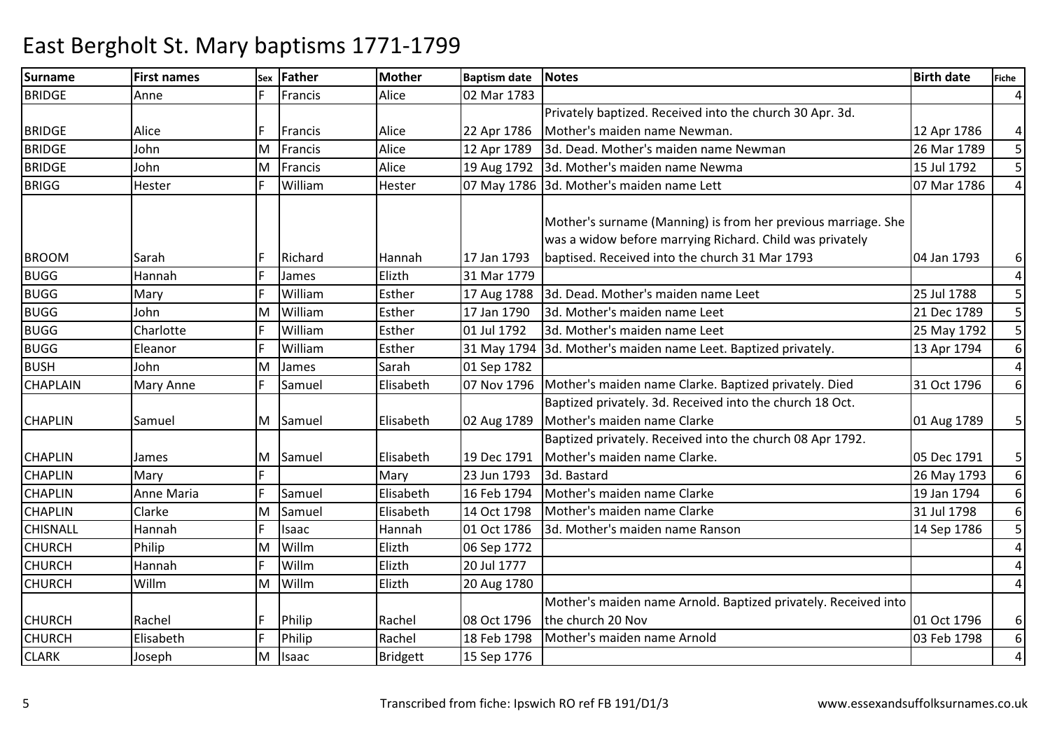# East Bergholt St. Mary baptisms 1771-1799

| Surname | First names | Sex | Father | Mother | Baptism date | Notes | Birth date | Fiche |
|---|---|---|---|---|---|---|---|---|
| BRIDGE | Anne | F | Francis | Alice | 02 Mar 1783 | | | 4 |
| BRIDGE | Alice | F | Francis | Alice | 22 Apr 1786 | Privately baptized. Received into the church 30 Apr. 3d. Mother's maiden name Newman. | 12 Apr 1786 | 4 |
| BRIDGE | John | M | Francis | Alice | 12 Apr 1789 | 3d. Dead. Mother's maiden name Newman | 26 Mar 1789 | 5 |
| BRIDGE | John | M | Francis | Alice | 19 Aug 1792 | 3d. Mother's maiden name Newma | 15 Jul 1792 | 5 |
| BRIGG | Hester | F | William | Hester | 07 May 1786 | 3d. Mother's maiden name Lett | 07 Mar 1786 | 4 |
| BROOM | Sarah | F | Richard | Hannah | 17 Jan 1793 | Mother's surname (Manning) is from her previous marriage. She was a widow before marrying Richard. Child was privately baptised. Received into the church 31 Mar 1793 | 04 Jan 1793 | 6 |
| BUGG | Hannah | F | James | Elizth | 31 Mar 1779 | | | 4 |
| BUGG | Mary | F | William | Esther | 17 Aug 1788 | 3d. Dead. Mother's maiden name Leet | 25 Jul 1788 | 5 |
| BUGG | John | M | William | Esther | 17 Jan 1790 | 3d. Mother's maiden name Leet | 21 Dec 1789 | 5 |
| BUGG | Charlotte | F | William | Esther | 01 Jul 1792 | 3d. Mother's maiden name Leet | 25 May 1792 | 5 |
| BUGG | Eleanor | F | William | Esther | 31 May 1794 | 3d. Mother's maiden name Leet. Baptized privately. | 13 Apr 1794 | 6 |
| BUSH | John | M | James | Sarah | 01 Sep 1782 | | | 4 |
| CHAPLAIN | Mary Anne | F | Samuel | Elisabeth | 07 Nov 1796 | Mother's maiden name Clarke. Baptized privately. Died | 31 Oct 1796 | 6 |
| CHAPLIN | Samuel | M | Samuel | Elisabeth | 02 Aug 1789 | Baptized privately. 3d. Received into the church 18 Oct. Mother's maiden name Clarke | 01 Aug 1789 | 5 |
| CHAPLIN | James | M | Samuel | Elisabeth | 19 Dec 1791 | Baptized privately. Received into the church 08 Apr 1792. Mother's maiden name Clarke. | 05 Dec 1791 | 5 |
| CHAPLIN | Mary | F | | Mary | 23 Jun 1793 | 3d. Bastard | 26 May 1793 | 6 |
| CHAPLIN | Anne Maria | F | Samuel | Elisabeth | 16 Feb 1794 | Mother's maiden name Clarke | 19 Jan 1794 | 6 |
| CHAPLIN | Clarke | M | Samuel | Elisabeth | 14 Oct 1798 | Mother's maiden name Clarke | 31 Jul 1798 | 6 |
| CHISNALL | Hannah | F | Isaac | Hannah | 01 Oct 1786 | 3d. Mother's maiden name Ranson | 14 Sep 1786 | 5 |
| CHURCH | Philip | M | Willm | Elizth | 06 Sep 1772 | | | 4 |
| CHURCH | Hannah | F | Willm | Elizth | 20 Jul 1777 | | | 4 |
| CHURCH | Willm | M | Willm | Elizth | 20 Aug 1780 | | | 4 |
| CHURCH | Rachel | F | Philip | Rachel | 08 Oct 1796 | Mother's maiden name Arnold. Baptized privately. Received into the church 20 Nov | 01 Oct 1796 | 6 |
| CHURCH | Elisabeth | F | Philip | Rachel | 18 Feb 1798 | Mother's maiden name Arnold | 03 Feb 1798 | 6 |
| CLARK | Joseph | M | Isaac | Bridgett | 15 Sep 1776 | | | 4 |

Transcribed from fiche: Ipswich RO ref FB 191/D1/3 www.essexandsuffolksurnames.co.uk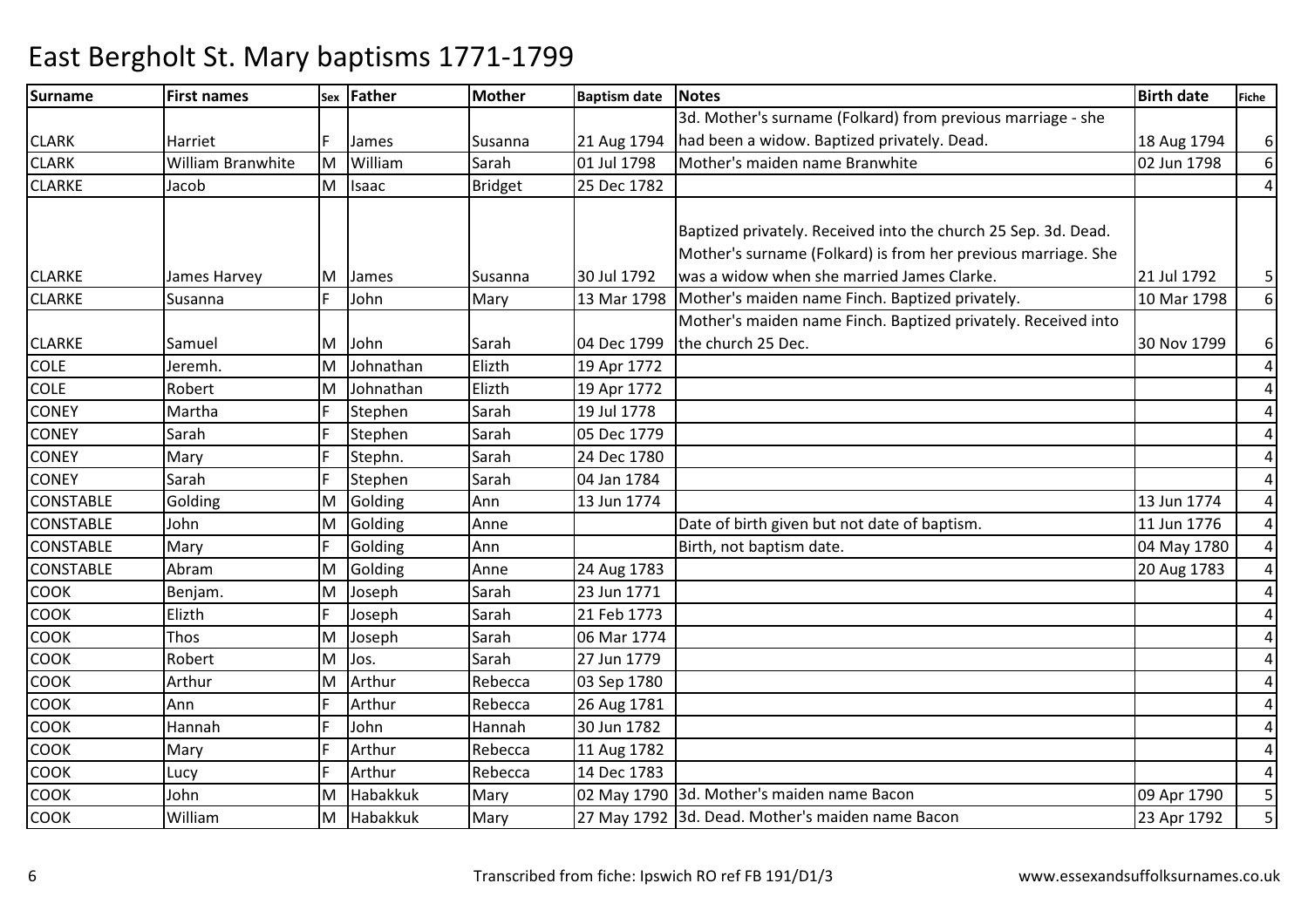# East Bergholt St. Mary baptisms 1771-1799

| Surname | First names | Sex | Father | Mother | Baptism date | Notes | Birth date | Fiche |
|---|---|---|---|---|---|---|---|---|
| CLARK | Harriet | F | James | Susanna | 21 Aug 1794 | 3d. Mother's surname (Folkard) from previous marriage - she had been a widow. Baptized privately. Dead. | 18 Aug 1794 | 6 |
| CLARK | William Branwhite | M | William | Sarah | 01 Jul 1798 | Mother's maiden name Branwhite | 02 Jun 1798 | 6 |
| CLARKE | Jacob | M | Isaac | Bridget | 25 Dec 1782 | | | 4 |
| CLARKE | James Harvey | M | James | Susanna | 30 Jul 1792 | Baptized privately. Received into the church 25 Sep. 3d. Dead. Mother's surname (Folkard) is from her previous marriage. She was a widow when she married James Clarke. | 21 Jul 1792 | 5 |
| CLARKE | Susanna | F | John | Mary | 13 Mar 1798 | Mother's maiden name Finch. Baptized privately. | 10 Mar 1798 | 6 |
| CLARKE | Samuel | M | John | Sarah | 04 Dec 1799 | Mother's maiden name Finch. Baptized privately. Received into the church 25 Dec. | 30 Nov 1799 | 6 |
| COLE | Jeremh. | M | Johnathan | Elizth | 19 Apr 1772 | | | 4 |
| COLE | Robert | M | Johnathan | Elizth | 19 Apr 1772 | | | 4 |
| CONEY | Martha | F | Stephen | Sarah | 19 Jul 1778 | | | 4 |
| CONEY | Sarah | F | Stephen | Sarah | 05 Dec 1779 | | | 4 |
| CONEY | Mary | F | Stephn. | Sarah | 24 Dec 1780 | | | 4 |
| CONEY | Sarah | F | Stephen | Sarah | 04 Jan 1784 | | | 4 |
| CONSTABLE | Golding | M | Golding | Ann | 13 Jun 1774 | | 13 Jun 1774 | 4 |
| CONSTABLE | John | M | Golding | Anne | | Date of birth given but not date of baptism. | 11 Jun 1776 | 4 |
| CONSTABLE | Mary | F | Golding | Ann | | Birth, not baptism date. | 04 May 1780 | 4 |
| CONSTABLE | Abram | M | Golding | Anne | 24 Aug 1783 | | 20 Aug 1783 | 4 |
| COOK | Benjam. | M | Joseph | Sarah | 23 Jun 1771 | | | 4 |
| COOK | Elizth | F | Joseph | Sarah | 21 Feb 1773 | | | 4 |
| COOK | Thos | M | Joseph | Sarah | 06 Mar 1774 | | | 4 |
| COOK | Robert | M | Jos. | Sarah | 27 Jun 1779 | | | 4 |
| COOK | Arthur | M | Arthur | Rebecca | 03 Sep 1780 | | | 4 |
| COOK | Ann | F | Arthur | Rebecca | 26 Aug 1781 | | | 4 |
| COOK | Hannah | F | John | Hannah | 30 Jun 1782 | | | 4 |
| COOK | Mary | F | Arthur | Rebecca | 11 Aug 1782 | | | 4 |
| COOK | Lucy | F | Arthur | Rebecca | 14 Dec 1783 | | | 4 |
| COOK | John | M | Habakkuk | Mary | 02 May 1790 | 3d. Mother's maiden name Bacon | 09 Apr 1790 | 5 |
| COOK | William | M | Habakkuk | Mary | 27 May 1792 | 3d. Dead. Mother's maiden name Bacon | 23 Apr 1792 | 5 |

Transcribed from fiche: Ipswich RO ref FB 191/D1/3

www.essexandsuffolksurnames.co.uk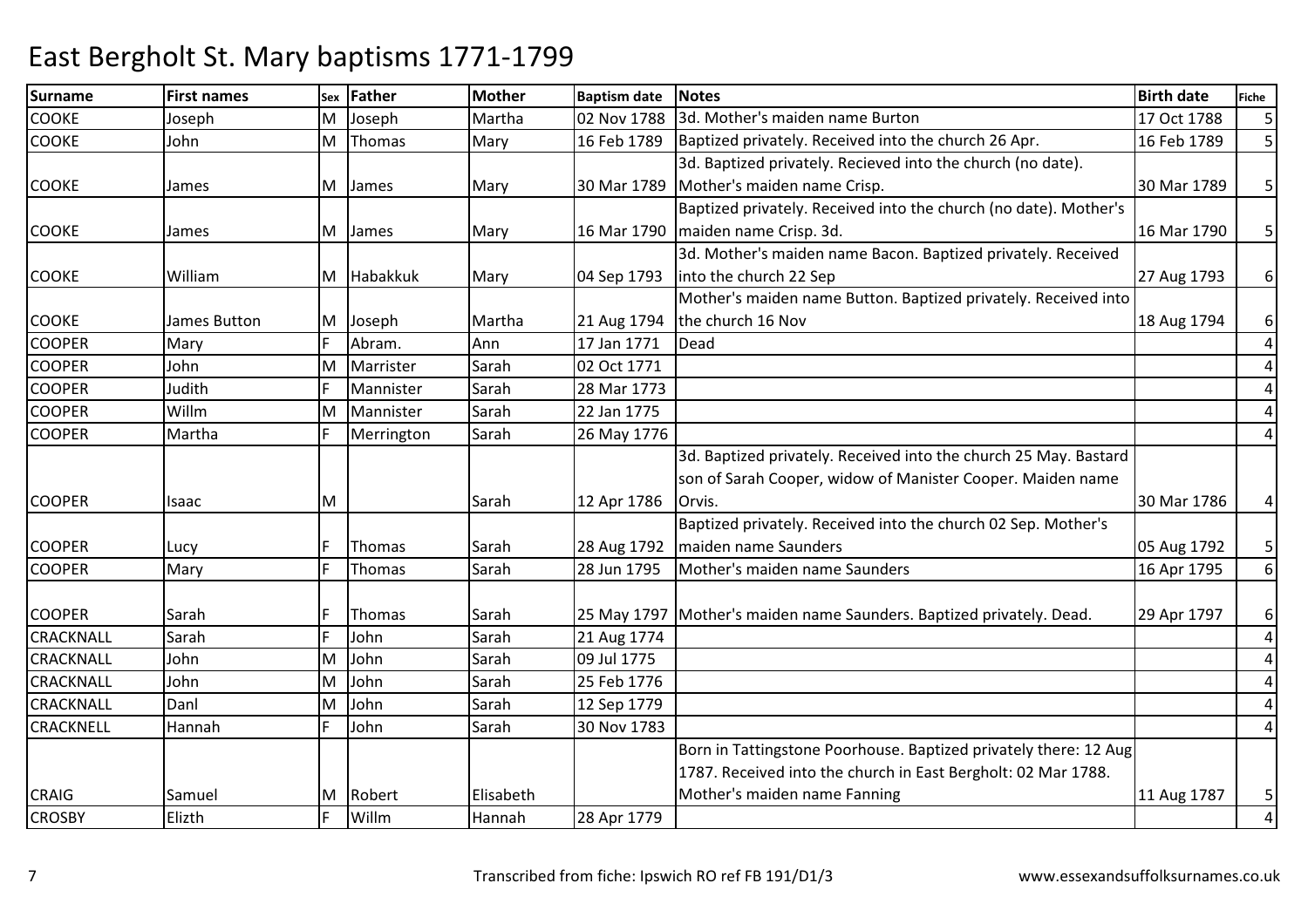# East Bergholt St. Mary baptisms 1771-1799

| Surname | First names | Sex | Father | Mother | Baptism date | Notes | Birth date | Fiche |
|---|---|---|---|---|---|---|---|---|
| COOKE | Joseph | M | Joseph | Martha | 02 Nov 1788 | 3d. Mother's maiden name Burton | 17 Oct 1788 | 5 |
| COOKE | John | M | Thomas | Mary | 16 Feb 1789 | Baptized privately. Received into the church 26 Apr. | 16 Feb 1789 | 5 |
| COOKE | James | M | James | Mary | 30 Mar 1789 | 3d. Baptized privately. Recieved into the church (no date). Mother's maiden name Crisp. | 30 Mar 1789 | 5 |
| COOKE | James | M | James | Mary | 16 Mar 1790 | Baptized privately. Received into the church (no date). Mother's maiden name Crisp. 3d. | 16 Mar 1790 | 5 |
| COOKE | William | M | Habakkuk | Mary | 04 Sep 1793 | 3d. Mother's maiden name Bacon. Baptized privately. Received into the church 22 Sep | 27 Aug 1793 | 6 |
| COOKE | James Button | M | Joseph | Martha | 21 Aug 1794 | Mother's maiden name Button. Baptized privately. Received into the church 16 Nov | 18 Aug 1794 | 6 |
| COOPER | Mary | F | Abram. | Ann | 17 Jan 1771 | Dead | | 4 |
| COOPER | John | M | Marrister | Sarah | 02 Oct 1771 | | | 4 |
| COOPER | Judith | F | Mannister | Sarah | 28 Mar 1773 | | | 4 |
| COOPER | Willm | M | Mannister | Sarah | 22 Jan 1775 | | | 4 |
| COOPER | Martha | F | Merrington | Sarah | 26 May 1776 | | | 4 |
| COOPER | Isaac | M | | Sarah | 12 Apr 1786 | 3d. Baptized privately. Received into the church 25 May. Bastard son of Sarah Cooper, widow of Manister Cooper. Maiden name Orvis. | 30 Mar 1786 | 4 |
| COOPER | Lucy | F | Thomas | Sarah | 28 Aug 1792 | Baptized privately. Received into the church 02 Sep. Mother's maiden name Saunders | 05 Aug 1792 | 5 |
| COOPER | Mary | F | Thomas | Sarah | 28 Jun 1795 | Mother's maiden name Saunders | 16 Apr 1795 | 6 |
| COOPER | Sarah | F | Thomas | Sarah | 25 May 1797 | Mother's maiden name Saunders. Baptized privately. Dead. | 29 Apr 1797 | 6 |
| CRACKNALL | Sarah | F | John | Sarah | 21 Aug 1774 | | | 4 |
| CRACKNALL | John | M | John | Sarah | 09 Jul 1775 | | | 4 |
| CRACKNALL | John | M | John | Sarah | 25 Feb 1776 | | | 4 |
| CRACKNALL | Danl | M | John | Sarah | 12 Sep 1779 | | | 4 |
| CRACKNELL | Hannah | F | John | Sarah | 30 Nov 1783 | | | 4 |
| CRAIG | Samuel | M | Robert | Elisabeth | | Born in Tattingstone Poorhouse. Baptized privately there: 12 Aug 1787. Received into the church in East Bergholt: 02 Mar 1788. Mother's maiden name Fanning | 11 Aug 1787 | 5 |
| CROSBY | Elizth | F | Willm | Hannah | 28 Apr 1779 | | | 4 |

Transcribed from fiche: Ipswich RO ref FB 191/D1/3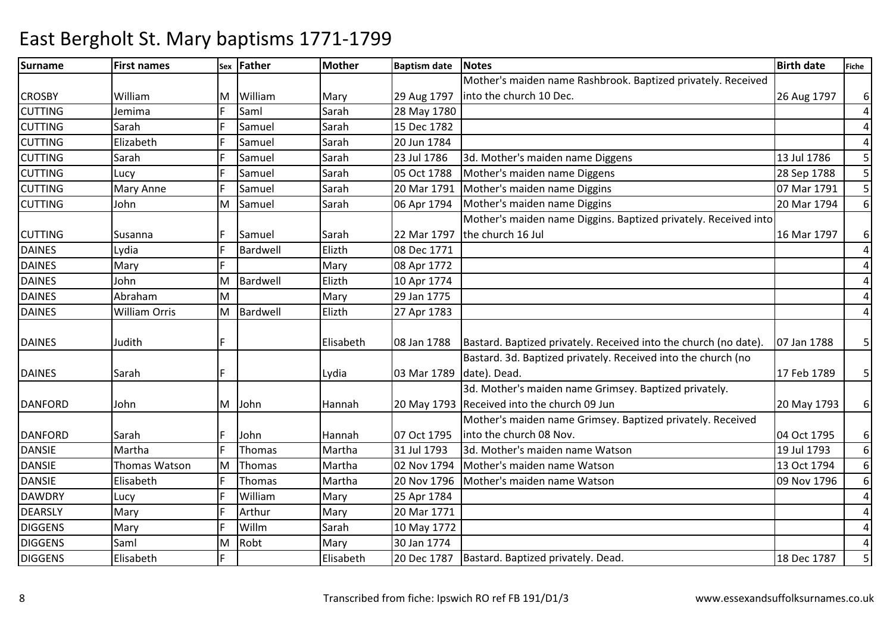# East Bergholt St. Mary baptisms 1771-1799

| Surname | First names | Sex | Father | Mother | Baptism date | Notes | Birth date | Fiche |
|---|---|---|---|---|---|---|---|---|
| CROSBY | William | M | William | Mary | 29 Aug 1797 | Mother's maiden name Rashbrook. Baptized privately. Received into the church 10 Dec. | 26 Aug 1797 | 6 |
| CUTTING | Jemima | F | Saml | Sarah | 28 May 1780 | | | 4 |
| CUTTING | Sarah | F | Samuel | Sarah | 15 Dec 1782 | | | 4 |
| CUTTING | Elizabeth | F | Samuel | Sarah | 20 Jun 1784 | | | 4 |
| CUTTING | Sarah | F | Samuel | Sarah | 23 Jul 1786 | 3d. Mother's maiden name Diggens | 13 Jul 1786 | 5 |
| CUTTING | Lucy | F | Samuel | Sarah | 05 Oct 1788 | Mother's maiden name Diggens | 28 Sep 1788 | 5 |
| CUTTING | Mary Anne | F | Samuel | Sarah | 20 Mar 1791 | Mother's maiden name Diggins | 07 Mar 1791 | 5 |
| CUTTING | John | M | Samuel | Sarah | 06 Apr 1794 | Mother's maiden name Diggins | 20 Mar 1794 | 6 |
| CUTTING | Susanna | F | Samuel | Sarah | 22 Mar 1797 | Mother's maiden name Diggins. Baptized privately. Received into the church 16 Jul | 16 Mar 1797 | 6 |
| DAINES | Lydia | F | Bardwell | Elizth | 08 Dec 1771 | | | 4 |
| DAINES | Mary | F | | Mary | 08 Apr 1772 | | | 4 |
| DAINES | John | M | Bardwell | Elizth | 10 Apr 1774 | | | 4 |
| DAINES | Abraham | M | | Mary | 29 Jan 1775 | | | 4 |
| DAINES | William Orris | M | Bardwell | Elizth | 27 Apr 1783 | | | 4 |
| DAINES | Judith | F | | Elisabeth | 08 Jan 1788 | Bastard. Baptized privately. Received into the church (no date). | 07 Jan 1788 | 5 |
| DAINES | Sarah | F | | Lydia | 03 Mar 1789 | Bastard. 3d. Baptized privately. Received into the church (no date). Dead. | 17 Feb 1789 | 5 |
| DANFORD | John | M | John | Hannah | 20 May 1793 | 3d. Mother's maiden name Grimsey. Baptized privately. Received into the church 09 Jun | 20 May 1793 | 6 |
| DANFORD | Sarah | F | John | Hannah | 07 Oct 1795 | Mother's maiden name Grimsey. Baptized privately. Received into the church 08 Nov. | 04 Oct 1795 | 6 |
| DANSIE | Martha | F | Thomas | Martha | 31 Jul 1793 | 3d. Mother's maiden name Watson | 19 Jul 1793 | 6 |
| DANSIE | Thomas Watson | M | Thomas | Martha | 02 Nov 1794 | Mother's maiden name Watson | 13 Oct 1794 | 6 |
| DANSIE | Elisabeth | F | Thomas | Martha | 20 Nov 1796 | Mother's maiden name Watson | 09 Nov 1796 | 6 |
| DAWDRY | Lucy | F | William | Mary | 25 Apr 1784 | | | 4 |
| DEARSLY | Mary | F | Arthur | Mary | 20 Mar 1771 | | | 4 |
| DIGGENS | Mary | F | Willm | Sarah | 10 May 1772 | | | 4 |
| DIGGENS | Saml | M | Robt | Mary | 30 Jan 1774 | | | 4 |
| DIGGENS | Elisabeth | F | | Elisabeth | 20 Dec 1787 | Bastard. Baptized privately. Dead. | 18 Dec 1787 | 5 |

Transcribed from fiche: Ipswich RO ref FB 191/D1/3 www.essexandsuffolksurnames.co.uk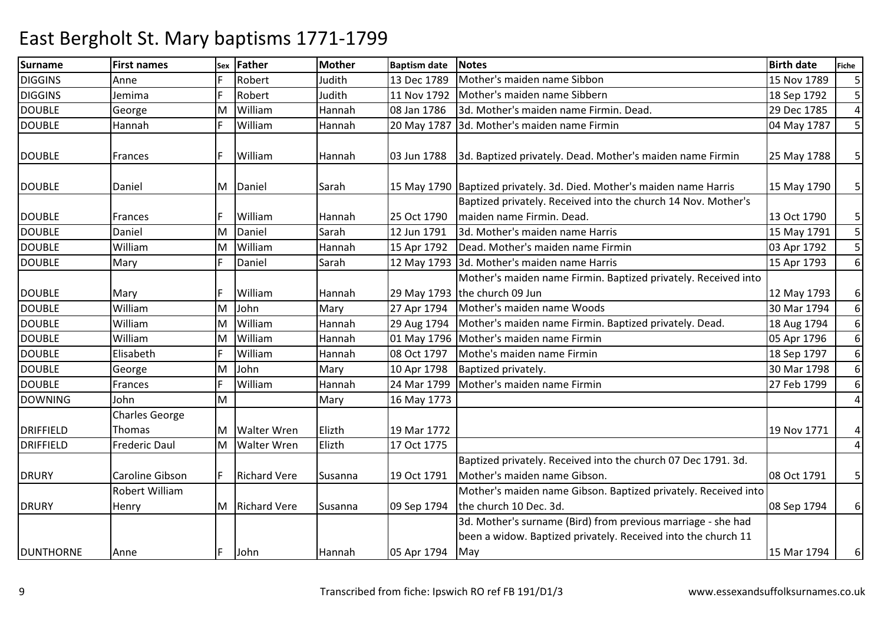# East Bergholt St. Mary baptisms 1771-1799

| Surname | First names | Sex | Father | Mother | Baptism date | Notes | Birth date | Fiche |
|---|---|---|---|---|---|---|---|---|
| DIGGINS | Anne | F | Robert | Judith | 13 Dec 1789 | Mother's maiden name Sibbon | 15 Nov 1789 | 5 |
| DIGGINS | Jemima | F | Robert | Judith | 11 Nov 1792 | Mother's maiden name Sibbern | 18 Sep 1792 | 5 |
| DOUBLE | George | M | William | Hannah | 08 Jan 1786 | 3d. Mother's maiden name Firmin. Dead. | 29 Dec 1785 | 4 |
| DOUBLE | Hannah | F | William | Hannah | 20 May 1787 | 3d. Mother's maiden name Firmin | 04 May 1787 | 5 |
| DOUBLE | Frances | F | William | Hannah | 03 Jun 1788 | 3d. Baptized privately. Dead. Mother's maiden name Firmin | 25 May 1788 | 5 |
| DOUBLE | Daniel | M | Daniel | Sarah | 15 May 1790 | Baptized privately. 3d. Died. Mother's maiden name Harris | 15 May 1790 | 5 |
| DOUBLE | Frances | F | William | Hannah | 25 Oct 1790 | Baptized privately. Received into the church 14 Nov. Mother's maiden name Firmin. Dead. | 13 Oct 1790 | 5 |
| DOUBLE | Daniel | M | Daniel | Sarah | 12 Jun 1791 | 3d. Mother's maiden name Harris | 15 May 1791 | 5 |
| DOUBLE | William | M | William | Hannah | 15 Apr 1792 | Dead. Mother's maiden name Firmin | 03 Apr 1792 | 5 |
| DOUBLE | Mary | F | Daniel | Sarah | 12 May 1793 | 3d. Mother's maiden name Harris | 15 Apr 1793 | 6 |
| DOUBLE | Mary | F | William | Hannah | 29 May 1793 | Mother's maiden name Firmin. Baptized privately. Received into the church 09 Jun | 12 May 1793 | 6 |
| DOUBLE | William | M | John | Mary | 27 Apr 1794 | Mother's maiden name Woods | 30 Mar 1794 | 6 |
| DOUBLE | William | M | William | Hannah | 29 Aug 1794 | Mother's maiden name Firmin. Baptized privately. Dead. | 18 Aug 1794 | 6 |
| DOUBLE | William | M | William | Hannah | 01 May 1796 | Mother's maiden name Firmin | 05 Apr 1796 | 6 |
| DOUBLE | Elisabeth | F | William | Hannah | 08 Oct 1797 | Mothe's maiden name Firmin | 18 Sep 1797 | 6 |
| DOUBLE | George | M | John | Mary | 10 Apr 1798 | Baptized privately. | 30 Mar 1798 | 6 |
| DOUBLE | Frances | F | William | Hannah | 24 Mar 1799 | Mother's maiden name Firmin | 27 Feb 1799 | 6 |
| DOWNING | John | M | | Mary | 16 May 1773 | | | 4 |
| DRIFFIELD | Charles George Thomas | M | Walter Wren | Elizth | 19 Mar 1772 | | 19 Nov 1771 | 4 |
| DRIFFIELD | Frederic Daul | M | Walter Wren | Elizth | 17 Oct 1775 | | | 4 |
| DRURY | Caroline Gibson | F | Richard Vere | Susanna | 19 Oct 1791 | Baptized privately. Received into the church 07 Dec 1791. 3d. Mother's maiden name Gibson. | 08 Oct 1791 | 5 |
| DRURY | Robert William Henry | M | Richard Vere | Susanna | 09 Sep 1794 | Mother's maiden name Gibson. Baptized privately. Received into the church 10 Dec. 3d. | 08 Sep 1794 | 6 |
| DUNTHORNE | Anne | F | John | Hannah | 05 Apr 1794 | 3d. Mother's surname (Bird) from previous marriage - she had been a widow. Baptized privately. Received into the church 11 May | 15 Mar 1794 | 6 |

Transcribed from fiche: Ipswich RO ref FB 191/D1/3 www.essexandsuffolksurnames.co.uk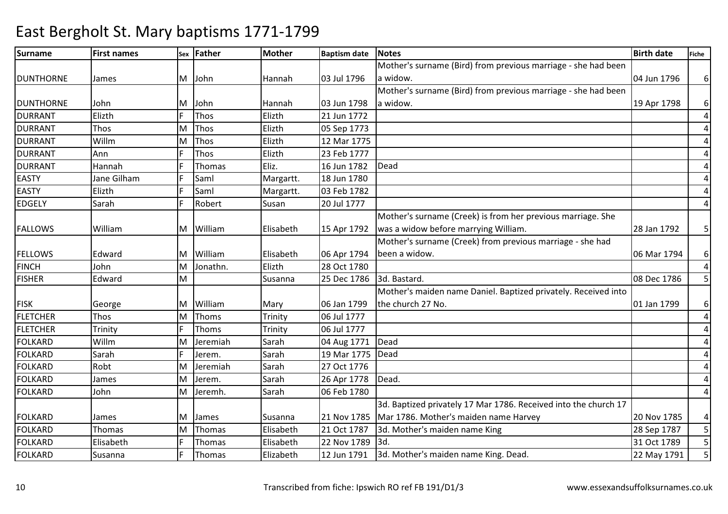# East Bergholt St. Mary baptisms 1771-1799

| Surname | First names | Sex | Father | Mother | Baptism date | Notes | Birth date | Fiche |
|---|---|---|---|---|---|---|---|---|
| DUNTHORNE | James | M | John | Hannah | 03 Jul 1796 | Mother's surname (Bird) from previous marriage - she had been a widow. | 04 Jun 1796 | 6 |
| DUNTHORNE | John | M | John | Hannah | 03 Jun 1798 | Mother's surname (Bird) from previous marriage - she had been a widow. | 19 Apr 1798 | 6 |
| DURRANT | Elizth | F | Thos | Elizth | 21 Jun 1772 | | | 4 |
| DURRANT | Thos | M | Thos | Elizth | 05 Sep 1773 | | | 4 |
| DURRANT | Willm | M | Thos | Elizth | 12 Mar 1775 | | | 4 |
| DURRANT | Ann | F | Thos | Elizth | 23 Feb 1777 | | | 4 |
| DURRANT | Hannah | F | Thomas | Eliz. | 16 Jun 1782 | Dead | | 4 |
| EASTY | Jane Gilham | F | Saml | Margartt. | 18 Jun 1780 | | | 4 |
| EASTY | Elizth | F | Saml | Margartt. | 03 Feb 1782 | | | 4 |
| EDGELY | Sarah | F | Robert | Susan | 20 Jul 1777 | | | 4 |
| FALLOWS | William | M | William | Elisabeth | 15 Apr 1792 | Mother's surname (Creek) is from her previous marriage. She was a widow before marrying William. | 28 Jan 1792 | 5 |
| FELLOWS | Edward | M | William | Elisabeth | 06 Apr 1794 | Mother's surname (Creek) from previous marriage - she had been a widow. | 06 Mar 1794 | 6 |
| FINCH | John | M | Jonathn. | Elizth | 28 Oct 1780 | | | 4 |
| FISHER | Edward | M | | Susanna | 25 Dec 1786 | 3d. Bastard. | 08 Dec 1786 | 5 |
| FISK | George | M | William | Mary | 06 Jan 1799 | Mother's maiden name Daniel. Baptized privately. Received into the church 27 No. | 01 Jan 1799 | 6 |
| FLETCHER | Thos | M | Thoms | Trinity | 06 Jul 1777 | | | 4 |
| FLETCHER | Trinity | F | Thoms | Trinity | 06 Jul 1777 | | | 4 |
| FOLKARD | Willm | M | Jeremiah | Sarah | 04 Aug 1771 | Dead | | 4 |
| FOLKARD | Sarah | F | Jerem. | Sarah | 19 Mar 1775 | Dead | | 4 |
| FOLKARD | Robt | M | Jeremiah | Sarah | 27 Oct 1776 | | | 4 |
| FOLKARD | James | M | Jerem. | Sarah | 26 Apr 1778 | Dead. | | 4 |
| FOLKARD | John | M | Jeremh. | Sarah | 06 Feb 1780 | | | 4 |
| FOLKARD | James | M | James | Susanna | 21 Nov 1785 | 3d. Baptized privately 17 Mar 1786. Received into the church 17 Mar 1786. Mother's maiden name Harvey | 20 Nov 1785 | 4 |
| FOLKARD | Thomas | M | Thomas | Elisabeth | 21 Oct 1787 | 3d. Mother's maiden name King | 28 Sep 1787 | 5 |
| FOLKARD | Elisabeth | F | Thomas | Elisabeth | 22 Nov 1789 | 3d. | 31 Oct 1789 | 5 |
| FOLKARD | Susanna | F | Thomas | Elizabeth | 12 Jun 1791 | 3d. Mother's maiden name King. Dead. | 22 May 1791 | 5 |

Transcribed from fiche: Ipswich RO ref FB 191/D1/3 www.essexandsuffolksurnames.co.uk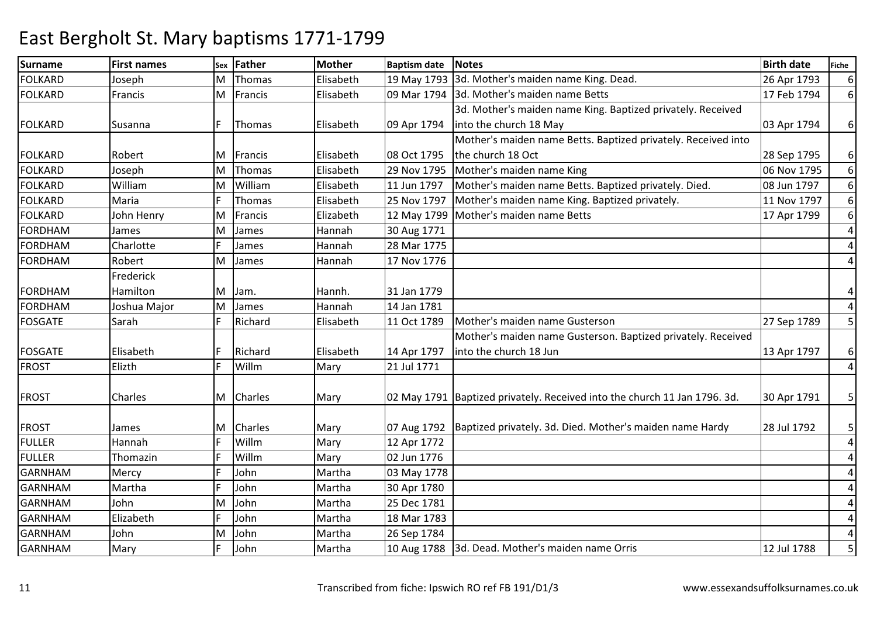# East Bergholt St. Mary baptisms 1771-1799

| Surname | First names | Sex | Father | Mother | Baptism date | Notes | Birth date | Fiche |
|---|---|---|---|---|---|---|---|---|
| FOLKARD | Joseph | M | Thomas | Elisabeth | 19 May 1793 | 3d. Mother's maiden name King. Dead. | 26 Apr 1793 | 6 |
| FOLKARD | Francis | M | Francis | Elisabeth | 09 Mar 1794 | 3d. Mother's maiden name Betts | 17 Feb 1794 | 6 |
| FOLKARD | Susanna | F | Thomas | Elisabeth | 09 Apr 1794 | 3d. Mother's maiden name King. Baptized privately. Received into the church 18 May | 03 Apr 1794 | 6 |
| FOLKARD | Robert | M | Francis | Elisabeth | 08 Oct 1795 | Mother's maiden name Betts. Baptized privately. Received into the church 18 Oct | 28 Sep 1795 | 6 |
| FOLKARD | Joseph | M | Thomas | Elisabeth | 29 Nov 1795 | Mother's maiden name King | 06 Nov 1795 | 6 |
| FOLKARD | William | M | William | Elisabeth | 11 Jun 1797 | Mother's maiden name Betts. Baptized privately. Died. | 08 Jun 1797 | 6 |
| FOLKARD | Maria | F | Thomas | Elisabeth | 25 Nov 1797 | Mother's maiden name King. Baptized privately. | 11 Nov 1797 | 6 |
| FOLKARD | John Henry | M | Francis | Elizabeth | 12 May 1799 | Mother's maiden name Betts | 17 Apr 1799 | 6 |
| FORDHAM | James | M | James | Hannah | 30 Aug 1771 | | | 4 |
| FORDHAM | Charlotte | F | James | Hannah | 28 Mar 1775 | | | 4 |
| FORDHAM | Robert | M | James | Hannah | 17 Nov 1776 | | | 4 |
| FORDHAM | Frederick Hamilton | M | Jam. | Hannh. | 31 Jan 1779 | | | 4 |
| FORDHAM | Joshua Major | M | James | Hannah | 14 Jan 1781 | | | 4 |
| FOSGATE | Sarah | F | Richard | Elisabeth | 11 Oct 1789 | Mother's maiden name Gusterson | 27 Sep 1789 | 5 |
| FOSGATE | Elisabeth | F | Richard | Elisabeth | 14 Apr 1797 | Mother's maiden name Gusterson. Baptized privately. Received into the church 18 Jun | 13 Apr 1797 | 6 |
| FROST | Elizth | F | Willm | Mary | 21 Jul 1771 | | | 4 |
| FROST | Charles | M | Charles | Mary | 02 May 1791 | Baptized privately. Received into the church 11 Jan 1796. 3d. | 30 Apr 1791 | 5 |
| FROST | James | M | Charles | Mary | 07 Aug 1792 | Baptized privately. 3d. Died. Mother's maiden name Hardy | 28 Jul 1792 | 5 |
| FULLER | Hannah | F | Willm | Mary | 12 Apr 1772 | | | 4 |
| FULLER | Thomazin | F | Willm | Mary | 02 Jun 1776 | | | 4 |
| GARNHAM | Mercy | F | John | Martha | 03 May 1778 | | | 4 |
| GARNHAM | Martha | F | John | Martha | 30 Apr 1780 | | | 4 |
| GARNHAM | John | M | John | Martha | 25 Dec 1781 | | | 4 |
| GARNHAM | Elizabeth | F | John | Martha | 18 Mar 1783 | | | 4 |
| GARNHAM | John | M | John | Martha | 26 Sep 1784 | | | 4 |
| GARNHAM | Mary | F | John | Martha | 10 Aug 1788 | 3d. Dead. Mother's maiden name Orris | 12 Jul 1788 | 5 |

Transcribed from fiche: Ipswich RO ref FB 191/D1/3 www.essexandsuffolksurnames.co.uk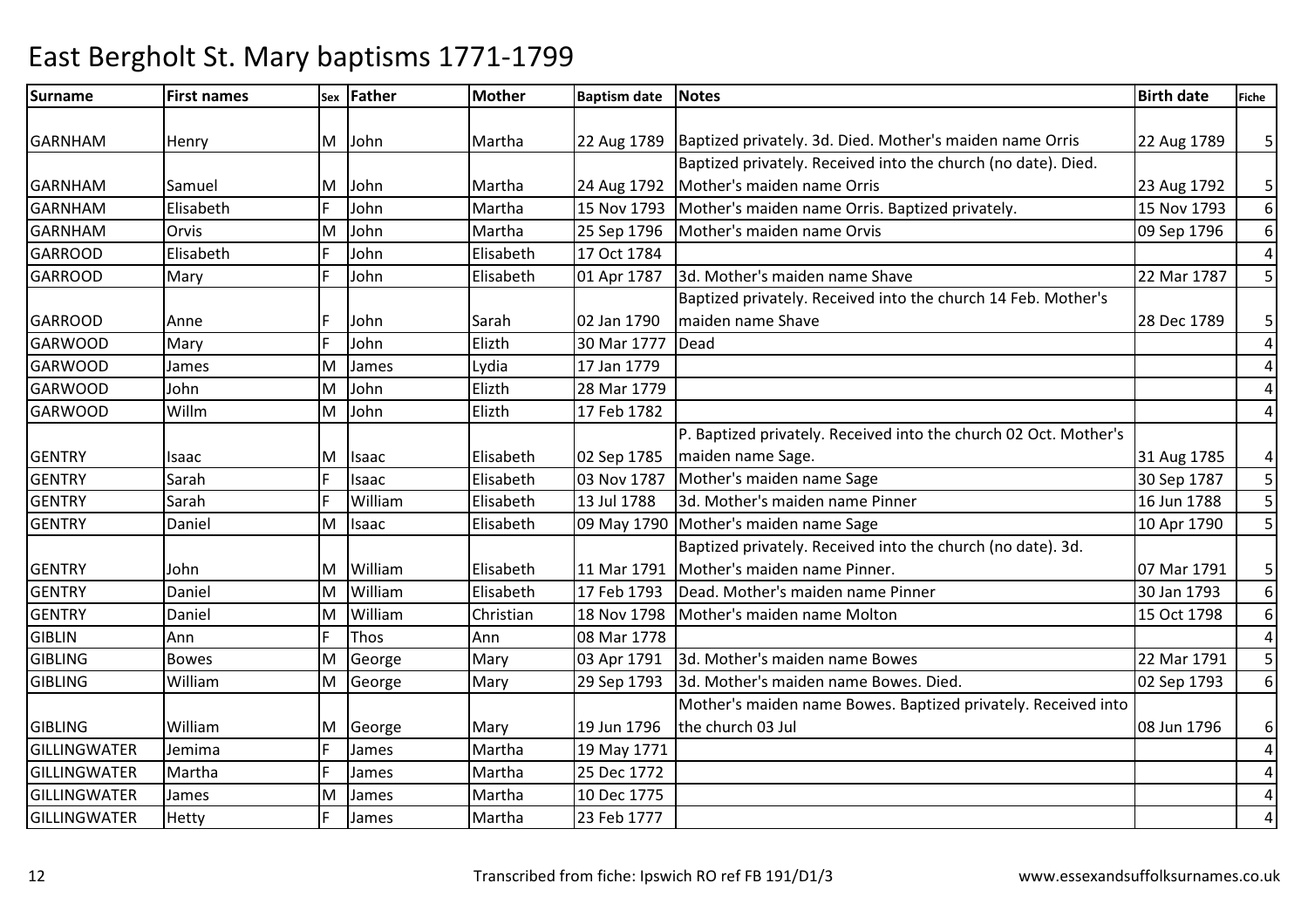# East Bergholt St. Mary baptisms 1771-1799

| Surname | First names | Sex | Father | Mother | Baptism date | Notes | Birth date | Fiche |
|---|---|---|---|---|---|---|---|---|
| GARNHAM | Henry | M | John | Martha | 22 Aug 1789 | Baptized privately. 3d. Died. Mother's maiden name Orris | 22 Aug 1789 | 5 |
| GARNHAM | Samuel | M | John | Martha | 24 Aug 1792 | Baptized privately. Received into the church (no date). Died. Mother's maiden name Orris | 23 Aug 1792 | 5 |
| GARNHAM | Elisabeth | F | John | Martha | 15 Nov 1793 | Mother's maiden name Orris. Baptized privately. | 15 Nov 1793 | 6 |
| GARNHAM | Orvis | M | John | Martha | 25 Sep 1796 | Mother's maiden name Orvis | 09 Sep 1796 | 6 |
| GARROOD | Elisabeth | F | John | Elisabeth | 17 Oct 1784 | | | 4 |
| GARROOD | Mary | F | John | Elisabeth | 01 Apr 1787 | 3d. Mother's maiden name Shave | 22 Mar 1787 | 5 |
| GARROOD | Anne | F | John | Sarah | 02 Jan 1790 | Baptized privately. Received into the church 14 Feb. Mother's maiden name Shave | 28 Dec 1789 | 5 |
| GARWOOD | Mary | F | John | Elizth | 30 Mar 1777 | Dead | | 4 |
| GARWOOD | James | M | James | Lydia | 17 Jan 1779 | | | 4 |
| GARWOOD | John | M | John | Elizth | 28 Mar 1779 | | | 4 |
| GARWOOD | Willm | M | John | Elizth | 17 Feb 1782 | | | 4 |
| GENTRY | Isaac | M | Isaac | Elisabeth | 02 Sep 1785 | P. Baptized privately. Received into the church 02 Oct. Mother's maiden name Sage. | 31 Aug 1785 | 4 |
| GENTRY | Sarah | F | Isaac | Elisabeth | 03 Nov 1787 | Mother's maiden name Sage | 30 Sep 1787 | 5 |
| GENTRY | Sarah | F | William | Elisabeth | 13 Jul 1788 | 3d. Mother's maiden name Pinner | 16 Jun 1788 | 5 |
| GENTRY | Daniel | M | Isaac | Elisabeth | 09 May 1790 | Mother's maiden name Sage | 10 Apr 1790 | 5 |
| GENTRY | John | M | William | Elisabeth | 11 Mar 1791 | Baptized privately. Received into the church (no date). 3d. Mother's maiden name Pinner. | 07 Mar 1791 | 5 |
| GENTRY | Daniel | M | William | Elisabeth | 17 Feb 1793 | Dead. Mother's maiden name Pinner | 30 Jan 1793 | 6 |
| GENTRY | Daniel | M | William | Christian | 18 Nov 1798 | Mother's maiden name Molton | 15 Oct 1798 | 6 |
| GIBLIN | Ann | F | Thos | Ann | 08 Mar 1778 | | | 4 |
| GIBLING | Bowes | M | George | Mary | 03 Apr 1791 | 3d. Mother's maiden name Bowes | 22 Mar 1791 | 5 |
| GIBLING | William | M | George | Mary | 29 Sep 1793 | 3d. Mother's maiden name Bowes. Died. | 02 Sep 1793 | 6 |
| GIBLING | William | M | George | Mary | 19 Jun 1796 | Mother's maiden name Bowes. Baptized privately. Received into the church 03 Jul | 08 Jun 1796 | 6 |
| GILLINGWATER | Jemima | F | James | Martha | 19 May 1771 | | | 4 |
| GILLINGWATER | Martha | F | James | Martha | 25 Dec 1772 | | | 4 |
| GILLINGWATER | James | M | James | Martha | 10 Dec 1775 | | | 4 |
| GILLINGWATER | Hetty | F | James | Martha | 23 Feb 1777 | | | 4 |

Transcribed from fiche: Ipswich RO ref FB 191/D1/3 www.essexandsuffolksurnames.co.uk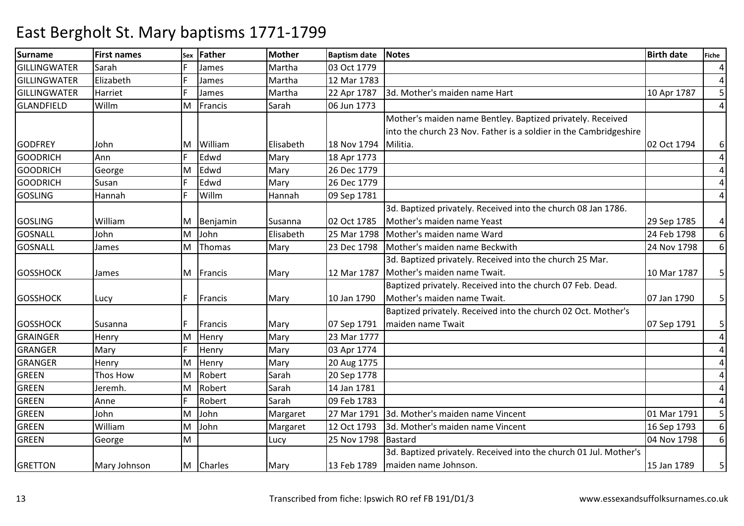# East Bergholt St. Mary baptisms 1771-1799

| Surname | First names | Sex | Father | Mother | Baptism date | Notes | Birth date | Fiche |
|---|---|---|---|---|---|---|---|---|
| GILLINGWATER | Sarah | F | James | Martha | 03 Oct 1779 | | | 4 |
| GILLINGWATER | Elizabeth | F | James | Martha | 12 Mar 1783 | | | 4 |
| GILLINGWATER | Harriet | F | James | Martha | 22 Apr 1787 | 3d. Mother's maiden name Hart | 10 Apr 1787 | 5 |
| GLANDFIELD | Willm | M | Francis | Sarah | 06 Jun 1773 | | | 4 |
| GODFREY | John | M | William | Elisabeth | 18 Nov 1794 | Mother's maiden name Bentley. Baptized privately. Received into the church 23 Nov. Father is a soldier in the Cambridgeshire Militia. | 02 Oct 1794 | 6 |
| GOODRICH | Ann | F | Edwd | Mary | 18 Apr 1773 | | | 4 |
| GOODRICH | George | M | Edwd | Mary | 26 Dec 1779 | | | 4 |
| GOODRICH | Susan | F | Edwd | Mary | 26 Dec 1779 | | | 4 |
| GOSLING | Hannah | F | Willm | Hannah | 09 Sep 1781 | | | 4 |
| GOSLING | William | M | Benjamin | Susanna | 02 Oct 1785 | 3d. Baptized privately. Received into the church 08 Jan 1786. Mother's maiden name Yeast | 29 Sep 1785 | 4 |
| GOSNALL | John | M | John | Elisabeth | 25 Mar 1798 | Mother's maiden name Ward | 24 Feb 1798 | 6 |
| GOSNALL | James | M | Thomas | Mary | 23 Dec 1798 | Mother's maiden name Beckwith | 24 Nov 1798 | 6 |
| GOSSHOCK | James | M | Francis | Mary | 12 Mar 1787 | 3d. Baptized privately. Received into the church 25 Mar. Mother's maiden name Twait. | 10 Mar 1787 | 5 |
| GOSSHOCK | Lucy | F | Francis | Mary | 10 Jan 1790 | Baptized privately. Received into the church 07 Feb. Dead. Mother's maiden name Twait. | 07 Jan 1790 | 5 |
| GOSSHOCK | Susanna | F | Francis | Mary | 07 Sep 1791 | Baptized privately. Received into the church 02 Oct. Mother's maiden name Twait | 07 Sep 1791 | 5 |
| GRAINGER | Henry | M | Henry | Mary | 23 Mar 1777 | | | 4 |
| GRANGER | Mary | F | Henry | Mary | 03 Apr 1774 | | | 4 |
| GRANGER | Henry | M | Henry | Mary | 20 Aug 1775 | | | 4 |
| GREEN | Thos How | M | Robert | Sarah | 20 Sep 1778 | | | 4 |
| GREEN | Jeremh. | M | Robert | Sarah | 14 Jan 1781 | | | 4 |
| GREEN | Anne | F | Robert | Sarah | 09 Feb 1783 | | | 4 |
| GREEN | John | M | John | Margaret | 27 Mar 1791 | 3d. Mother's maiden name Vincent | 01 Mar 1791 | 5 |
| GREEN | William | M | John | Margaret | 12 Oct 1793 | 3d. Mother's maiden name Vincent | 16 Sep 1793 | 6 |
| GREEN | George | M | | Lucy | 25 Nov 1798 | Bastard | 04 Nov 1798 | 6 |
| GRETTON | Mary Johnson | M | Charles | Mary | 13 Feb 1789 | 3d. Baptized privately. Received into the church 01 Jul. Mother's maiden name Johnson. | 15 Jan 1789 | 5 |

Transcribed from fiche: Ipswich RO ref FB 191/D1/3 www.essexandsuffolksurnames.co.uk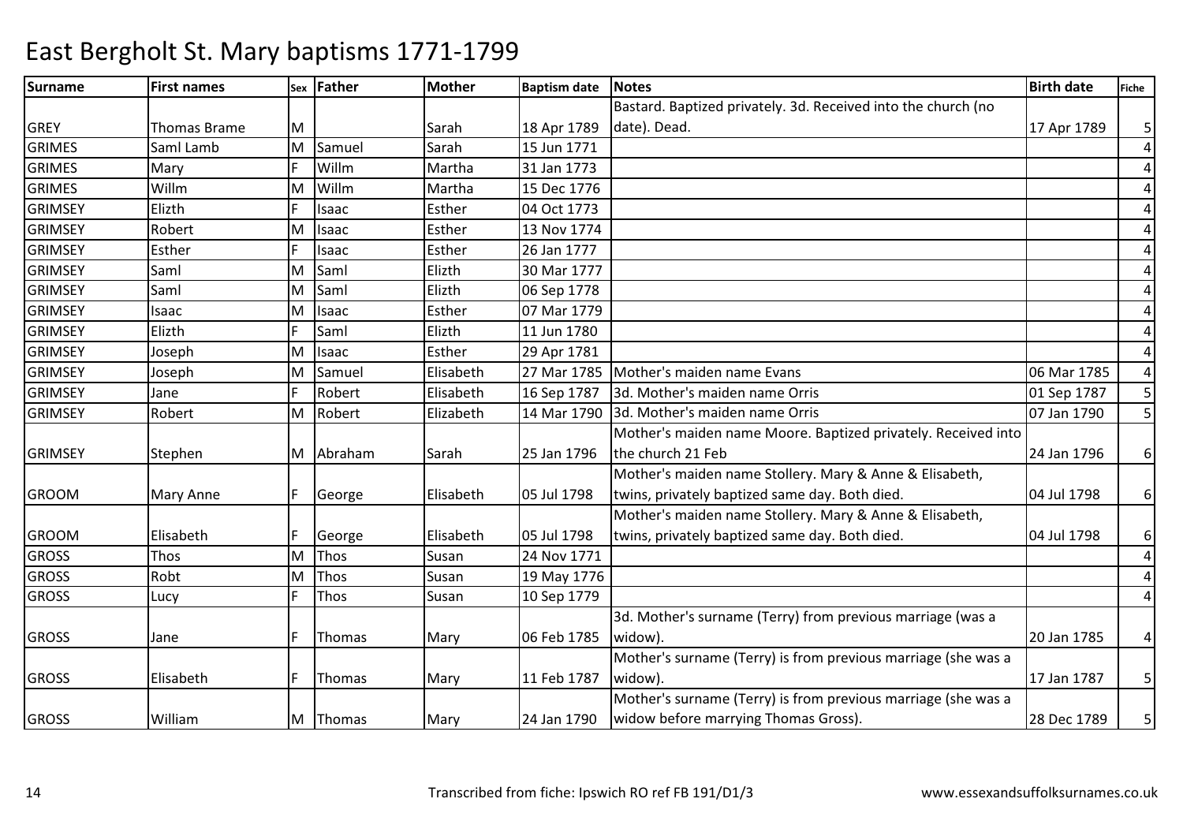# East Bergholt St. Mary baptisms 1771-1799

| Surname | First names | Sex | Father | Mother | Baptism date | Notes | Birth date | Fiche |
|---|---|---|---|---|---|---|---|---|
| GREY | Thomas Brame | M | | Sarah | 18 Apr 1789 | Bastard. Baptized privately. 3d. Received into the church (no date). Dead. | 17 Apr 1789 | 5 |
| GRIMES | Saml Lamb | M | Samuel | Sarah | 15 Jun 1771 | | | 4 |
| GRIMES | Mary | F | Willm | Martha | 31 Jan 1773 | | | 4 |
| GRIMES | Willm | M | Willm | Martha | 15 Dec 1776 | | | 4 |
| GRIMSEY | Elizth | F | Isaac | Esther | 04 Oct 1773 | | | 4 |
| GRIMSEY | Robert | M | Isaac | Esther | 13 Nov 1774 | | | 4 |
| GRIMSEY | Esther | F | Isaac | Esther | 26 Jan 1777 | | | 4 |
| GRIMSEY | Saml | M | Saml | Elizth | 30 Mar 1777 | | | 4 |
| GRIMSEY | Saml | M | Saml | Elizth | 06 Sep 1778 | | | 4 |
| GRIMSEY | Isaac | M | Isaac | Esther | 07 Mar 1779 | | | 4 |
| GRIMSEY | Elizth | F | Saml | Elizth | 11 Jun 1780 | | | 4 |
| GRIMSEY | Joseph | M | Isaac | Esther | 29 Apr 1781 | | | 4 |
| GRIMSEY | Joseph | M | Samuel | Elisabeth | 27 Mar 1785 | Mother's maiden name Evans | 06 Mar 1785 | 4 |
| GRIMSEY | Jane | F | Robert | Elisabeth | 16 Sep 1787 | 3d. Mother's maiden name Orris | 01 Sep 1787 | 5 |
| GRIMSEY | Robert | M | Robert | Elizabeth | 14 Mar 1790 | 3d. Mother's maiden name Orris | 07 Jan 1790 | 5 |
| GRIMSEY | Stephen | M | Abraham | Sarah | 25 Jan 1796 | Mother's maiden name Moore. Baptized privately. Received into the church 21 Feb | 24 Jan 1796 | 6 |
| GROOM | Mary Anne | F | George | Elisabeth | 05 Jul 1798 | Mother's maiden name Stollery. Mary & Anne & Elisabeth, twins, privately baptized same day. Both died. | 04 Jul 1798 | 6 |
| GROOM | Elisabeth | F | George | Elisabeth | 05 Jul 1798 | Mother's maiden name Stollery. Mary & Anne & Elisabeth, twins, privately baptized same day. Both died. | 04 Jul 1798 | 6 |
| GROSS | Thos | M | Thos | Susan | 24 Nov 1771 | | | 4 |
| GROSS | Robt | M | Thos | Susan | 19 May 1776 | | | 4 |
| GROSS | Lucy | F | Thos | Susan | 10 Sep 1779 | | | 4 |
| GROSS | Jane | F | Thomas | Mary | 06 Feb 1785 | 3d. Mother's surname (Terry) from previous marriage (was a widow). | 20 Jan 1785 | 4 |
| GROSS | Elisabeth | F | Thomas | Mary | 11 Feb 1787 | Mother's surname (Terry) is from previous marriage (she was a widow). | 17 Jan 1787 | 5 |
| GROSS | William | M | Thomas | Mary | 24 Jan 1790 | Mother's surname (Terry) is from previous marriage (she was a widow before marrying Thomas Gross). | 28 Dec 1789 | 5 |

Transcribed from fiche: Ipswich RO ref FB 191/D1/3 www.essexandsuffolksurnames.co.uk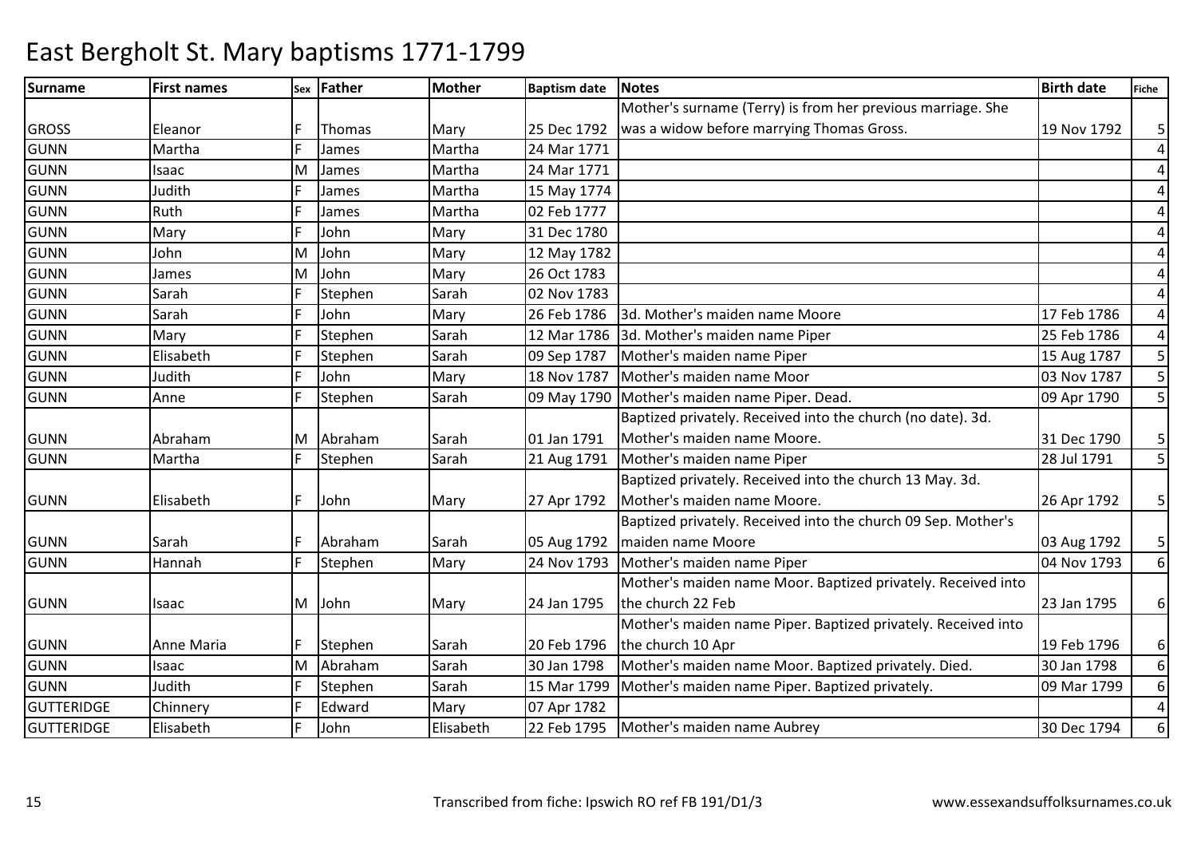# East Bergholt St. Mary baptisms 1771-1799

| Surname | First names | Sex | Father | Mother | Baptism date | Notes | Birth date | Fiche |
|---|---|---|---|---|---|---|---|---|
| GROSS | Eleanor | F | Thomas | Mary | 25 Dec 1792 | Mother's surname (Terry) is from her previous marriage. She was a widow before marrying Thomas Gross. | 19 Nov 1792 | 5 |
| GUNN | Martha | F | James | Martha | 24 Mar 1771 | | | 4 |
| GUNN | Isaac | M | James | Martha | 24 Mar 1771 | | | 4 |
| GUNN | Judith | F | James | Martha | 15 May 1774 | | | 4 |
| GUNN | Ruth | F | James | Martha | 02 Feb 1777 | | | 4 |
| GUNN | Mary | F | John | Mary | 31 Dec 1780 | | | 4 |
| GUNN | John | M | John | Mary | 12 May 1782 | | | 4 |
| GUNN | James | M | John | Mary | 26 Oct 1783 | | | 4 |
| GUNN | Sarah | F | Stephen | Sarah | 02 Nov 1783 | | | 4 |
| GUNN | Sarah | F | John | Mary | 26 Feb 1786 | 3d. Mother's maiden name Moore | 17 Feb 1786 | 4 |
| GUNN | Mary | F | Stephen | Sarah | 12 Mar 1786 | 3d. Mother's maiden name Piper | 25 Feb 1786 | 4 |
| GUNN | Elisabeth | F | Stephen | Sarah | 09 Sep 1787 | Mother's maiden name Piper | 15 Aug 1787 | 5 |
| GUNN | Judith | F | John | Mary | 18 Nov 1787 | Mother's maiden name Moor | 03 Nov 1787 | 5 |
| GUNN | Anne | F | Stephen | Sarah | 09 May 1790 | Mother's maiden name Piper. Dead. | 09 Apr 1790 | 5 |
| GUNN | Abraham | M | Abraham | Sarah | 01 Jan 1791 | Baptized privately. Received into the church (no date). 3d. Mother's maiden name Moore. | 31 Dec 1790 | 5 |
| GUNN | Martha | F | Stephen | Sarah | 21 Aug 1791 | Mother's maiden name Piper | 28 Jul 1791 | 5 |
| GUNN | Elisabeth | F | John | Mary | 27 Apr 1792 | Baptized privately. Received into the church 13 May. 3d. Mother's maiden name Moore. | 26 Apr 1792 | 5 |
| GUNN | Sarah | F | Abraham | Sarah | 05 Aug 1792 | Baptized privately. Received into the church 09 Sep. Mother's maiden name Moore | 03 Aug 1792 | 5 |
| GUNN | Hannah | F | Stephen | Mary | 24 Nov 1793 | Mother's maiden name Piper | 04 Nov 1793 | 6 |
| GUNN | Isaac | M | John | Mary | 24 Jan 1795 | Mother's maiden name Moor. Baptized privately. Received into the church 22 Feb | 23 Jan 1795 | 6 |
| GUNN | Anne Maria | F | Stephen | Sarah | 20 Feb 1796 | Mother's maiden name Piper. Baptized privately. Received into the church 10 Apr | 19 Feb 1796 | 6 |
| GUNN | Isaac | M | Abraham | Sarah | 30 Jan 1798 | Mother's maiden name Moor. Baptized privately. Died. | 30 Jan 1798 | 6 |
| GUNN | Judith | F | Stephen | Sarah | 15 Mar 1799 | Mother's maiden name Piper. Baptized privately. | 09 Mar 1799 | 6 |
| GUTTERIDGE | Chinnery | F | Edward | Mary | 07 Apr 1782 | | | 4 |
| GUTTERIDGE | Elisabeth | F | John | Elisabeth | 22 Feb 1795 | Mother's maiden name Aubrey | 30 Dec 1794 | 6 |

Transcribed from fiche: Ipswich RO ref FB 191/D1/3 www.essexandsuffolksurnames.co.uk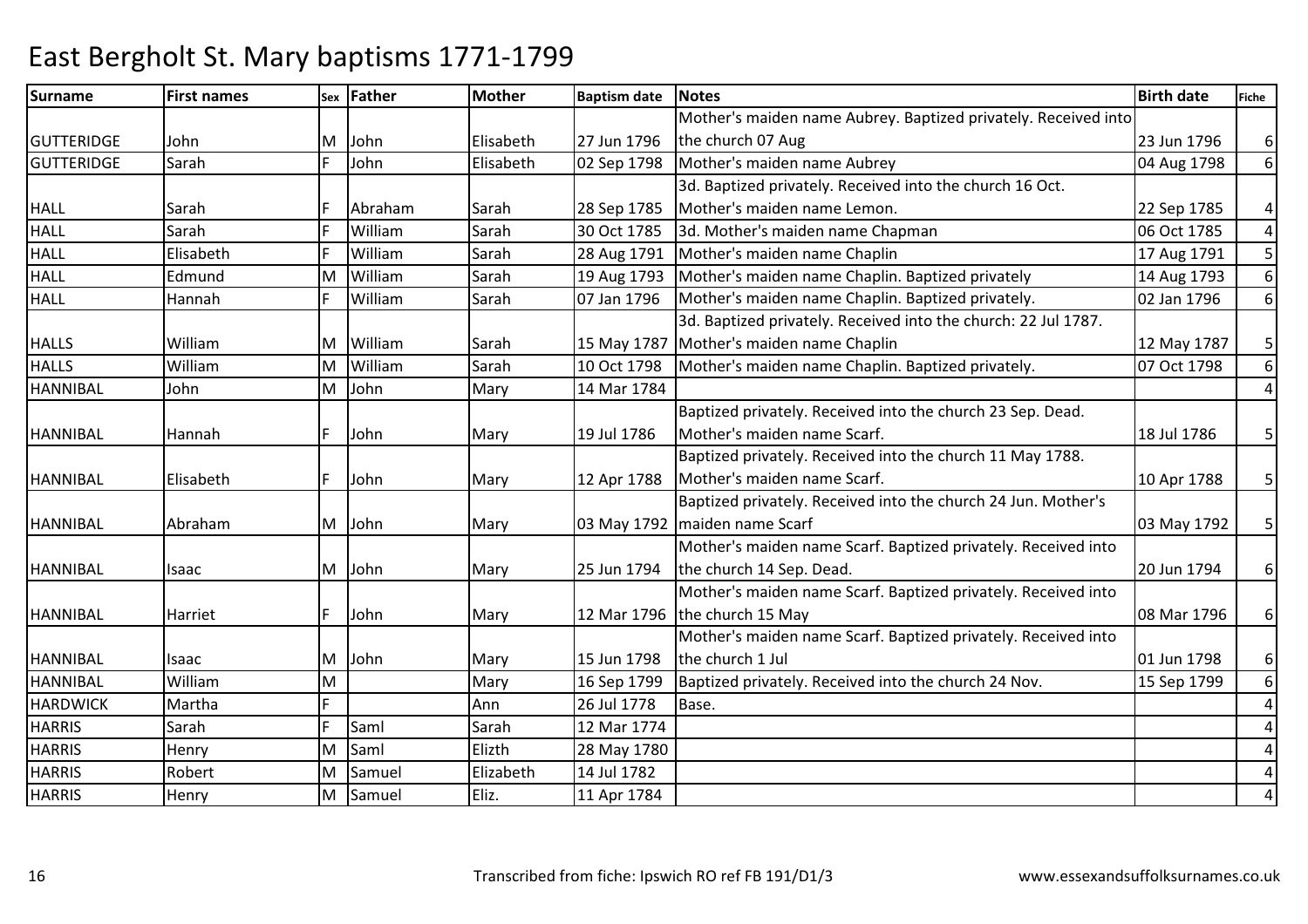# East Bergholt St. Mary baptisms 1771-1799

| Surname | First names | Sex | Father | Mother | Baptism date | Notes | Birth date | Fiche |
|---|---|---|---|---|---|---|---|---|
| GUTTERIDGE | John | M | John | Elisabeth | 27 Jun 1796 | Mother's maiden name Aubrey. Baptized privately. Received into the church 07 Aug | 23 Jun 1796 | 6 |
| GUTTERIDGE | Sarah | F | John | Elisabeth | 02 Sep 1798 | Mother's maiden name Aubrey | 04 Aug 1798 | 6 |
| HALL | Sarah | F | Abraham | Sarah | 28 Sep 1785 | 3d. Baptized privately. Received into the church 16 Oct. Mother's maiden name Lemon. | 22 Sep 1785 | 4 |
| HALL | Sarah | F | William | Sarah | 30 Oct 1785 | 3d. Mother's maiden name Chapman | 06 Oct 1785 | 4 |
| HALL | Elisabeth | F | William | Sarah | 28 Aug 1791 | Mother's maiden name Chaplin | 17 Aug 1791 | 5 |
| HALL | Edmund | M | William | Sarah | 19 Aug 1793 | Mother's maiden name Chaplin. Baptized privately | 14 Aug 1793 | 6 |
| HALL | Hannah | F | William | Sarah | 07 Jan 1796 | Mother's maiden name Chaplin. Baptized privately. | 02 Jan 1796 | 6 |
| HALLS | William | M | William | Sarah | 15 May 1787 | 3d. Baptized privately. Received into the church: 22 Jul 1787. Mother's maiden name Chaplin | 12 May 1787 | 5 |
| HALLS | William | M | William | Sarah | 10 Oct 1798 | Mother's maiden name Chaplin. Baptized privately. | 07 Oct 1798 | 6 |
| HANNIBAL | John | M | John | Mary | 14 Mar 1784 | | | 4 |
| HANNIBAL | Hannah | F | John | Mary | 19 Jul 1786 | Baptized privately. Received into the church 23 Sep. Dead. Mother's maiden name Scarf. | 18 Jul 1786 | 5 |
| HANNIBAL | Elisabeth | F | John | Mary | 12 Apr 1788 | Baptized privately. Received into the church 11 May 1788. Mother's maiden name Scarf. | 10 Apr 1788 | 5 |
| HANNIBAL | Abraham | M | John | Mary | 03 May 1792 | Baptized privately. Received into the church 24 Jun. Mother's maiden name Scarf | 03 May 1792 | 5 |
| HANNIBAL | Isaac | M | John | Mary | 25 Jun 1794 | Mother's maiden name Scarf. Baptized privately. Received into the church 14 Sep. Dead. | 20 Jun 1794 | 6 |
| HANNIBAL | Harriet | F | John | Mary | 12 Mar 1796 | Mother's maiden name Scarf. Baptized privately. Received into the church 15 May | 08 Mar 1796 | 6 |
| HANNIBAL | Isaac | M | John | Mary | 15 Jun 1798 | Mother's maiden name Scarf. Baptized privately. Received into the church 1 Jul | 01 Jun 1798 | 6 |
| HANNIBAL | William | M | | Mary | 16 Sep 1799 | Baptized privately. Received into the church 24 Nov. | 15 Sep 1799 | 6 |
| HARDWICK | Martha | F | | Ann | 26 Jul 1778 | Base. | | 4 |
| HARRIS | Sarah | F | Saml | Sarah | 12 Mar 1774 | | | 4 |
| HARRIS | Henry | M | Saml | Elizth | 28 May 1780 | | | 4 |
| HARRIS | Robert | M | Samuel | Elizabeth | 14 Jul 1782 | | | 4 |
| HARRIS | Henry | M | Samuel | Eliz. | 11 Apr 1784 | | | 4 |

Transcribed from fiche: Ipswich RO ref FB 191/D1/3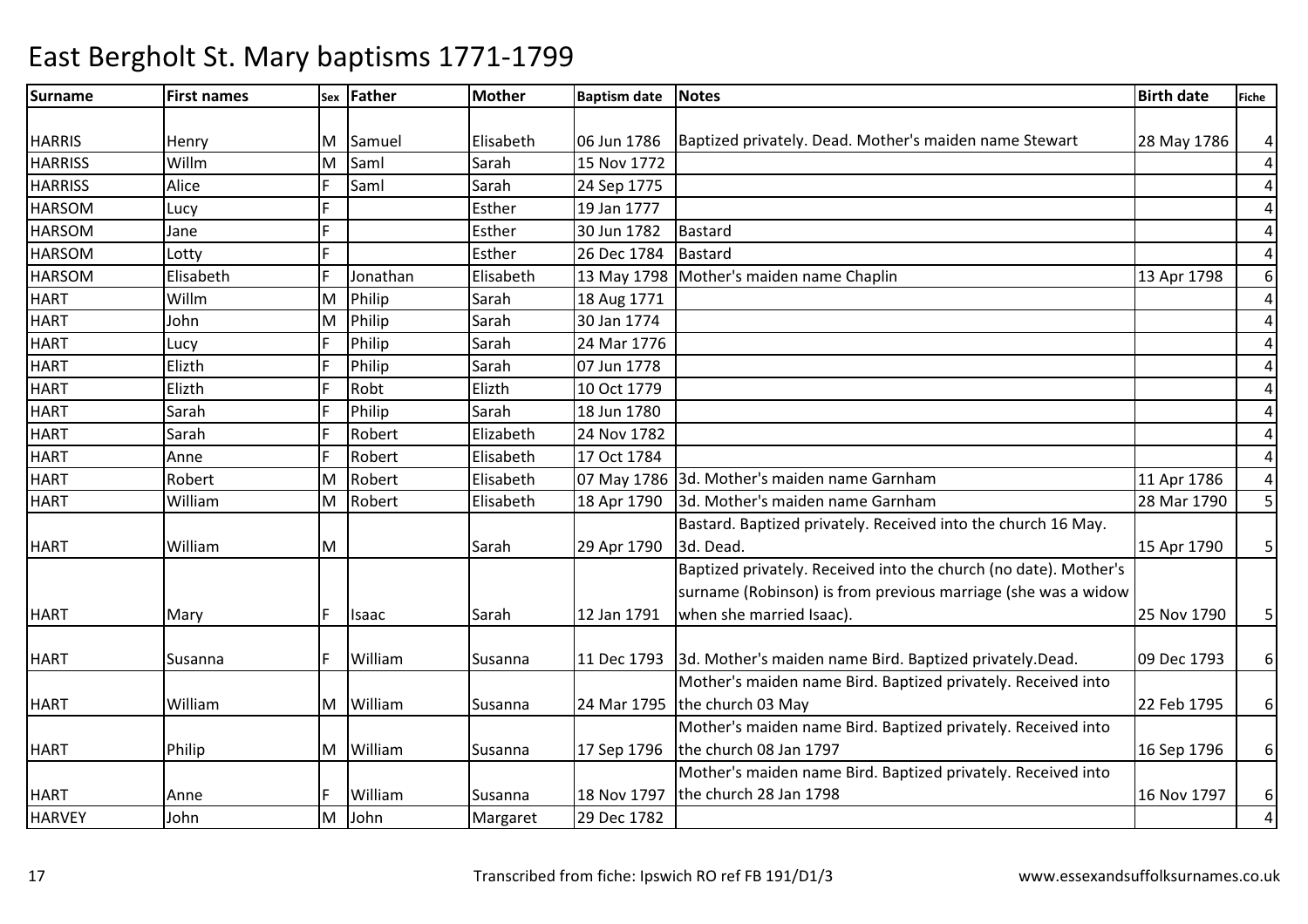# East Bergholt St. Mary baptisms 1771-1799

| Surname | First names | Sex | Father | Mother | Baptism date | Notes | Birth date | Fiche |
|---|---|---|---|---|---|---|---|---|
| HARRIS | Henry | M | Samuel | Elisabeth | 06 Jun 1786 | Baptized privately. Dead. Mother's maiden name Stewart | 28 May 1786 | 4 |
| HARRISS | Willm | M | Saml | Sarah | 15 Nov 1772 | | | 4 |
| HARRISS | Alice | F | Saml | Sarah | 24 Sep 1775 | | | 4 |
| HARSOM | Lucy | F | | Esther | 19 Jan 1777 | | | 4 |
| HARSOM | Jane | F | | Esther | 30 Jun 1782 | Bastard | | 4 |
| HARSOM | Lotty | F | | Esther | 26 Dec 1784 | Bastard | | 4 |
| HARSOM | Elisabeth | F | Jonathan | Elisabeth | 13 May 1798 | Mother's maiden name Chaplin | 13 Apr 1798 | 6 |
| HART | Willm | M | Philip | Sarah | 18 Aug 1771 | | | 4 |
| HART | John | M | Philip | Sarah | 30 Jan 1774 | | | 4 |
| HART | Lucy | F | Philip | Sarah | 24 Mar 1776 | | | 4 |
| HART | Elizth | F | Philip | Sarah | 07 Jun 1778 | | | 4 |
| HART | Elizth | F | Robt | Elizth | 10 Oct 1779 | | | 4 |
| HART | Sarah | F | Philip | Sarah | 18 Jun 1780 | | | 4 |
| HART | Sarah | F | Robert | Elizabeth | 24 Nov 1782 | | | 4 |
| HART | Anne | F | Robert | Elisabeth | 17 Oct 1784 | | | 4 |
| HART | Robert | M | Robert | Elisabeth | 07 May 1786 | 3d. Mother's maiden name Garnham | 11 Apr 1786 | 4 |
| HART | William | M | Robert | Elisabeth | 18 Apr 1790 | 3d. Mother's maiden name Garnham | 28 Mar 1790 | 5 |
| HART | William | M | | Sarah | 29 Apr 1790 | Bastard. Baptized privately. Received into the church 16 May. 3d. Dead. | 15 Apr 1790 | 5 |
| HART | Mary | F | Isaac | Sarah | 12 Jan 1791 | Baptized privately. Received into the church (no date). Mother's surname (Robinson) is from previous marriage (she was a widow when she married Isaac). | 25 Nov 1790 | 5 |
| HART | Susanna | F | William | Susanna | 11 Dec 1793 | 3d. Mother's maiden name Bird. Baptized privately.Dead. | 09 Dec 1793 | 6 |
| HART | William | M | William | Susanna | 24 Mar 1795 | Mother's maiden name Bird. Baptized privately. Received into the church 03 May | 22 Feb 1795 | 6 |
| HART | Philip | M | William | Susanna | 17 Sep 1796 | Mother's maiden name Bird. Baptized privately. Received into the church 08 Jan 1797 | 16 Sep 1796 | 6 |
| HART | Anne | F | William | Susanna | 18 Nov 1797 | Mother's maiden name Bird. Baptized privately. Received into the church 28 Jan 1798 | 16 Nov 1797 | 6 |
| HARVEY | John | M | John | Margaret | 29 Dec 1782 | | | 4 |

Transcribed from fiche: Ipswich RO ref FB 191/D1/3 www.essexandsuffolksurnames.co.uk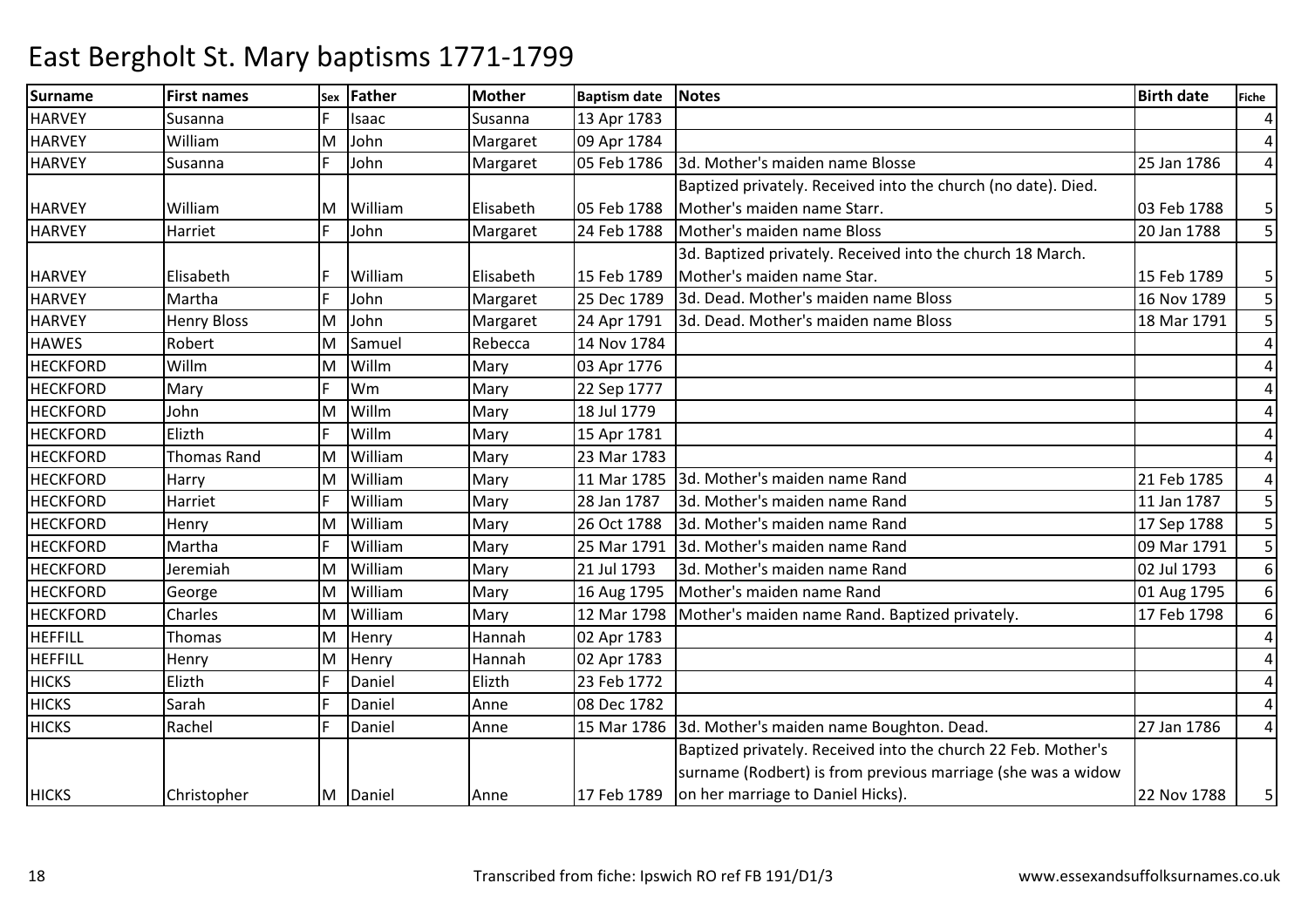# East Bergholt St. Mary baptisms 1771-1799

| Surname | First names | Sex | Father | Mother | Baptism date | Notes | Birth date | Fiche |
|---|---|---|---|---|---|---|---|---|
| HARVEY | Susanna | F | Isaac | Susanna | 13 Apr 1783 | | | 4 |
| HARVEY | William | M | John | Margaret | 09 Apr 1784 | | | 4 |
| HARVEY | Susanna | F | John | Margaret | 05 Feb 1786 | 3d. Mother's maiden name Blosse | 25 Jan 1786 | 4 |
| HARVEY | William | M | William | Elisabeth | 05 Feb 1788 | Baptized privately. Received into the church (no date). Died. Mother's maiden name Starr. | 03 Feb 1788 | 5 |
| HARVEY | Harriet | F | John | Margaret | 24 Feb 1788 | Mother's maiden name Bloss | 20 Jan 1788 | 5 |
| HARVEY | Elisabeth | F | William | Elisabeth | 15 Feb 1789 | 3d. Baptized privately. Received into the church 18 March. Mother's maiden name Star. | 15 Feb 1789 | 5 |
| HARVEY | Martha | F | John | Margaret | 25 Dec 1789 | 3d. Dead. Mother's maiden name Bloss | 16 Nov 1789 | 5 |
| HARVEY | Henry Bloss | M | John | Margaret | 24 Apr 1791 | 3d. Dead. Mother's maiden name Bloss | 18 Mar 1791 | 5 |
| HAWES | Robert | M | Samuel | Rebecca | 14 Nov 1784 | | | 4 |
| HECKFORD | Willm | M | Willm | Mary | 03 Apr 1776 | | | 4 |
| HECKFORD | Mary | F | Wm | Mary | 22 Sep 1777 | | | 4 |
| HECKFORD | John | M | Willm | Mary | 18 Jul 1779 | | | 4 |
| HECKFORD | Elizth | F | Willm | Mary | 15 Apr 1781 | | | 4 |
| HECKFORD | Thomas Rand | M | William | Mary | 23 Mar 1783 | | | 4 |
| HECKFORD | Harry | M | William | Mary | 11 Mar 1785 | 3d. Mother's maiden name Rand | 21 Feb 1785 | 4 |
| HECKFORD | Harriet | F | William | Mary | 28 Jan 1787 | 3d. Mother's maiden name Rand | 11 Jan 1787 | 5 |
| HECKFORD | Henry | M | William | Mary | 26 Oct 1788 | 3d. Mother's maiden name Rand | 17 Sep 1788 | 5 |
| HECKFORD | Martha | F | William | Mary | 25 Mar 1791 | 3d. Mother's maiden name Rand | 09 Mar 1791 | 5 |
| HECKFORD | Jeremiah | M | William | Mary | 21 Jul 1793 | 3d. Mother's maiden name Rand | 02 Jul 1793 | 6 |
| HECKFORD | George | M | William | Mary | 16 Aug 1795 | Mother's maiden name Rand | 01 Aug 1795 | 6 |
| HECKFORD | Charles | M | William | Mary | 12 Mar 1798 | Mother's maiden name Rand. Baptized privately. | 17 Feb 1798 | 6 |
| HEFFILL | Thomas | M | Henry | Hannah | 02 Apr 1783 | | | 4 |
| HEFFILL | Henry | M | Henry | Hannah | 02 Apr 1783 | | | 4 |
| HICKS | Elizth | F | Daniel | Elizth | 23 Feb 1772 | | | 4 |
| HICKS | Sarah | F | Daniel | Anne | 08 Dec 1782 | | | 4 |
| HICKS | Rachel | F | Daniel | Anne | 15 Mar 1786 | 3d. Mother's maiden name Boughton. Dead. | 27 Jan 1786 | 4 |
| HICKS | Christopher | M | Daniel | Anne | 17 Feb 1789 | Baptized privately. Received into the church 22 Feb. Mother's surname (Rodbert) is from previous marriage (she was a widow on her marriage to Daniel Hicks). | 22 Nov 1788 | 5 |

Transcribed from fiche: Ipswich RO ref FB 191/D1/3

www.essexandsuffolksurnames.co.uk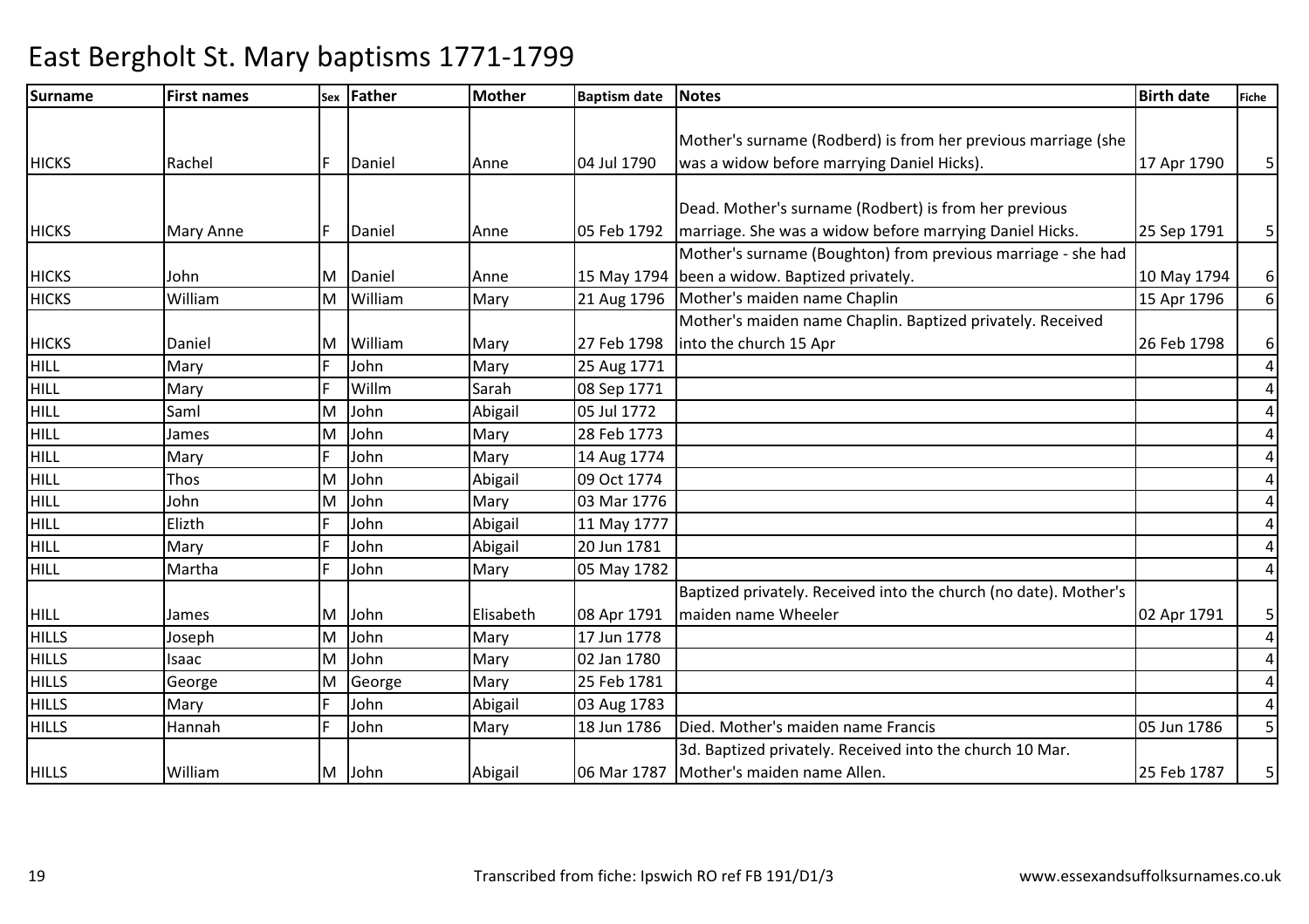# East Bergholt St. Mary baptisms 1771-1799

| Surname | First names | Sex | Father | Mother | Baptism date | Notes | Birth date | Fiche |
|---|---|---|---|---|---|---|---|---|
| HICKS | Rachel | F | Daniel | Anne | 04 Jul 1790 | Mother's surname (Rodberd) is from her previous marriage (she was a widow before marrying Daniel Hicks). | 17 Apr 1790 | 5 |
| HICKS | Mary Anne | F | Daniel | Anne | 05 Feb 1792 | Dead. Mother's surname (Rodbert) is from her previous marriage. She was a widow before marrying Daniel Hicks. | 25 Sep 1791 | 5 |
| HICKS | John | M | Daniel | Anne | 15 May 1794 | Mother's surname (Boughton) from previous marriage - she had been a widow. Baptized privately. | 10 May 1794 | 6 |
| HICKS | William | M | William | Mary | 21 Aug 1796 | Mother's maiden name Chaplin | 15 Apr 1796 | 6 |
| HICKS | Daniel | M | William | Mary | 27 Feb 1798 | Mother's maiden name Chaplin. Baptized privately. Received into the church 15 Apr | 26 Feb 1798 | 6 |
| HILL | Mary | F | John | Mary | 25 Aug 1771 | | | 4 |
| HILL | Mary | F | Willm | Sarah | 08 Sep 1771 | | | 4 |
| HILL | Saml | M | John | Abigail | 05 Jul 1772 | | | 4 |
| HILL | James | M | John | Mary | 28 Feb 1773 | | | 4 |
| HILL | Mary | F | John | Mary | 14 Aug 1774 | | | 4 |
| HILL | Thos | M | John | Abigail | 09 Oct 1774 | | | 4 |
| HILL | John | M | John | Mary | 03 Mar 1776 | | | 4 |
| HILL | Elizth | F | John | Abigail | 11 May 1777 | | | 4 |
| HILL | Mary | F | John | Abigail | 20 Jun 1781 | | | 4 |
| HILL | Martha | F | John | Mary | 05 May 1782 | | | 4 |
| HILL | James | M | John | Elisabeth | 08 Apr 1791 | Baptized privately. Received into the church (no date). Mother's maiden name Wheeler | 02 Apr 1791 | 5 |
| HILLS | Joseph | M | John | Mary | 17 Jun 1778 | | | 4 |
| HILLS | Isaac | M | John | Mary | 02 Jan 1780 | | | 4 |
| HILLS | George | M | George | Mary | 25 Feb 1781 | | | 4 |
| HILLS | Mary | F | John | Abigail | 03 Aug 1783 | | | 4 |
| HILLS | Hannah | F | John | Mary | 18 Jun 1786 | Died. Mother's maiden name Francis | 05 Jun 1786 | 5 |
| HILLS | William | M | John | Abigail | 06 Mar 1787 | 3d. Baptized privately. Received into the church 10 Mar. Mother's maiden name Allen. | 25 Feb 1787 | 5 |

Transcribed from fiche: Ipswich RO ref FB 191/D1/3 www.essexandsuffolksurnames.co.uk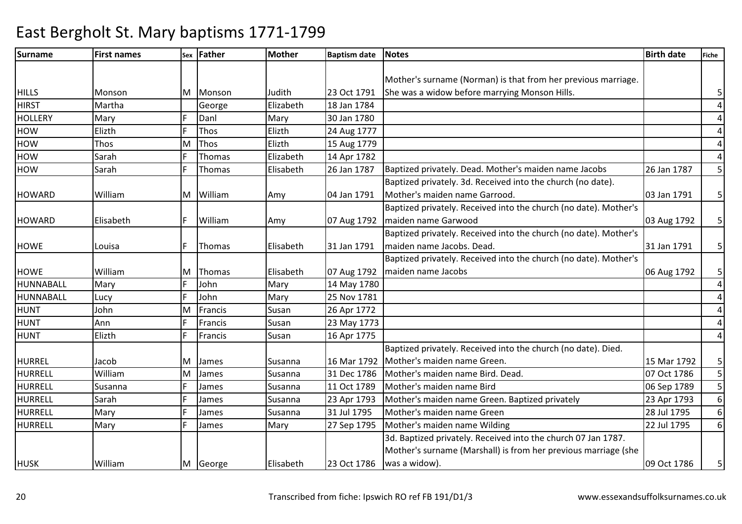# East Bergholt St. Mary baptisms 1771-1799

| Surname | First names | Sex | Father | Mother | Baptism date | Notes | Birth date | Fiche |
|---|---|---|---|---|---|---|---|---|
| HILLS | Monson | M | Monson | Judith | 23 Oct 1791 | Mother's surname (Norman) is that from her previous marriage. She was a widow before marrying Monson Hills. | | 5 |
| HIRST | Martha | | George | Elizabeth | 18 Jan 1784 | | | 4 |
| HOLLERY | Mary | F | Danl | Mary | 30 Jan 1780 | | | 4 |
| HOW | Elizth | F | Thos | Elizth | 24 Aug 1777 | | | 4 |
| HOW | Thos | M | Thos | Elizth | 15 Aug 1779 | | | 4 |
| HOW | Sarah | F | Thomas | Elizabeth | 14 Apr 1782 | | | 4 |
| HOW | Sarah | F | Thomas | Elisabeth | 26 Jan 1787 | Baptized privately. Dead. Mother's maiden name Jacobs | 26 Jan 1787 | 5 |
| HOWARD | William | M | William | Amy | 04 Jan 1791 | Baptized privately. 3d. Received into the church (no date). Mother's maiden name Garrood. | 03 Jan 1791 | 5 |
| HOWARD | Elisabeth | F | William | Amy | 07 Aug 1792 | Baptized privately. Received into the church (no date). Mother's maiden name Garwood | 03 Aug 1792 | 5 |
| HOWE | Louisa | F | Thomas | Elisabeth | 31 Jan 1791 | Baptized privately. Received into the church (no date). Mother's maiden name Jacobs. Dead. | 31 Jan 1791 | 5 |
| HOWE | William | M | Thomas | Elisabeth | 07 Aug 1792 | Baptized privately. Received into the church (no date). Mother's maiden name Jacobs | 06 Aug 1792 | 5 |
| HUNNABALL | Mary | F | John | Mary | 14 May 1780 | | | 4 |
| HUNNABALL | Lucy | F | John | Mary | 25 Nov 1781 | | | 4 |
| HUNT | John | M | Francis | Susan | 26 Apr 1772 | | | 4 |
| HUNT | Ann | F | Francis | Susan | 23 May 1773 | | | 4 |
| HUNT | Elizth | F | Francis | Susan | 16 Apr 1775 | | | 4 |
| HURREL | Jacob | M | James | Susanna | 16 Mar 1792 | Baptized privately. Received into the church (no date). Died. Mother's maiden name Green. | 15 Mar 1792 | 5 |
| HURRELL | William | M | James | Susanna | 31 Dec 1786 | Mother's maiden name Bird. Dead. | 07 Oct 1786 | 5 |
| HURRELL | Susanna | F | James | Susanna | 11 Oct 1789 | Mother's maiden name Bird | 06 Sep 1789 | 5 |
| HURRELL | Sarah | F | James | Susanna | 23 Apr 1793 | Mother's maiden name Green. Baptized privately | 23 Apr 1793 | 6 |
| HURRELL | Mary | F | James | Susanna | 31 Jul 1795 | Mother's maiden name Green | 28 Jul 1795 | 6 |
| HURRELL | Mary | F | James | Mary | 27 Sep 1795 | Mother's maiden name Wilding | 22 Jul 1795 | 6 |
| HUSK | William | M | George | Elisabeth | 23 Oct 1786 | 3d. Baptized privately. Received into the church 07 Jan 1787. Mother's surname (Marshall) is from her previous marriage (she was a widow). | 09 Oct 1786 | 5 |

Transcribed from fiche: Ipswich RO ref FB 191/D1/3 www.essexandsuffolksurnames.co.uk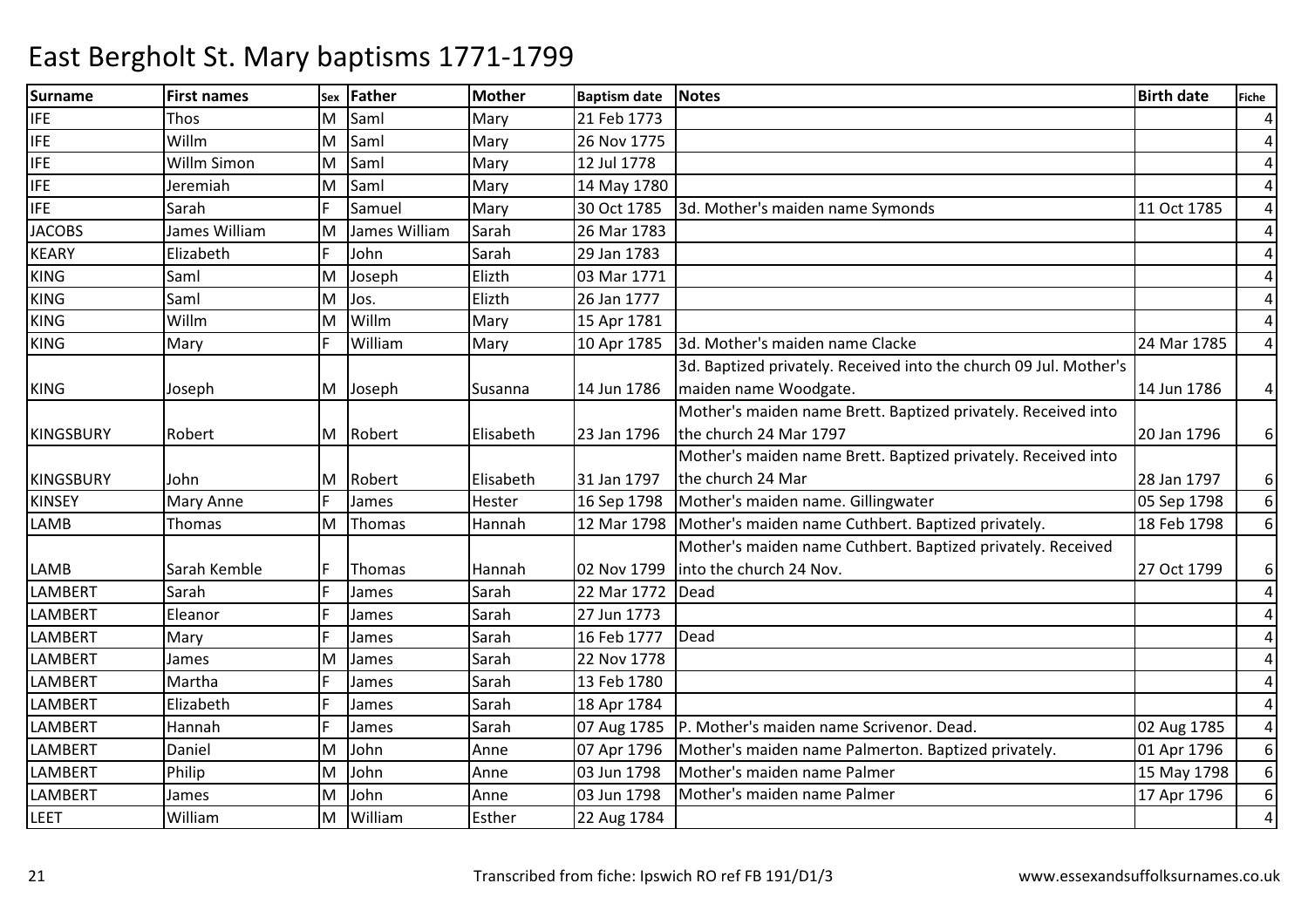# East Bergholt St. Mary baptisms 1771-1799

| Surname | First names | Sex | Father | Mother | Baptism date | Notes | Birth date | Fiche |
|---|---|---|---|---|---|---|---|---|
| IFE | Thos | M | Saml | Mary | 21 Feb 1773 | | | 4 |
| IFE | Willm | M | Saml | Mary | 26 Nov 1775 | | | 4 |
| IFE | Willm Simon | M | Saml | Mary | 12 Jul 1778 | | | 4 |
| IFE | Jeremiah | M | Saml | Mary | 14 May 1780 | | | 4 |
| IFE | Sarah | F | Samuel | Mary | 30 Oct 1785 | 3d. Mother's maiden name Symonds | 11 Oct 1785 | 4 |
| JACOBS | James William | M | James William | Sarah | 26 Mar 1783 | | | 4 |
| KEARY | Elizabeth | F | John | Sarah | 29 Jan 1783 | | | 4 |
| KING | Saml | M | Joseph | Elizth | 03 Mar 1771 | | | 4 |
| KING | Saml | M | Jos. | Elizth | 26 Jan 1777 | | | 4 |
| KING | Willm | M | Willm | Mary | 15 Apr 1781 | | | 4 |
| KING | Mary | F | William | Mary | 10 Apr 1785 | 3d. Mother's maiden name Clacke | 24 Mar 1785 | 4 |
| KING | Joseph | M | Joseph | Susanna | 14 Jun 1786 | 3d. Baptized privately. Received into the church 09 Jul. Mother's maiden name Woodgate. | 14 Jun 1786 | 4 |
| KINGSBURY | Robert | M | Robert | Elisabeth | 23 Jan 1796 | Mother's maiden name Brett. Baptized privately. Received into the church 24 Mar 1797 | 20 Jan 1796 | 6 |
| KINGSBURY | John | M | Robert | Elisabeth | 31 Jan 1797 | Mother's maiden name Brett. Baptized privately. Received into the church 24 Mar | 28 Jan 1797 | 6 |
| KINSEY | Mary Anne | F | James | Hester | 16 Sep 1798 | Mother's maiden name. Gillingwater | 05 Sep 1798 | 6 |
| LAMB | Thomas | M | Thomas | Hannah | 12 Mar 1798 | Mother's maiden name Cuthbert. Baptized privately. | 18 Feb 1798 | 6 |
| LAMB | Sarah Kemble | F | Thomas | Hannah | 02 Nov 1799 | Mother's maiden name Cuthbert. Baptized privately. Received into the church 24 Nov. | 27 Oct 1799 | 6 |
| LAMBERT | Sarah | F | James | Sarah | 22 Mar 1772 | Dead | | 4 |
| LAMBERT | Eleanor | F | James | Sarah | 27 Jun 1773 | | | 4 |
| LAMBERT | Mary | F | James | Sarah | 16 Feb 1777 | Dead | | 4 |
| LAMBERT | James | M | James | Sarah | 22 Nov 1778 | | | 4 |
| LAMBERT | Martha | F | James | Sarah | 13 Feb 1780 | | | 4 |
| LAMBERT | Elizabeth | F | James | Sarah | 18 Apr 1784 | | | 4 |
| LAMBERT | Hannah | F | James | Sarah | 07 Aug 1785 | P. Mother's maiden name Scrivenor. Dead. | 02 Aug 1785 | 4 |
| LAMBERT | Daniel | M | John | Anne | 07 Apr 1796 | Mother's maiden name Palmerton. Baptized privately. | 01 Apr 1796 | 6 |
| LAMBERT | Philip | M | John | Anne | 03 Jun 1798 | Mother's maiden name Palmer | 15 May 1798 | 6 |
| LAMBERT | James | M | John | Anne | 03 Jun 1798 | Mother's maiden name Palmer | 17 Apr 1796 | 6 |
| LEET | William | M | William | Esther | 22 Aug 1784 | | | 4 |

Transcribed from fiche: Ipswich RO ref FB 191/D1/3 www.essexandsuffolksurnames.co.uk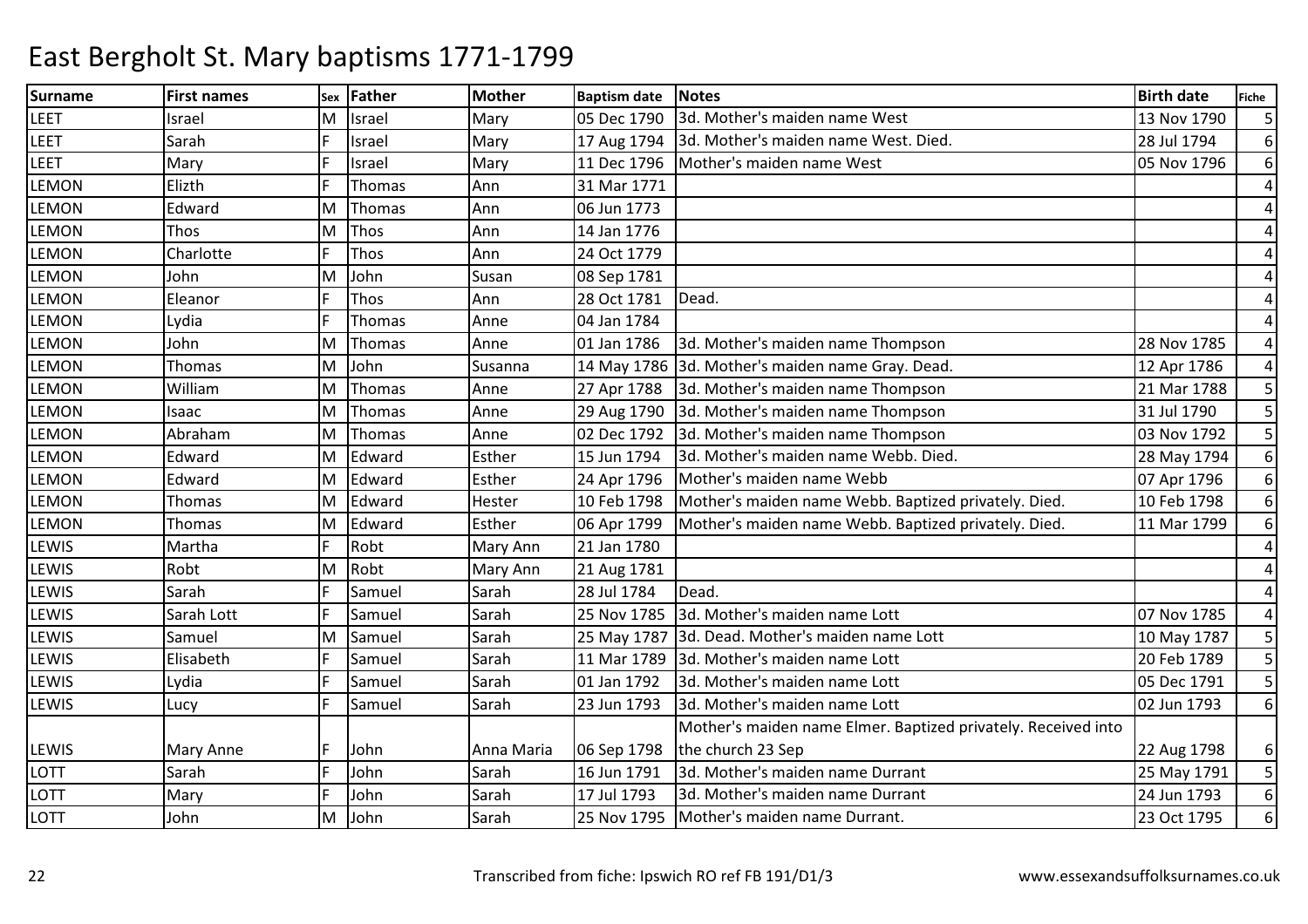# East Bergholt St. Mary baptisms 1771-1799

| Surname | First names | Sex | Father | Mother | Baptism date | Notes | Birth date | Fiche |
|---|---|---|---|---|---|---|---|---|
| LEET | Israel | M | Israel | Mary | 05 Dec 1790 | 3d. Mother's maiden name West | 13 Nov 1790 | 5 |
| LEET | Sarah | F | Israel | Mary | 17 Aug 1794 | 3d. Mother's maiden name West. Died. | 28 Jul 1794 | 6 |
| LEET | Mary | F | Israel | Mary | 11 Dec 1796 | Mother's maiden name West | 05 Nov 1796 | 6 |
| LEMON | Elizth | F | Thomas | Ann | 31 Mar 1771 | | | 4 |
| LEMON | Edward | M | Thomas | Ann | 06 Jun 1773 | | | 4 |
| LEMON | Thos | M | Thos | Ann | 14 Jan 1776 | | | 4 |
| LEMON | Charlotte | F | Thos | Ann | 24 Oct 1779 | | | 4 |
| LEMON | John | M | John | Susan | 08 Sep 1781 | | | 4 |
| LEMON | Eleanor | F | Thos | Ann | 28 Oct 1781 | Dead. | | 4 |
| LEMON | Lydia | F | Thomas | Anne | 04 Jan 1784 | | | 4 |
| LEMON | John | M | Thomas | Anne | 01 Jan 1786 | 3d. Mother's maiden name Thompson | 28 Nov 1785 | 4 |
| LEMON | Thomas | M | John | Susanna | 14 May 1786 | 3d. Mother's maiden name Gray. Dead. | 12 Apr 1786 | 4 |
| LEMON | William | M | Thomas | Anne | 27 Apr 1788 | 3d. Mother's maiden name Thompson | 21 Mar 1788 | 5 |
| LEMON | Isaac | M | Thomas | Anne | 29 Aug 1790 | 3d. Mother's maiden name Thompson | 31 Jul 1790 | 5 |
| LEMON | Abraham | M | Thomas | Anne | 02 Dec 1792 | 3d. Mother's maiden name Thompson | 03 Nov 1792 | 5 |
| LEMON | Edward | M | Edward | Esther | 15 Jun 1794 | 3d. Mother's maiden name Webb. Died. | 28 May 1794 | 6 |
| LEMON | Edward | M | Edward | Esther | 24 Apr 1796 | Mother's maiden name Webb | 07 Apr 1796 | 6 |
| LEMON | Thomas | M | Edward | Hester | 10 Feb 1798 | Mother's maiden name Webb. Baptized privately. Died. | 10 Feb 1798 | 6 |
| LEMON | Thomas | M | Edward | Esther | 06 Apr 1799 | Mother's maiden name Webb. Baptized privately. Died. | 11 Mar 1799 | 6 |
| LEWIS | Martha | F | Robt | Mary Ann | 21 Jan 1780 | | | 4 |
| LEWIS | Robt | M | Robt | Mary Ann | 21 Aug 1781 | | | 4 |
| LEWIS | Sarah | F | Samuel | Sarah | 28 Jul 1784 | Dead. | | 4 |
| LEWIS | Sarah Lott | F | Samuel | Sarah | 25 Nov 1785 | 3d. Mother's maiden name Lott | 07 Nov 1785 | 4 |
| LEWIS | Samuel | M | Samuel | Sarah | 25 May 1787 | 3d. Dead. Mother's maiden name Lott | 10 May 1787 | 5 |
| LEWIS | Elisabeth | F | Samuel | Sarah | 11 Mar 1789 | 3d. Mother's maiden name Lott | 20 Feb 1789 | 5 |
| LEWIS | Lydia | F | Samuel | Sarah | 01 Jan 1792 | 3d. Mother's maiden name Lott | 05 Dec 1791 | 5 |
| LEWIS | Lucy | F | Samuel | Sarah | 23 Jun 1793 | 3d. Mother's maiden name Lott | 02 Jun 1793 | 6 |
| LEWIS | Mary Anne | F | John | Anna Maria | 06 Sep 1798 | Mother's maiden name Elmer. Baptized privately. Received into the church 23 Sep | 22 Aug 1798 | 6 |
| LOTT | Sarah | F | John | Sarah | 16 Jun 1791 | 3d. Mother's maiden name Durrant | 25 May 1791 | 5 |
| LOTT | Mary | F | John | Sarah | 17 Jul 1793 | 3d. Mother's maiden name Durrant | 24 Jun 1793 | 6 |
| LOTT | John | M | John | Sarah | 25 Nov 1795 | Mother's maiden name Durrant. | 23 Oct 1795 | 6 |

Transcribed from fiche: Ipswich RO ref FB 191/D1/3 www.essexandsuffolksurnames.co.uk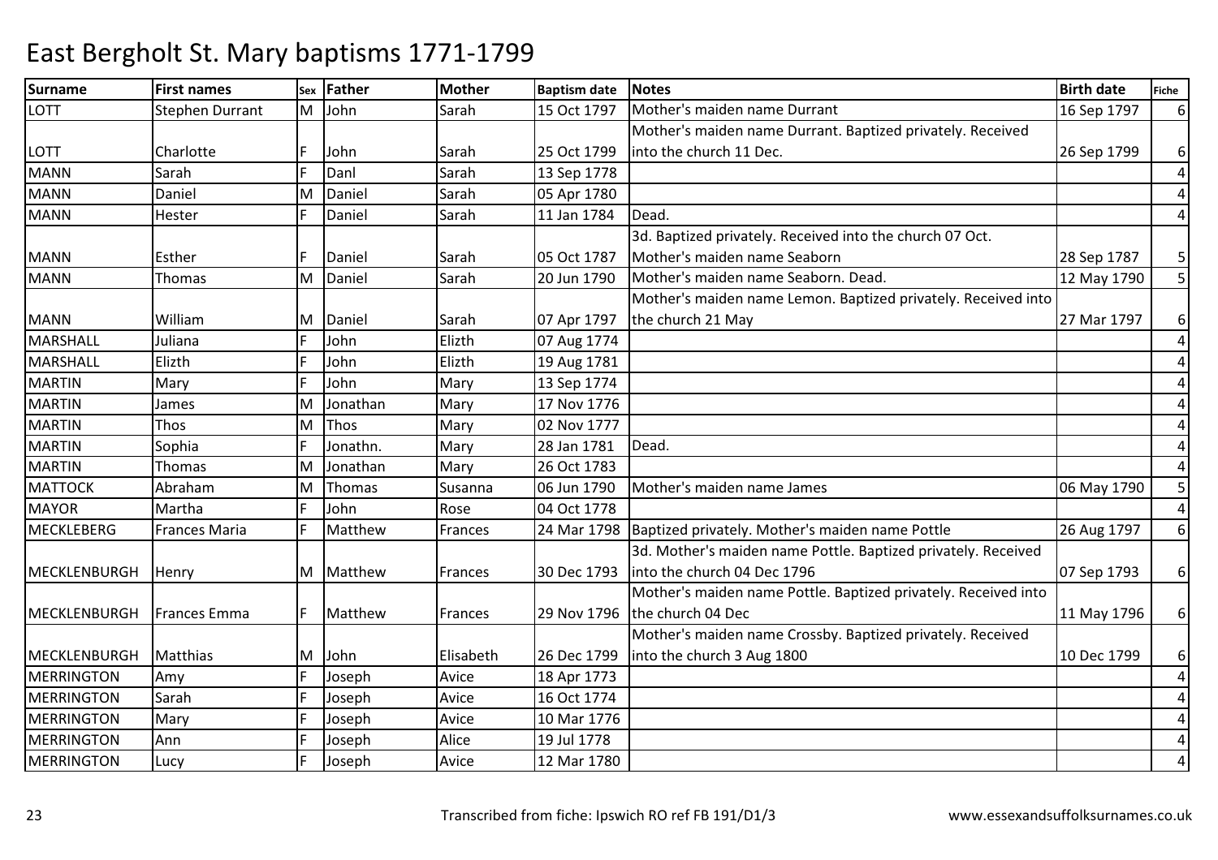# East Bergholt St. Mary baptisms 1771-1799

| Surname | First names | Sex | Father | Mother | Baptism date | Notes | Birth date | Fiche |
|---|---|---|---|---|---|---|---|---|
| LOTT | Stephen Durrant | M | John | Sarah | 15 Oct 1797 | Mother's maiden name Durrant | 16 Sep 1797 | 6 |
| LOTT | Charlotte | F | John | Sarah | 25 Oct 1799 | Mother's maiden name Durrant. Baptized privately. Received into the church 11 Dec. | 26 Sep 1799 | 6 |
| MANN | Sarah | F | Danl | Sarah | 13 Sep 1778 | | | 4 |
| MANN | Daniel | M | Daniel | Sarah | 05 Apr 1780 | | | 4 |
| MANN | Hester | F | Daniel | Sarah | 11 Jan 1784 | Dead. | | 4 |
| MANN | Esther | F | Daniel | Sarah | 05 Oct 1787 | 3d. Baptized privately. Received into the church 07 Oct. Mother's maiden name Seaborn | 28 Sep 1787 | 5 |
| MANN | Thomas | M | Daniel | Sarah | 20 Jun 1790 | Mother's maiden name Seaborn. Dead. | 12 May 1790 | 5 |
| MANN | William | M | Daniel | Sarah | 07 Apr 1797 | Mother's maiden name Lemon. Baptized privately. Received into the church 21 May | 27 Mar 1797 | 6 |
| MARSHALL | Juliana | F | John | Elizth | 07 Aug 1774 | | | 4 |
| MARSHALL | Elizth | F | John | Elizth | 19 Aug 1781 | | | 4 |
| MARTIN | Mary | F | John | Mary | 13 Sep 1774 | | | 4 |
| MARTIN | James | M | Jonathan | Mary | 17 Nov 1776 | | | 4 |
| MARTIN | Thos | M | Thos | Mary | 02 Nov 1777 | | | 4 |
| MARTIN | Sophia | F | Jonathn. | Mary | 28 Jan 1781 | Dead. | | 4 |
| MARTIN | Thomas | M | Jonathan | Mary | 26 Oct 1783 | | | 4 |
| MATTOCK | Abraham | M | Thomas | Susanna | 06 Jun 1790 | Mother's maiden name James | 06 May 1790 | 5 |
| MAYOR | Martha | F | John | Rose | 04 Oct 1778 | | | 4 |
| MECKLEBERG | Frances Maria | F | Matthew | Frances | 24 Mar 1798 | Baptized privately. Mother's maiden name Pottle | 26 Aug 1797 | 6 |
| MECKLENBURGH | Henry | M | Matthew | Frances | 30 Dec 1793 | 3d. Mother's maiden name Pottle. Baptized privately. Received into the church 04 Dec 1796 | 07 Sep 1793 | 6 |
| MECKLENBURGH | Frances Emma | F | Matthew | Frances | 29 Nov 1796 | Mother's maiden name Pottle. Baptized privately. Received into the church 04 Dec | 11 May 1796 | 6 |
| MECKLENBURGH | Matthias | M | John | Elisabeth | 26 Dec 1799 | Mother's maiden name Crossby. Baptized privately. Received into the church 3 Aug 1800 | 10 Dec 1799 | 6 |
| MERRINGTON | Amy | F | Joseph | Avice | 18 Apr 1773 | | | 4 |
| MERRINGTON | Sarah | F | Joseph | Avice | 16 Oct 1774 | | | 4 |
| MERRINGTON | Mary | F | Joseph | Avice | 10 Mar 1776 | | | 4 |
| MERRINGTON | Ann | F | Joseph | Alice | 19 Jul 1778 | | | 4 |
| MERRINGTON | Lucy | F | Joseph | Avice | 12 Mar 1780 | | | 4 |

Transcribed from fiche: Ipswich RO ref FB 191/D1/3 www.essexandsuffolksurnames.co.uk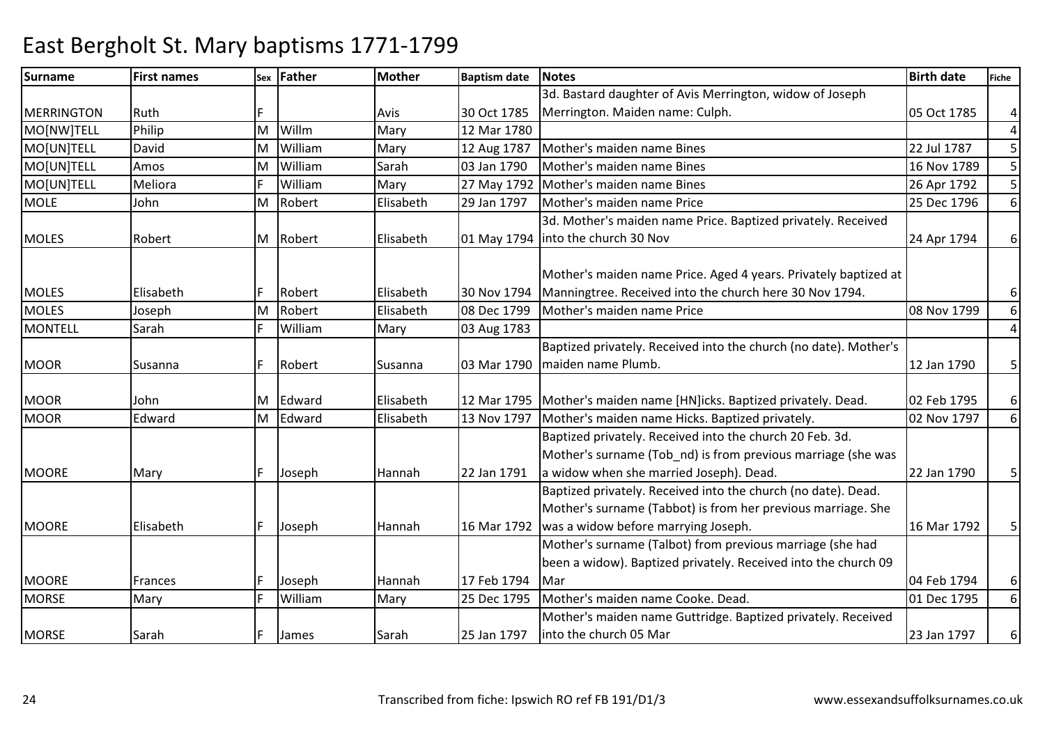# East Bergholt St. Mary baptisms 1771-1799

| Surname | First names | Sex | Father | Mother | Baptism date | Notes | Birth date | Fiche |
|---|---|---|---|---|---|---|---|---|
| MERRINGTON | Ruth | F | | Avis | 30 Oct 1785 | 3d. Bastard daughter of Avis Merrington, widow of Joseph Merrington. Maiden name: Culph. | 05 Oct 1785 | 4 |
| MO[NW]TELL | Philip | M | Willm | Mary | 12 Mar 1780 | | | 4 |
| MO[UN]TELL | David | M | William | Mary | 12 Aug 1787 | Mother's maiden name Bines | 22 Jul 1787 | 5 |
| MO[UN]TELL | Amos | M | William | Sarah | 03 Jan 1790 | Mother's maiden name Bines | 16 Nov 1789 | 5 |
| MO[UN]TELL | Meliora | F | William | Mary | 27 May 1792 | Mother's maiden name Bines | 26 Apr 1792 | 5 |
| MOLE | John | M | Robert | Elisabeth | 29 Jan 1797 | Mother's maiden name Price | 25 Dec 1796 | 6 |
| MOLES | Robert | M | Robert | Elisabeth | 01 May 1794 | 3d. Mother's maiden name Price. Baptized privately. Received into the church 30 Nov | 24 Apr 1794 | 6 |
| MOLES | Elisabeth | F | Robert | Elisabeth | 30 Nov 1794 | Mother's maiden name Price. Aged 4 years. Privately baptized at Manningtree. Received into the church here 30 Nov 1794. | | 6 |
| MOLES | Joseph | M | Robert | Elisabeth | 08 Dec 1799 | Mother's maiden name Price | 08 Nov 1799 | 6 |
| MONTELL | Sarah | F | William | Mary | 03 Aug 1783 | | | 4 |
| MOOR | Susanna | F | Robert | Susanna | 03 Mar 1790 | Baptized privately. Received into the church (no date). Mother's maiden name Plumb. | 12 Jan 1790 | 5 |
| MOOR | John | M | Edward | Elisabeth | 12 Mar 1795 | Mother's maiden name [HN]icks. Baptized privately. Dead. | 02 Feb 1795 | 6 |
| MOOR | Edward | M | Edward | Elisabeth | 13 Nov 1797 | Mother's maiden name Hicks. Baptized privately. | 02 Nov 1797 | 6 |
| MOORE | Mary | F | Joseph | Hannah | 22 Jan 1791 | Baptized privately. Received into the church 20 Feb. 3d. Mother's surname (Tob_nd) is from previous marriage (she was a widow when she married Joseph). Dead. | 22 Jan 1790 | 5 |
| MOORE | Elisabeth | F | Joseph | Hannah | 16 Mar 1792 | Baptized privately. Received into the church (no date). Dead. Mother's surname (Tabbot) is from her previous marriage. She was a widow before marrying Joseph. | 16 Mar 1792 | 5 |
| MOORE | Frances | F | Joseph | Hannah | 17 Feb 1794 | Mother's surname (Talbot) from previous marriage (she had been a widow). Baptized privately. Received into the church 09 Mar | 04 Feb 1794 | 6 |
| MORSE | Mary | F | William | Mary | 25 Dec 1795 | Mother's maiden name Cooke. Dead. | 01 Dec 1795 | 6 |
| MORSE | Sarah | F | James | Sarah | 25 Jan 1797 | Mother's maiden name Guttridge. Baptized privately. Received into the church 05 Mar | 23 Jan 1797 | 6 |

Transcribed from fiche: Ipswich RO ref FB 191/D1/3

www.essexandsuffolksurnames.co.uk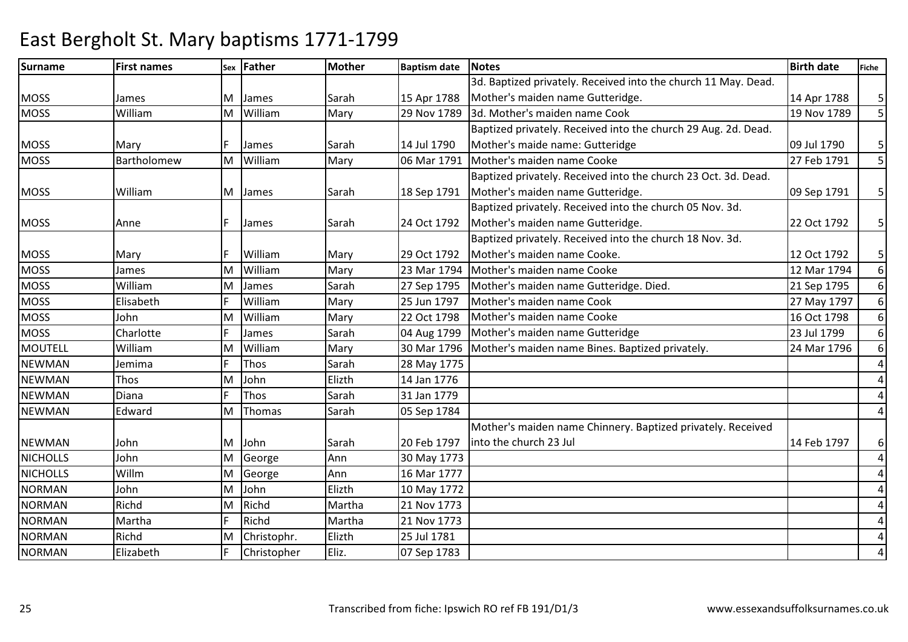# East Bergholt St. Mary baptisms 1771-1799

| Surname | First names | Sex | Father | Mother | Baptism date | Notes | Birth date | Fiche |
|---|---|---|---|---|---|---|---|---|
| MOSS | James | M | James | Sarah | 15 Apr 1788 | 3d. Baptized privately. Received into the church 11 May. Dead. Mother's maiden name Gutteridge. | 14 Apr 1788 | 5 |
| MOSS | William | M | William | Mary | 29 Nov 1789 | 3d. Mother's maiden name Cook | 19 Nov 1789 | 5 |
| MOSS | Mary | F | James | Sarah | 14 Jul 1790 | Baptized privately. Received into the church 29 Aug. 2d. Dead. Mother's maide name: Gutteridge | 09 Jul 1790 | 5 |
| MOSS | Bartholomew | M | William | Mary | 06 Mar 1791 | Mother's maiden name Cooke | 27 Feb 1791 | 5 |
| MOSS | William | M | James | Sarah | 18 Sep 1791 | Baptized privately. Received into the church 23 Oct. 3d. Dead. Mother's maiden name Gutteridge. | 09 Sep 1791 | 5 |
| MOSS | Anne | F | James | Sarah | 24 Oct 1792 | Baptized privately. Received into the church 05 Nov. 3d. Mother's maiden name Gutteridge. | 22 Oct 1792 | 5 |
| MOSS | Mary | F | William | Mary | 29 Oct 1792 | Baptized privately. Received into the church 18 Nov. 3d. Mother's maiden name Cooke. | 12 Oct 1792 | 5 |
| MOSS | James | M | William | Mary | 23 Mar 1794 | Mother's maiden name Cooke | 12 Mar 1794 | 6 |
| MOSS | William | M | James | Sarah | 27 Sep 1795 | Mother's maiden name Gutteridge. Died. | 21 Sep 1795 | 6 |
| MOSS | Elisabeth | F | William | Mary | 25 Jun 1797 | Mother's maiden name Cook | 27 May 1797 | 6 |
| MOSS | John | M | William | Mary | 22 Oct 1798 | Mother's maiden name Cooke | 16 Oct 1798 | 6 |
| MOSS | Charlotte | F | James | Sarah | 04 Aug 1799 | Mother's maiden name Gutteridge | 23 Jul 1799 | 6 |
| MOUTELL | William | M | William | Mary | 30 Mar 1796 | Mother's maiden name Bines. Baptized privately. | 24 Mar 1796 | 6 |
| NEWMAN | Jemima | F | Thos | Sarah | 28 May 1775 | | | 4 |
| NEWMAN | Thos | M | John | Elizth | 14 Jan 1776 | | | 4 |
| NEWMAN | Diana | F | Thos | Sarah | 31 Jan 1779 | | | 4 |
| NEWMAN | Edward | M | Thomas | Sarah | 05 Sep 1784 | | | 4 |
| NEWMAN | John | M | John | Sarah | 20 Feb 1797 | Mother's maiden name Chinnery. Baptized privately. Received into the church 23 Jul | 14 Feb 1797 | 6 |
| NICHOLLS | John | M | George | Ann | 30 May 1773 | | | 4 |
| NICHOLLS | Willm | M | George | Ann | 16 Mar 1777 | | | 4 |
| NORMAN | John | M | John | Elizth | 10 May 1772 | | | 4 |
| NORMAN | Richd | M | Richd | Martha | 21 Nov 1773 | | | 4 |
| NORMAN | Martha | F | Richd | Martha | 21 Nov 1773 | | | 4 |
| NORMAN | Richd | M | Christophr. | Elizth | 25 Jul 1781 | | | 4 |
| NORMAN | Elizabeth | F | Christopher | Eliz. | 07 Sep 1783 | | | 4 |

Transcribed from fiche: Ipswich RO ref FB 191/D1/3 www.essexandsuffolksurnames.co.uk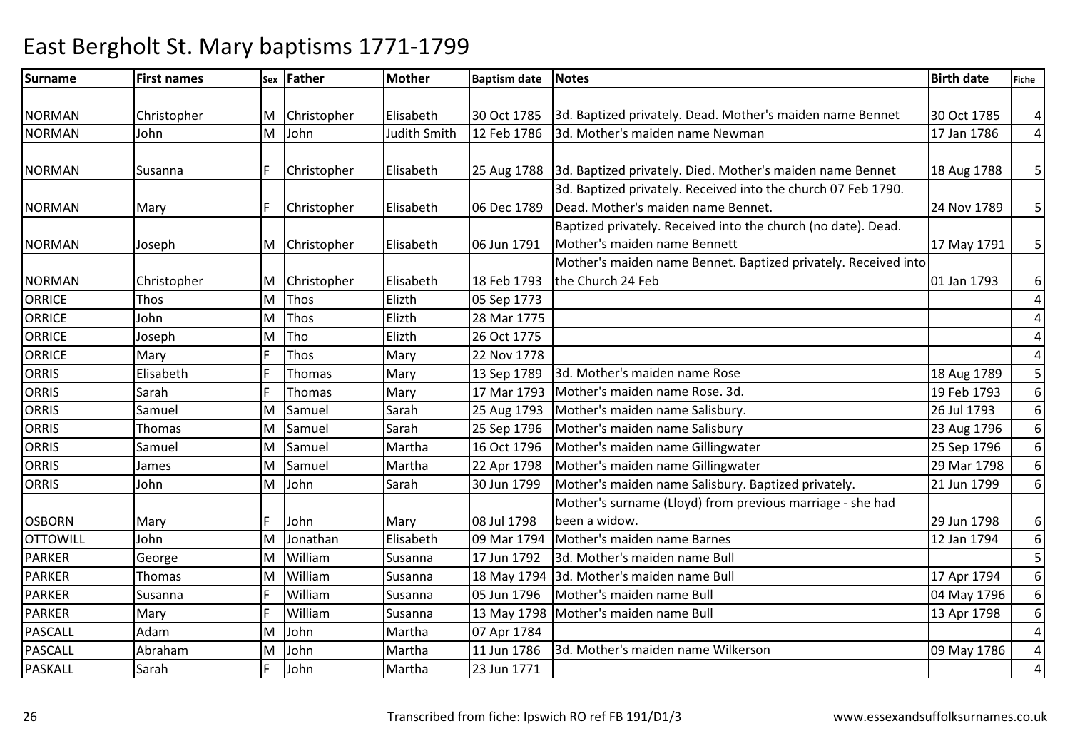# East Bergholt St. Mary baptisms 1771-1799

| Surname | First names | Sex | Father | Mother | Baptism date | Notes | Birth date | Fiche |
|---|---|---|---|---|---|---|---|---|
| NORMAN | Christopher | M | Christopher | Elisabeth | 30 Oct 1785 | 3d. Baptized privately. Dead. Mother's maiden name Bennet | 30 Oct 1785 | 4 |
| NORMAN | John | M | John | Judith Smith | 12 Feb 1786 | 3d. Mother's maiden name Newman | 17 Jan 1786 | 4 |
| NORMAN | Susanna | F | Christopher | Elisabeth | 25 Aug 1788 | 3d. Baptized privately. Died. Mother's maiden name Bennet | 18 Aug 1788 | 5 |
| NORMAN | Mary | F | Christopher | Elisabeth | 06 Dec 1789 | 3d. Baptized privately. Received into the church 07 Feb 1790. Dead. Mother's maiden name Bennet. | 24 Nov 1789 | 5 |
| NORMAN | Joseph | M | Christopher | Elisabeth | 06 Jun 1791 | Baptized privately. Received into the church (no date). Dead. Mother's maiden name Bennett | 17 May 1791 | 5 |
| NORMAN | Christopher | M | Christopher | Elisabeth | 18 Feb 1793 | Mother's maiden name Bennet. Baptized privately. Received into the Church 24 Feb | 01 Jan 1793 | 6 |
| ORRICE | Thos | M | Thos | Elizth | 05 Sep 1773 | | | 4 |
| ORRICE | John | M | Thos | Elizth | 28 Mar 1775 | | | 4 |
| ORRICE | Joseph | M | Tho | Elizth | 26 Oct 1775 | | | 4 |
| ORRICE | Mary | F | Thos | Mary | 22 Nov 1778 | | | 4 |
| ORRIS | Elisabeth | F | Thomas | Mary | 13 Sep 1789 | 3d. Mother's maiden name Rose | 18 Aug 1789 | 5 |
| ORRIS | Sarah | F | Thomas | Mary | 17 Mar 1793 | Mother's maiden name Rose. 3d. | 19 Feb 1793 | 6 |
| ORRIS | Samuel | M | Samuel | Sarah | 25 Aug 1793 | Mother's maiden name Salisbury. | 26 Jul 1793 | 6 |
| ORRIS | Thomas | M | Samuel | Sarah | 25 Sep 1796 | Mother's maiden name Salisbury | 23 Aug 1796 | 6 |
| ORRIS | Samuel | M | Samuel | Martha | 16 Oct 1796 | Mother's maiden name Gillingwater | 25 Sep 1796 | 6 |
| ORRIS | James | M | Samuel | Martha | 22 Apr 1798 | Mother's maiden name Gillingwater | 29 Mar 1798 | 6 |
| ORRIS | John | M | John | Sarah | 30 Jun 1799 | Mother's maiden name Salisbury. Baptized privately. | 21 Jun 1799 | 6 |
| OSBORN | Mary | F | John | Mary | 08 Jul 1798 | Mother's surname (Lloyd) from previous marriage - she had been a widow. | 29 Jun 1798 | 6 |
| OTTOWILL | John | M | Jonathan | Elisabeth | 09 Mar 1794 | Mother's maiden name Barnes | 12 Jan 1794 | 6 |
| PARKER | George | M | William | Susanna | 17 Jun 1792 | 3d. Mother's maiden name Bull | | 5 |
| PARKER | Thomas | M | William | Susanna | 18 May 1794 | 3d. Mother's maiden name Bull | 17 Apr 1794 | 6 |
| PARKER | Susanna | F | William | Susanna | 05 Jun 1796 | Mother's maiden name Bull | 04 May 1796 | 6 |
| PARKER | Mary | F | William | Susanna | 13 May 1798 | Mother's maiden name Bull | 13 Apr 1798 | 6 |
| PASCALL | Adam | M | John | Martha | 07 Apr 1784 | | | 4 |
| PASCALL | Abraham | M | John | Martha | 11 Jun 1786 | 3d. Mother's maiden name Wilkerson | 09 May 1786 | 4 |
| PASKALL | Sarah | F | John | Martha | 23 Jun 1771 | | | 4 |

Transcribed from fiche: Ipswich RO ref FB 191/D1/3 www.essexandsuffolksurnames.co.uk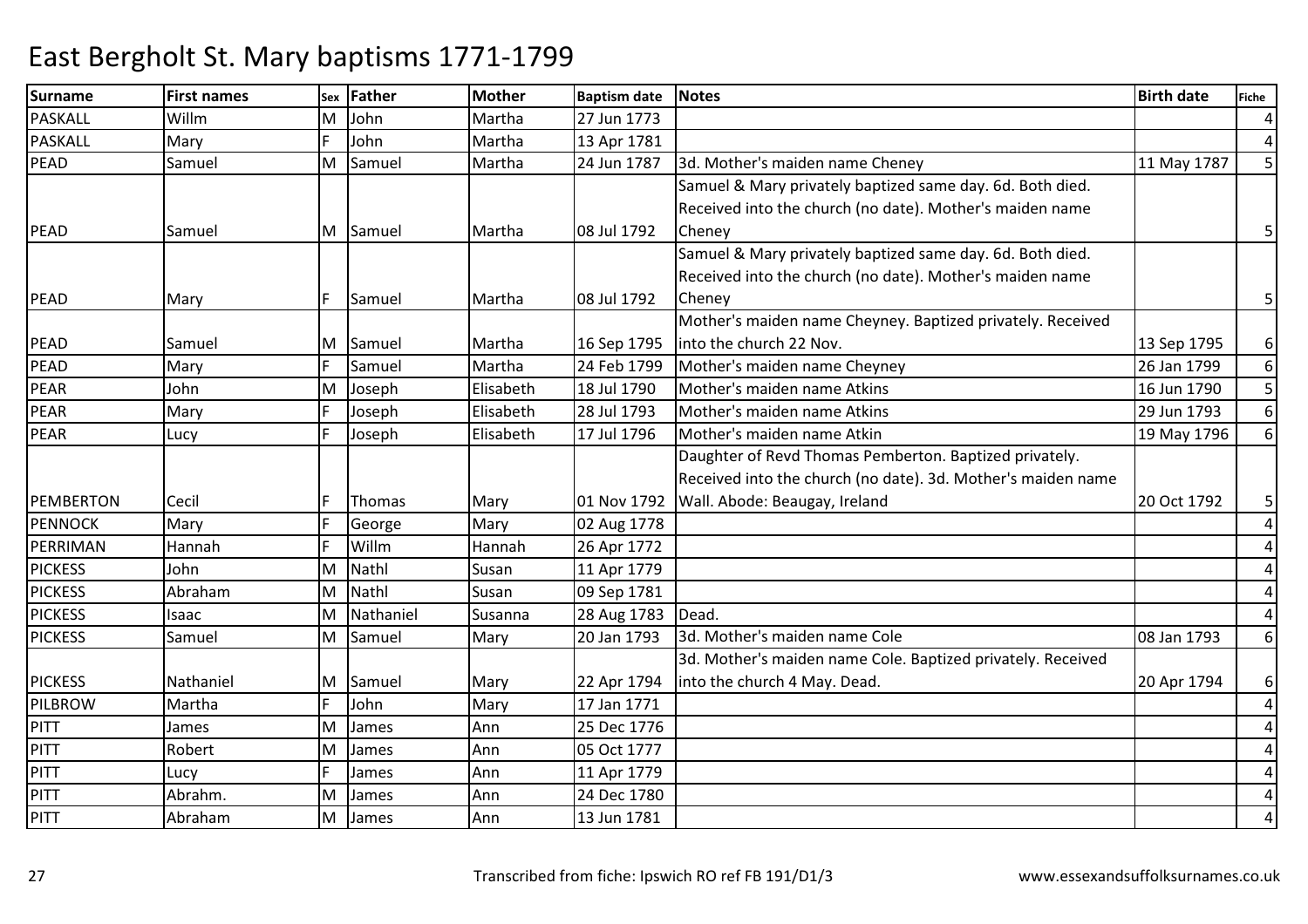# East Bergholt St. Mary baptisms 1771-1799

| Surname | First names | Sex | Father | Mother | Baptism date | Notes | Birth date | Fiche |
|---|---|---|---|---|---|---|---|---|
| PASKALL | Willm | M | John | Martha | 27 Jun 1773 | | | 4 |
| PASKALL | Mary | F | John | Martha | 13 Apr 1781 | | | 4 |
| PEAD | Samuel | M | Samuel | Martha | 24 Jun 1787 | 3d. Mother's maiden name Cheney | 11 May 1787 | 5 |
| PEAD | Samuel | M | Samuel | Martha | 08 Jul 1792 | Samuel & Mary privately baptized same day. 6d. Both died. Received into the church (no date). Mother's maiden name Cheney | | 5 |
| PEAD | Mary | F | Samuel | Martha | 08 Jul 1792 | Samuel & Mary privately baptized same day. 6d. Both died. Received into the church (no date). Mother's maiden name Cheney | | 5 |
| PEAD | Samuel | M | Samuel | Martha | 16 Sep 1795 | Mother's maiden name Cheyney. Baptized privately. Received into the church 22 Nov. | 13 Sep 1795 | 6 |
| PEAD | Mary | F | Samuel | Martha | 24 Feb 1799 | Mother's maiden name Cheyney | 26 Jan 1799 | 6 |
| PEAR | John | M | Joseph | Elisabeth | 18 Jul 1790 | Mother's maiden name Atkins | 16 Jun 1790 | 5 |
| PEAR | Mary | F | Joseph | Elisabeth | 28 Jul 1793 | Mother's maiden name Atkins | 29 Jun 1793 | 6 |
| PEAR | Lucy | F | Joseph | Elisabeth | 17 Jul 1796 | Mother's maiden name Atkin | 19 May 1796 | 6 |
| PEMBERTON | Cecil | F | Thomas | Mary | 01 Nov 1792 | Daughter of Revd Thomas Pemberton. Baptized privately. Received into the church (no date). 3d. Mother's maiden name Wall. Abode: Beaugay, Ireland | 20 Oct 1792 | 5 |
| PENNOCK | Mary | F | George | Mary | 02 Aug 1778 | | | 4 |
| PERRIMAN | Hannah | F | Willm | Hannah | 26 Apr 1772 | | | 4 |
| PICKESS | John | M | Nathl | Susan | 11 Apr 1779 | | | 4 |
| PICKESS | Abraham | M | Nathl | Susan | 09 Sep 1781 | | | 4 |
| PICKESS | Isaac | M | Nathaniel | Susanna | 28 Aug 1783 | Dead. | | 4 |
| PICKESS | Samuel | M | Samuel | Mary | 20 Jan 1793 | 3d. Mother's maiden name Cole | 08 Jan 1793 | 6 |
| PICKESS | Nathaniel | M | Samuel | Mary | 22 Apr 1794 | 3d. Mother's maiden name Cole. Baptized privately. Received into the church 4 May. Dead. | 20 Apr 1794 | 6 |
| PILBROW | Martha | F | John | Mary | 17 Jan 1771 | | | 4 |
| PITT | James | M | James | Ann | 25 Dec 1776 | | | 4 |
| PITT | Robert | M | James | Ann | 05 Oct 1777 | | | 4 |
| PITT | Lucy | F | James | Ann | 11 Apr 1779 | | | 4 |
| PITT | Abrahm. | M | James | Ann | 24 Dec 1780 | | | 4 |
| PITT | Abraham | M | James | Ann | 13 Jun 1781 | | | 4 |

Transcribed from fiche: Ipswich RO ref FB 191/D1/3 www.essexandsuffolksurnames.co.uk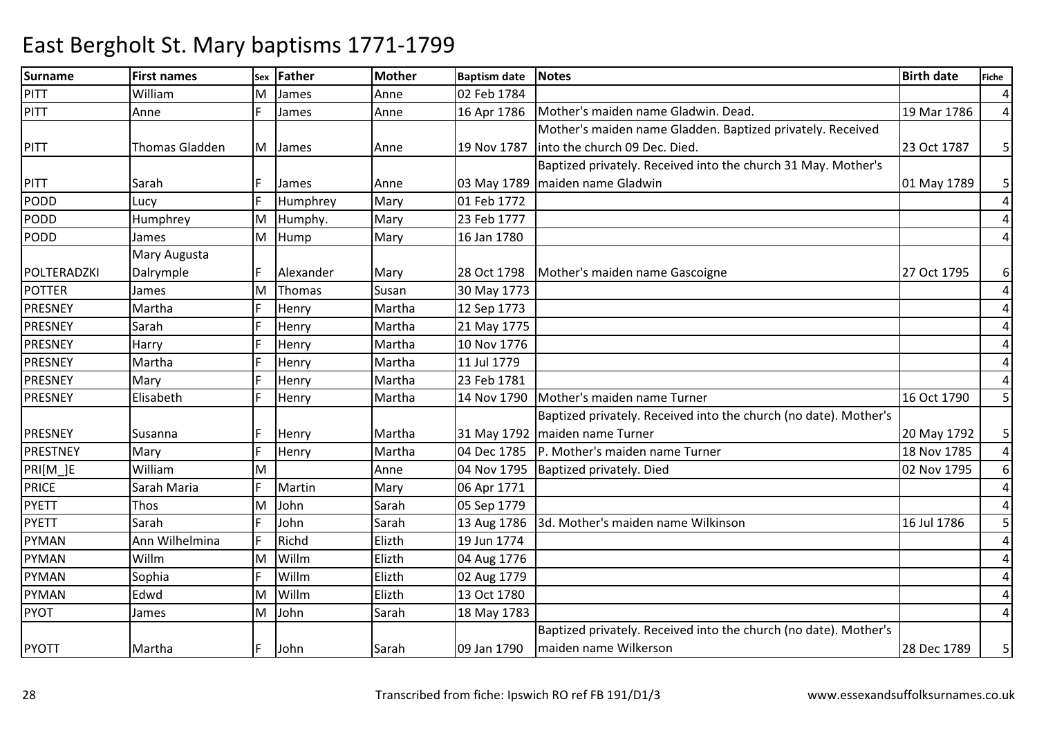# East Bergholt St. Mary baptisms 1771-1799

| Surname | First names | Sex | Father | Mother | Baptism date | Notes | Birth date | Fiche |
|---|---|---|---|---|---|---|---|---|
| PITT | William | M | James | Anne | 02 Feb 1784 | | | 4 |
| PITT | Anne | F | James | Anne | 16 Apr 1786 | Mother's maiden name Gladwin. Dead. | 19 Mar 1786 | 4 |
| PITT | Thomas Gladden | M | James | Anne | 19 Nov 1787 | Mother's maiden name Gladden. Baptized privately. Received into the church 09 Dec. Died. | 23 Oct 1787 | 5 |
| PITT | Sarah | F | James | Anne | 03 May 1789 | Baptized privately. Received into the church 31 May. Mother's maiden name Gladwin | 01 May 1789 | 5 |
| PODD | Lucy | F | Humphrey | Mary | 01 Feb 1772 | | | 4 |
| PODD | Humphrey | M | Humphy. | Mary | 23 Feb 1777 | | | 4 |
| PODD | James | M | Hump | Mary | 16 Jan 1780 | | | 4 |
| POLTERADZKI | Mary Augusta Dalrymple | F | Alexander | Mary | 28 Oct 1798 | Mother's maiden name Gascoigne | 27 Oct 1795 | 6 |
| POTTER | James | M | Thomas | Susan | 30 May 1773 | | | 4 |
| PRESNEY | Martha | F | Henry | Martha | 12 Sep 1773 | | | 4 |
| PRESNEY | Sarah | F | Henry | Martha | 21 May 1775 | | | 4 |
| PRESNEY | Harry | F | Henry | Martha | 10 Nov 1776 | | | 4 |
| PRESNEY | Martha | F | Henry | Martha | 11 Jul 1779 | | | 4 |
| PRESNEY | Mary | F | Henry | Martha | 23 Feb 1781 | | | 4 |
| PRESNEY | Elisabeth | F | Henry | Martha | 14 Nov 1790 | Mother's maiden name Turner | 16 Oct 1790 | 5 |
| PRESNEY | Susanna | F | Henry | Martha | 31 May 1792 | Baptized privately. Received into the church (no date). Mother's maiden name Turner | 20 May 1792 | 5 |
| PRESTNEY | Mary | F | Henry | Martha | 04 Dec 1785 | P. Mother's maiden name Turner | 18 Nov 1785 | 4 |
| PRI[M_]E | William | M | | Anne | 04 Nov 1795 | Baptized privately. Died | 02 Nov 1795 | 6 |
| PRICE | Sarah Maria | F | Martin | Mary | 06 Apr 1771 | | | 4 |
| PYETT | Thos | M | John | Sarah | 05 Sep 1779 | | | 4 |
| PYETT | Sarah | F | John | Sarah | 13 Aug 1786 | 3d. Mother's maiden name Wilkinson | 16 Jul 1786 | 5 |
| PYMAN | Ann Wilhelmina | F | Richd | Elizth | 19 Jun 1774 | | | 4 |
| PYMAN | Willm | M | Willm | Elizth | 04 Aug 1776 | | | 4 |
| PYMAN | Sophia | F | Willm | Elizth | 02 Aug 1779 | | | 4 |
| PYMAN | Edwd | M | Willm | Elizth | 13 Oct 1780 | | | 4 |
| PYOT | James | M | John | Sarah | 18 May 1783 | | | 4 |
| PYOTT | Martha | F | John | Sarah | 09 Jan 1790 | Baptized privately. Received into the church (no date). Mother's maiden name Wilkerson | 28 Dec 1789 | 5 |

Transcribed from fiche: Ipswich RO ref FB 191/D1/3

www.essexandsuffolksurnames.co.uk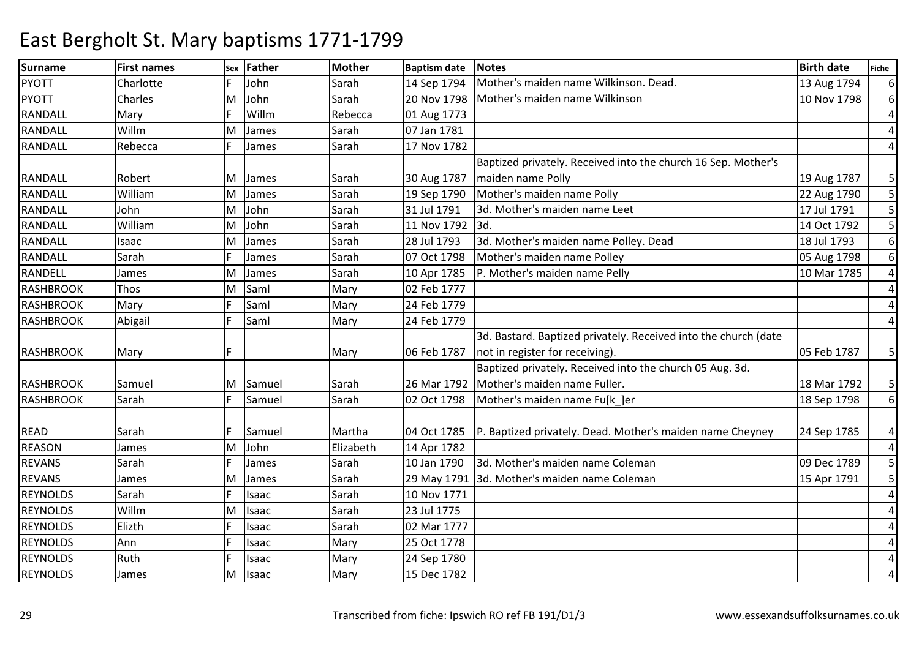# East Bergholt St. Mary baptisms 1771-1799

| Surname | First names | Sex | Father | Mother | Baptism date | Notes | Birth date | Fiche |
|---|---|---|---|---|---|---|---|---|
| PYOTT | Charlotte | F | John | Sarah | 14 Sep 1794 | Mother's maiden name Wilkinson. Dead. | 13 Aug 1794 | 6 |
| PYOTT | Charles | M | John | Sarah | 20 Nov 1798 | Mother's maiden name Wilkinson | 10 Nov 1798 | 6 |
| RANDALL | Mary | F | Willm | Rebecca | 01 Aug 1773 | | | 4 |
| RANDALL | Willm | M | James | Sarah | 07 Jan 1781 | | | 4 |
| RANDALL | Rebecca | F | James | Sarah | 17 Nov 1782 | | | 4 |
| RANDALL | Robert | M | James | Sarah | 30 Aug 1787 | Baptized privately. Received into the church 16 Sep. Mother's maiden name Polly | 19 Aug 1787 | 5 |
| RANDALL | William | M | James | Sarah | 19 Sep 1790 | Mother's maiden name Polly | 22 Aug 1790 | 5 |
| RANDALL | John | M | John | Sarah | 31 Jul 1791 | 3d. Mother's maiden name Leet | 17 Jul 1791 | 5 |
| RANDALL | William | M | John | Sarah | 11 Nov 1792 | 3d. | 14 Oct 1792 | 5 |
| RANDALL | Isaac | M | James | Sarah | 28 Jul 1793 | 3d. Mother's maiden name Polley. Dead | 18 Jul 1793 | 6 |
| RANDALL | Sarah | F | James | Sarah | 07 Oct 1798 | Mother's maiden name Polley | 05 Aug 1798 | 6 |
| RANDELL | James | M | James | Sarah | 10 Apr 1785 | P. Mother's maiden name Pelly | 10 Mar 1785 | 4 |
| RASHBROOK | Thos | M | Saml | Mary | 02 Feb 1777 | | | 4 |
| RASHBROOK | Mary | F | Saml | Mary | 24 Feb 1779 | | | 4 |
| RASHBROOK | Abigail | F | Saml | Mary | 24 Feb 1779 | | | 4 |
| RASHBROOK | Mary | F | | Mary | 06 Feb 1787 | 3d. Bastard. Baptized privately. Received into the church (date not in register for receiving). | 05 Feb 1787 | 5 |
| RASHBROOK | Samuel | M | Samuel | Sarah | 26 Mar 1792 | Baptized privately. Received into the church 05 Aug. 3d. Mother's maiden name Fuller. | 18 Mar 1792 | 5 |
| RASHBROOK | Sarah | F | Samuel | Sarah | 02 Oct 1798 | Mother's maiden name Fu[k_]er | 18 Sep 1798 | 6 |
| READ | Sarah | F | Samuel | Martha | 04 Oct 1785 | P. Baptized privately. Dead. Mother's maiden name Cheyney | 24 Sep 1785 | 4 |
| REASON | James | M | John | Elizabeth | 14 Apr 1782 | | | 4 |
| REVANS | Sarah | F | James | Sarah | 10 Jan 1790 | 3d. Mother's maiden name Coleman | 09 Dec 1789 | 5 |
| REVANS | James | M | James | Sarah | 29 May 1791 | 3d. Mother's maiden name Coleman | 15 Apr 1791 | 5 |
| REYNOLDS | Sarah | F | Isaac | Sarah | 10 Nov 1771 | | | 4 |
| REYNOLDS | Willm | M | Isaac | Sarah | 23 Jul 1775 | | | 4 |
| REYNOLDS | Elizth | F | Isaac | Sarah | 02 Mar 1777 | | | 4 |
| REYNOLDS | Ann | F | Isaac | Mary | 25 Oct 1778 | | | 4 |
| REYNOLDS | Ruth | F | Isaac | Mary | 24 Sep 1780 | | | 4 |
| REYNOLDS | James | M | Isaac | Mary | 15 Dec 1782 | | | 4 |

Transcribed from fiche: Ipswich RO ref FB 191/D1/3 www.essexandsuffolksurnames.co.uk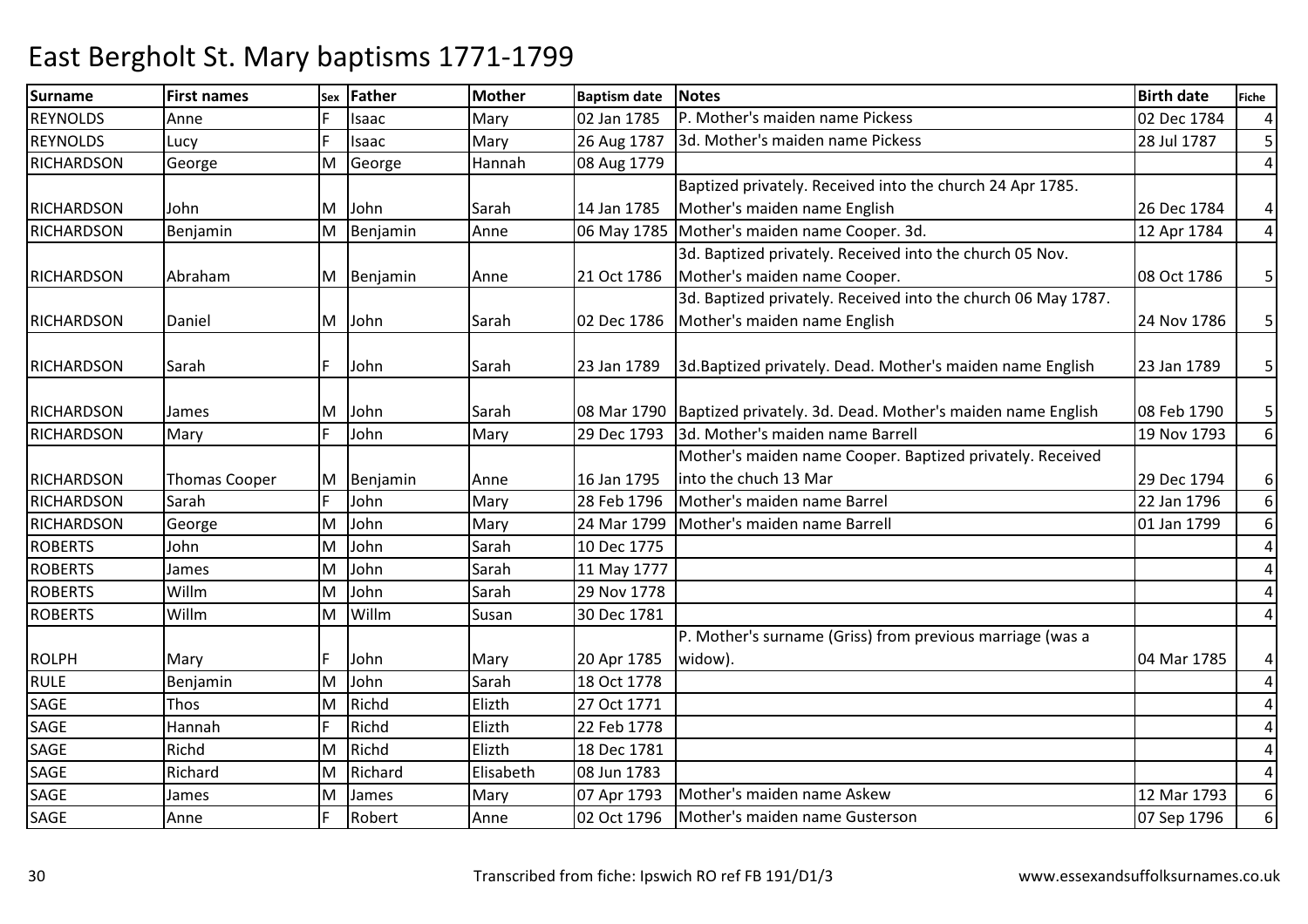# East Bergholt St. Mary baptisms 1771-1799

| Surname | First names | Sex | Father | Mother | Baptism date | Notes | Birth date | Fiche |
|---|---|---|---|---|---|---|---|---|
| REYNOLDS | Anne | F | Isaac | Mary | 02 Jan 1785 | P. Mother's maiden name Pickess | 02 Dec 1784 | 4 |
| REYNOLDS | Lucy | F | Isaac | Mary | 26 Aug 1787 | 3d. Mother's maiden name Pickess | 28 Jul 1787 | 5 |
| RICHARDSON | George | M | George | Hannah | 08 Aug 1779 | | | 4 |
| RICHARDSON | John | M | John | Sarah | 14 Jan 1785 | Baptized privately. Received into the church 24 Apr 1785. Mother's maiden name English | 26 Dec 1784 | 4 |
| RICHARDSON | Benjamin | M | Benjamin | Anne | 06 May 1785 | Mother's maiden name Cooper. 3d. | 12 Apr 1784 | 4 |
| RICHARDSON | Abraham | M | Benjamin | Anne | 21 Oct 1786 | 3d. Baptized privately. Received into the church 05 Nov. Mother's maiden name Cooper. | 08 Oct 1786 | 5 |
| RICHARDSON | Daniel | M | John | Sarah | 02 Dec 1786 | 3d. Baptized privately. Received into the church 06 May 1787. Mother's maiden name English | 24 Nov 1786 | 5 |
| RICHARDSON | Sarah | F | John | Sarah | 23 Jan 1789 | 3d.Baptized privately. Dead. Mother's maiden name English | 23 Jan 1789 | 5 |
| RICHARDSON | James | M | John | Sarah | 08 Mar 1790 | Baptized privately. 3d. Dead. Mother's maiden name English | 08 Feb 1790 | 5 |
| RICHARDSON | Mary | F | John | Mary | 29 Dec 1793 | 3d. Mother's maiden name Barrell | 19 Nov 1793 | 6 |
| RICHARDSON | Thomas Cooper | M | Benjamin | Anne | 16 Jan 1795 | Mother's maiden name Cooper. Baptized privately. Received into the chuch 13 Mar | 29 Dec 1794 | 6 |
| RICHARDSON | Sarah | F | John | Mary | 28 Feb 1796 | Mother's maiden name Barrel | 22 Jan 1796 | 6 |
| RICHARDSON | George | M | John | Mary | 24 Mar 1799 | Mother's maiden name Barrell | 01 Jan 1799 | 6 |
| ROBERTS | John | M | John | Sarah | 10 Dec 1775 | | | 4 |
| ROBERTS | James | M | John | Sarah | 11 May 1777 | | | 4 |
| ROBERTS | Willm | M | John | Sarah | 29 Nov 1778 | | | 4 |
| ROBERTS | Willm | M | Willm | Susan | 30 Dec 1781 | | | 4 |
| ROLPH | Mary | F | John | Mary | 20 Apr 1785 | P. Mother's surname (Griss) from previous marriage (was a widow). | 04 Mar 1785 | 4 |
| RULE | Benjamin | M | John | Sarah | 18 Oct 1778 | | | 4 |
| SAGE | Thos | M | Richd | Elizth | 27 Oct 1771 | | | 4 |
| SAGE | Hannah | F | Richd | Elizth | 22 Feb 1778 | | | 4 |
| SAGE | Richd | M | Richd | Elizth | 18 Dec 1781 | | | 4 |
| SAGE | Richard | M | Richard | Elisabeth | 08 Jun 1783 | | | 4 |
| SAGE | James | M | James | Mary | 07 Apr 1793 | Mother's maiden name Askew | 12 Mar 1793 | 6 |
| SAGE | Anne | F | Robert | Anne | 02 Oct 1796 | Mother's maiden name Gusterson | 07 Sep 1796 | 6 |

Transcribed from fiche: Ipswich RO ref FB 191/D1/3 www.essexandsuffolksurnames.co.uk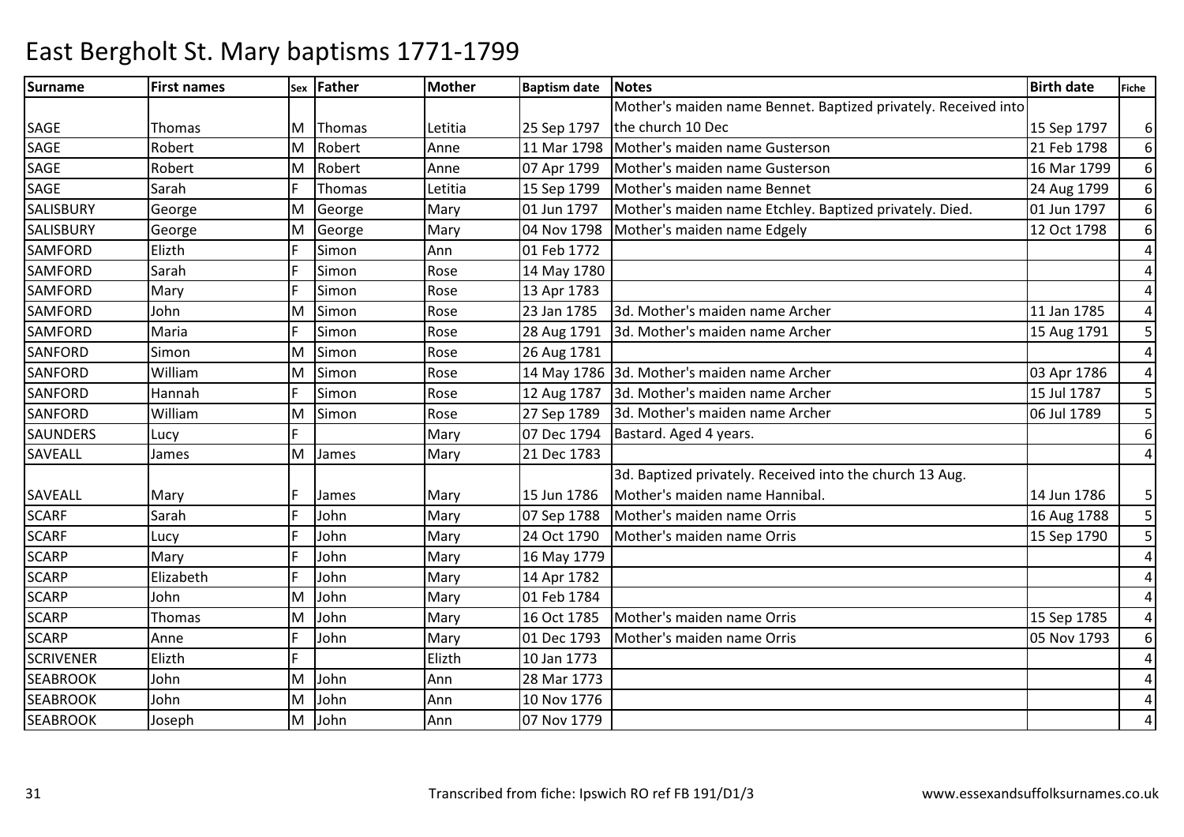# East Bergholt St. Mary baptisms 1771-1799

| Surname | First names | Sex | Father | Mother | Baptism date | Notes | Birth date | Fiche |
|---|---|---|---|---|---|---|---|---|
| SAGE | Thomas | M | Thomas | Letitia | 25 Sep 1797 | Mother's maiden name Bennet. Baptized privately. Received into the church 10 Dec | 15 Sep 1797 | 6 |
| SAGE | Robert | M | Robert | Anne | 11 Mar 1798 | Mother's maiden name Gusterson | 21 Feb 1798 | 6 |
| SAGE | Robert | M | Robert | Anne | 07 Apr 1799 | Mother's maiden name Gusterson | 16 Mar 1799 | 6 |
| SAGE | Sarah | F | Thomas | Letitia | 15 Sep 1799 | Mother's maiden name Bennet | 24 Aug 1799 | 6 |
| SALISBURY | George | M | George | Mary | 01 Jun 1797 | Mother's maiden name Etchley. Baptized privately. Died. | 01 Jun 1797 | 6 |
| SALISBURY | George | M | George | Mary | 04 Nov 1798 | Mother's maiden name Edgely | 12 Oct 1798 | 6 |
| SAMFORD | Elizth | F | Simon | Ann | 01 Feb 1772 | | | 4 |
| SAMFORD | Sarah | F | Simon | Rose | 14 May 1780 | | | 4 |
| SAMFORD | Mary | F | Simon | Rose | 13 Apr 1783 | | | 4 |
| SAMFORD | John | M | Simon | Rose | 23 Jan 1785 | 3d. Mother's maiden name Archer | 11 Jan 1785 | 4 |
| SAMFORD | Maria | F | Simon | Rose | 28 Aug 1791 | 3d. Mother's maiden name Archer | 15 Aug 1791 | 5 |
| SANFORD | Simon | M | Simon | Rose | 26 Aug 1781 | | | 4 |
| SANFORD | William | M | Simon | Rose | 14 May 1786 | 3d. Mother's maiden name Archer | 03 Apr 1786 | 4 |
| SANFORD | Hannah | F | Simon | Rose | 12 Aug 1787 | 3d. Mother's maiden name Archer | 15 Jul 1787 | 5 |
| SANFORD | William | M | Simon | Rose | 27 Sep 1789 | 3d. Mother's maiden name Archer | 06 Jul 1789 | 5 |
| SAUNDERS | Lucy | F | | Mary | 07 Dec 1794 | Bastard. Aged 4 years. | | 6 |
| SAVEALL | James | M | James | Mary | 21 Dec 1783 | | | 4 |
| SAVEALL | Mary | F | James | Mary | 15 Jun 1786 | 3d. Baptized privately. Received into the church 13 Aug. Mother's maiden name Hannibal. | 14 Jun 1786 | 5 |
| SCARF | Sarah | F | John | Mary | 07 Sep 1788 | Mother's maiden name Orris | 16 Aug 1788 | 5 |
| SCARF | Lucy | F | John | Mary | 24 Oct 1790 | Mother's maiden name Orris | 15 Sep 1790 | 5 |
| SCARP | Mary | F | John | Mary | 16 May 1779 | | | 4 |
| SCARP | Elizabeth | F | John | Mary | 14 Apr 1782 | | | 4 |
| SCARP | John | M | John | Mary | 01 Feb 1784 | | | 4 |
| SCARP | Thomas | M | John | Mary | 16 Oct 1785 | Mother's maiden name Orris | 15 Sep 1785 | 4 |
| SCARP | Anne | F | John | Mary | 01 Dec 1793 | Mother's maiden name Orris | 05 Nov 1793 | 6 |
| SCRIVENER | Elizth | F | | Elizth | 10 Jan 1773 | | | 4 |
| SEABROOK | John | M | John | Ann | 28 Mar 1773 | | | 4 |
| SEABROOK | John | M | John | Ann | 10 Nov 1776 | | | 4 |
| SEABROOK | Joseph | M | John | Ann | 07 Nov 1779 | | | 4 |

Transcribed from fiche: Ipswich RO ref FB 191/D1/3 www.essexandsuffolksurnames.co.uk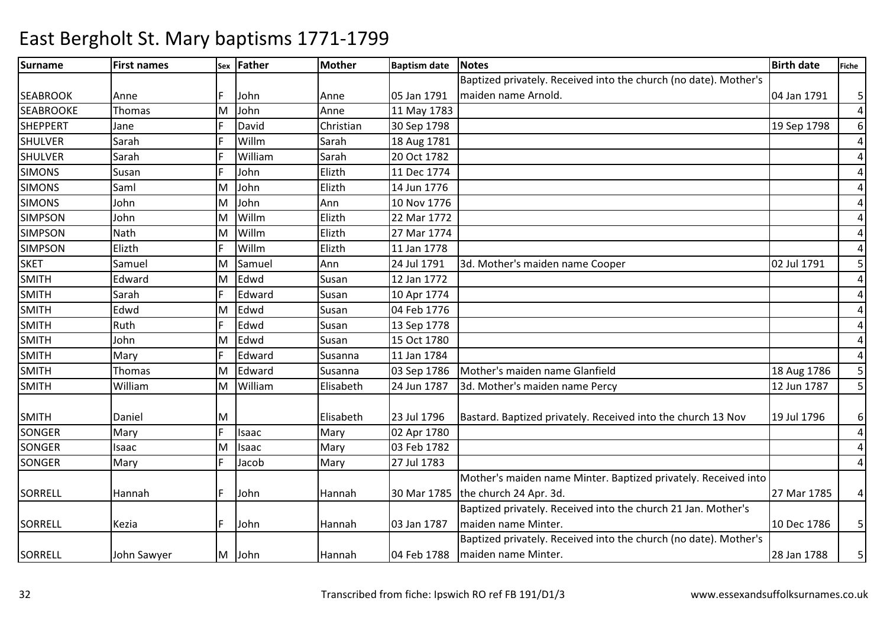# East Bergholt St. Mary baptisms 1771-1799

| Surname | First names | Sex | Father | Mother | Baptism date | Notes | Birth date | Fiche |
|---|---|---|---|---|---|---|---|---|
| SEABROOK | Anne | F | John | Anne | 05 Jan 1791 | Baptized privately. Received into the church (no date). Mother's maiden name Arnold. | 04 Jan 1791 | 5 |
| SEABROOKE | Thomas | M | John | Anne | 11 May 1783 | | | 4 |
| SHEPPERT | Jane | F | David | Christian | 30 Sep 1798 | | 19 Sep 1798 | 6 |
| SHULVER | Sarah | F | Willm | Sarah | 18 Aug 1781 | | | 4 |
| SHULVER | Sarah | F | William | Sarah | 20 Oct 1782 | | | 4 |
| SIMONS | Susan | F | John | Elizth | 11 Dec 1774 | | | 4 |
| SIMONS | Saml | M | John | Elizth | 14 Jun 1776 | | | 4 |
| SIMONS | John | M | John | Ann | 10 Nov 1776 | | | 4 |
| SIMPSON | John | M | Willm | Elizth | 22 Mar 1772 | | | 4 |
| SIMPSON | Nath | M | Willm | Elizth | 27 Mar 1774 | | | 4 |
| SIMPSON | Elizth | F | Willm | Elizth | 11 Jan 1778 | | | 4 |
| SKET | Samuel | M | Samuel | Ann | 24 Jul 1791 | 3d. Mother's maiden name Cooper | 02 Jul 1791 | 5 |
| SMITH | Edward | M | Edwd | Susan | 12 Jan 1772 | | | 4 |
| SMITH | Sarah | F | Edward | Susan | 10 Apr 1774 | | | 4 |
| SMITH | Edwd | M | Edwd | Susan | 04 Feb 1776 | | | 4 |
| SMITH | Ruth | F | Edwd | Susan | 13 Sep 1778 | | | 4 |
| SMITH | John | M | Edwd | Susan | 15 Oct 1780 | | | 4 |
| SMITH | Mary | F | Edward | Susanna | 11 Jan 1784 | | | 4 |
| SMITH | Thomas | M | Edward | Susanna | 03 Sep 1786 | Mother's maiden name Glanfield | 18 Aug 1786 | 5 |
| SMITH | William | M | William | Elisabeth | 24 Jun 1787 | 3d. Mother's maiden name Percy | 12 Jun 1787 | 5 |
| SMITH | Daniel | M | | Elisabeth | 23 Jul 1796 | Bastard. Baptized privately. Received into the church 13 Nov | 19 Jul 1796 | 6 |
| SONGER | Mary | F | Isaac | Mary | 02 Apr 1780 | | | 4 |
| SONGER | Isaac | M | Isaac | Mary | 03 Feb 1782 | | | 4 |
| SONGER | Mary | F | Jacob | Mary | 27 Jul 1783 | | | 4 |
| SORRELL | Hannah | F | John | Hannah | 30 Mar 1785 | Mother's maiden name Minter. Baptized privately. Received into the church 24 Apr. 3d. | 27 Mar 1785 | 4 |
| SORRELL | Kezia | F | John | Hannah | 03 Jan 1787 | Baptized privately. Received into the church 21 Jan. Mother's maiden name Minter. | 10 Dec 1786 | 5 |
| SORRELL | John Sawyer | M | John | Hannah | 04 Feb 1788 | Baptized privately. Received into the church (no date). Mother's maiden name Minter. | 28 Jan 1788 | 5 |

Transcribed from fiche: Ipswich RO ref FB 191/D1/3 www.essexandsuffolksurnames.co.uk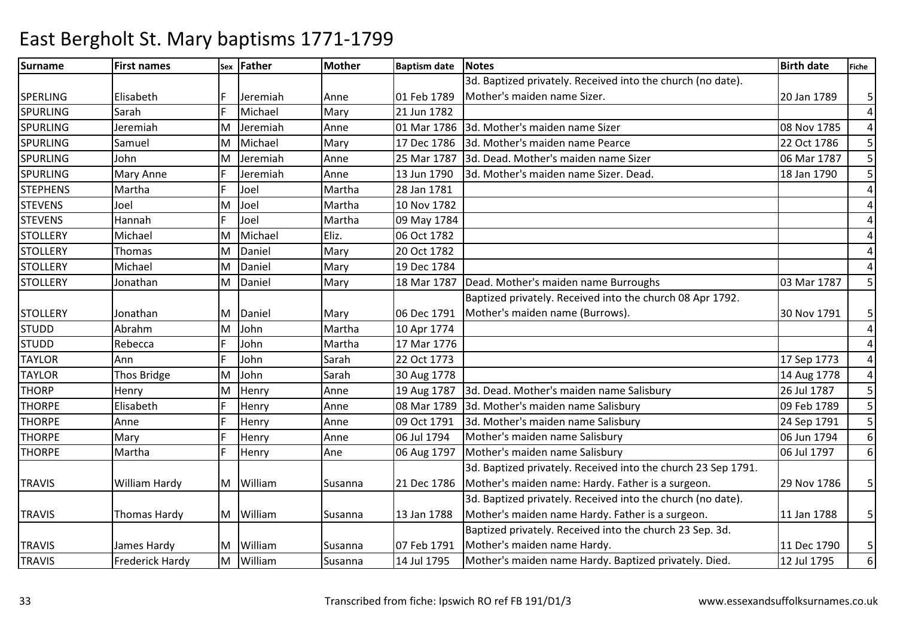# East Bergholt St. Mary baptisms 1771-1799

| Surname | First names | Sex | Father | Mother | Baptism date | Notes | Birth date | Fiche |
|---|---|---|---|---|---|---|---|---|
| SPERLING | Elisabeth | F | Jeremiah | Anne | 01 Feb 1789 | 3d. Baptized privately. Received into the church (no date). Mother's maiden name Sizer. | 20 Jan 1789 | 5 |
| SPURLING | Sarah | F | Michael | Mary | 21 Jun 1782 | | | 4 |
| SPURLING | Jeremiah | M | Jeremiah | Anne | 01 Mar 1786 | 3d. Mother's maiden name Sizer | 08 Nov 1785 | 4 |
| SPURLING | Samuel | M | Michael | Mary | 17 Dec 1786 | 3d. Mother's maiden name Pearce | 22 Oct 1786 | 5 |
| SPURLING | John | M | Jeremiah | Anne | 25 Mar 1787 | 3d. Dead. Mother's maiden name Sizer | 06 Mar 1787 | 5 |
| SPURLING | Mary Anne | F | Jeremiah | Anne | 13 Jun 1790 | 3d. Mother's maiden name Sizer. Dead. | 18 Jan 1790 | 5 |
| STEPHENS | Martha | F | Joel | Martha | 28 Jan 1781 | | | 4 |
| STEVENS | Joel | M | Joel | Martha | 10 Nov 1782 | | | 4 |
| STEVENS | Hannah | F | Joel | Martha | 09 May 1784 | | | 4 |
| STOLLERY | Michael | M | Michael | Eliz. | 06 Oct 1782 | | | 4 |
| STOLLERY | Thomas | M | Daniel | Mary | 20 Oct 1782 | | | 4 |
| STOLLERY | Michael | M | Daniel | Mary | 19 Dec 1784 | | | 4 |
| STOLLERY | Jonathan | M | Daniel | Mary | 18 Mar 1787 | Dead. Mother's maiden name Burroughs | 03 Mar 1787 | 5 |
| STOLLERY | Jonathan | M | Daniel | Mary | 06 Dec 1791 | Baptized privately. Received into the church 08 Apr 1792. Mother's maiden name (Burrows). | 30 Nov 1791 | 5 |
| STUDD | Abrahm | M | John | Martha | 10 Apr 1774 | | | 4 |
| STUDD | Rebecca | F | John | Martha | 17 Mar 1776 | | | 4 |
| TAYLOR | Ann | F | John | Sarah | 22 Oct 1773 | | 17 Sep 1773 | 4 |
| TAYLOR | Thos Bridge | M | John | Sarah | 30 Aug 1778 | | 14 Aug 1778 | 4 |
| THORP | Henry | M | Henry | Anne | 19 Aug 1787 | 3d. Dead. Mother's maiden name Salisbury | 26 Jul 1787 | 5 |
| THORPE | Elisabeth | F | Henry | Anne | 08 Mar 1789 | 3d. Mother's maiden name Salisbury | 09 Feb 1789 | 5 |
| THORPE | Anne | F | Henry | Anne | 09 Oct 1791 | 3d. Mother's maiden name Salisbury | 24 Sep 1791 | 5 |
| THORPE | Mary | F | Henry | Anne | 06 Jul 1794 | Mother's maiden name Salisbury | 06 Jun 1794 | 6 |
| THORPE | Martha | F | Henry | Ane | 06 Aug 1797 | Mother's maiden name Salisbury | 06 Jul 1797 | 6 |
| TRAVIS | William Hardy | M | William | Susanna | 21 Dec 1786 | 3d. Baptized privately. Received into the church 23 Sep 1791. Mother's maiden name: Hardy. Father is a surgeon. | 29 Nov 1786 | 5 |
| TRAVIS | Thomas Hardy | M | William | Susanna | 13 Jan 1788 | 3d. Baptized privately. Received into the church (no date). Mother's maiden name Hardy. Father is a surgeon. | 11 Jan 1788 | 5 |
| TRAVIS | James Hardy | M | William | Susanna | 07 Feb 1791 | Baptized privately. Received into the church 23 Sep. 3d. Mother's maiden name Hardy. | 11 Dec 1790 | 5 |
| TRAVIS | Frederick Hardy | M | William | Susanna | 14 Jul 1795 | Mother's maiden name Hardy. Baptized privately. Died. | 12 Jul 1795 | 6 |

Transcribed from fiche: Ipswich RO ref FB 191/D1/3 www.essexandsuffolksurnames.co.uk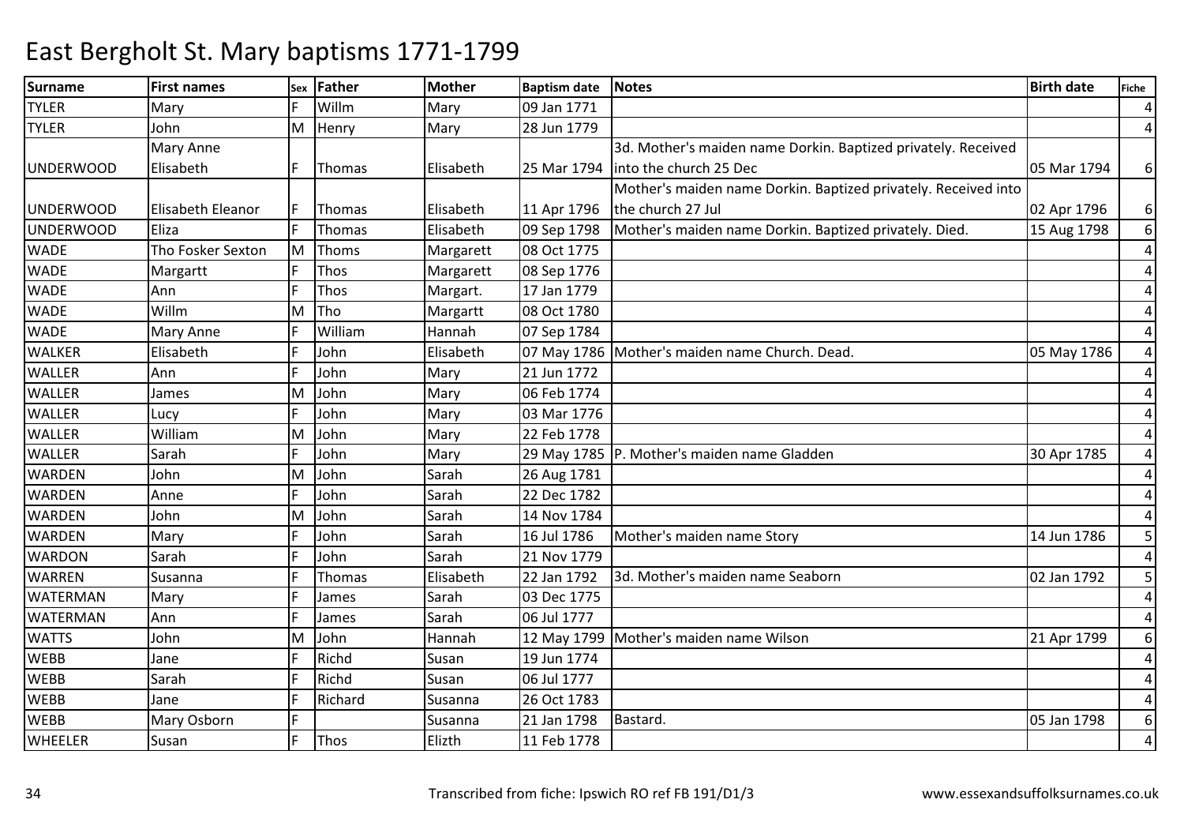# East Bergholt St. Mary baptisms 1771-1799

| Surname | First names | Sex | Father | Mother | Baptism date | Notes | Birth date | Fiche |
|---|---|---|---|---|---|---|---|---|
| TYLER | Mary | F | Willm | Mary | 09 Jan 1771 | | | 4 |
| TYLER | John | M | Henry | Mary | 28 Jun 1779 | | | 4 |
| UNDERWOOD | Mary Anne Elisabeth | F | Thomas | Elisabeth | 25 Mar 1794 | 3d. Mother's maiden name Dorkin. Baptized privately. Received into the church 25 Dec | 05 Mar 1794 | 6 |
| UNDERWOOD | Elisabeth Eleanor | F | Thomas | Elisabeth | 11 Apr 1796 | Mother's maiden name Dorkin. Baptized privately. Received into the church 27 Jul | 02 Apr 1796 | 6 |
| UNDERWOOD | Eliza | F | Thomas | Elisabeth | 09 Sep 1798 | Mother's maiden name Dorkin. Baptized privately. Died. | 15 Aug 1798 | 6 |
| WADE | Tho Fosker Sexton | M | Thoms | Margarett | 08 Oct 1775 | | | 4 |
| WADE | Margartt | F | Thos | Margarett | 08 Sep 1776 | | | 4 |
| WADE | Ann | F | Thos | Margart. | 17 Jan 1779 | | | 4 |
| WADE | Willm | M | Tho | Margartt | 08 Oct 1780 | | | 4 |
| WADE | Mary Anne | F | William | Hannah | 07 Sep 1784 | | | 4 |
| WALKER | Elisabeth | F | John | Elisabeth | 07 May 1786 | Mother's maiden name Church. Dead. | 05 May 1786 | 4 |
| WALLER | Ann | F | John | Mary | 21 Jun 1772 | | | 4 |
| WALLER | James | M | John | Mary | 06 Feb 1774 | | | 4 |
| WALLER | Lucy | F | John | Mary | 03 Mar 1776 | | | 4 |
| WALLER | William | M | John | Mary | 22 Feb 1778 | | | 4 |
| WALLER | Sarah | F | John | Mary | 29 May 1785 | P. Mother's maiden name Gladden | 30 Apr 1785 | 4 |
| WARDEN | John | M | John | Sarah | 26 Aug 1781 | | | 4 |
| WARDEN | Anne | F | John | Sarah | 22 Dec 1782 | | | 4 |
| WARDEN | John | M | John | Sarah | 14 Nov 1784 | | | 4 |
| WARDEN | Mary | F | John | Sarah | 16 Jul 1786 | Mother's maiden name Story | 14 Jun 1786 | 5 |
| WARDON | Sarah | F | John | Sarah | 21 Nov 1779 | | | 4 |
| WARREN | Susanna | F | Thomas | Elisabeth | 22 Jan 1792 | 3d. Mother's maiden name Seaborn | 02 Jan 1792 | 5 |
| WATERMAN | Mary | F | James | Sarah | 03 Dec 1775 | | | 4 |
| WATERMAN | Ann | F | James | Sarah | 06 Jul 1777 | | | 4 |
| WATTS | John | M | John | Hannah | 12 May 1799 | Mother's maiden name Wilson | 21 Apr 1799 | 6 |
| WEBB | Jane | F | Richd | Susan | 19 Jun 1774 | | | 4 |
| WEBB | Sarah | F | Richd | Susan | 06 Jul 1777 | | | 4 |
| WEBB | Jane | F | Richard | Susanna | 26 Oct 1783 | | | 4 |
| WEBB | Mary Osborn | F | | Susanna | 21 Jan 1798 | Bastard. | 05 Jan 1798 | 6 |
| WHEELER | Susan | F | Thos | Elizth | 11 Feb 1778 | | | 4 |

Transcribed from fiche: Ipswich RO ref FB 191/D1/3 www.essexandsuffolksurnames.co.uk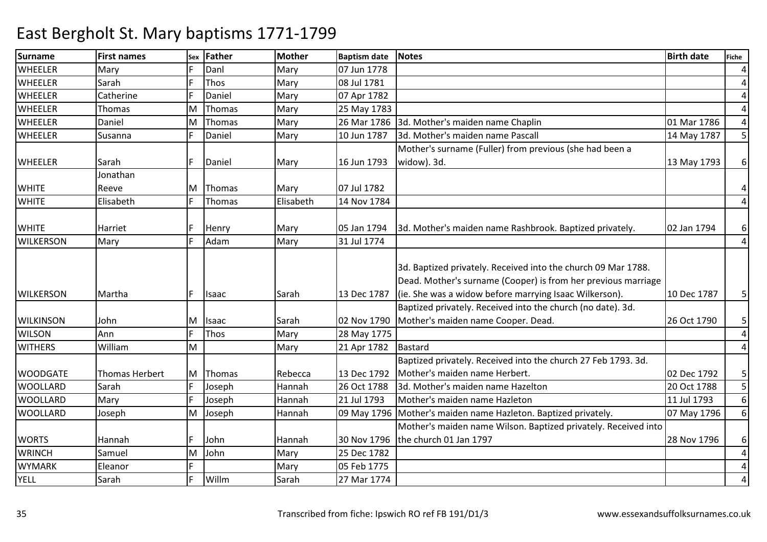# East Bergholt St. Mary baptisms 1771-1799

| Surname | First names | Sex | Father | Mother | Baptism date | Notes | Birth date | Fiche |
|---|---|---|---|---|---|---|---|---|
| WHEELER | Mary | F | Danl | Mary | 07 Jun 1778 | | | 4 |
| WHEELER | Sarah | F | Thos | Mary | 08 Jul 1781 | | | 4 |
| WHEELER | Catherine | F | Daniel | Mary | 07 Apr 1782 | | | 4 |
| WHEELER | Thomas | M | Thomas | Mary | 25 May 1783 | | | 4 |
| WHEELER | Daniel | M | Thomas | Mary | 26 Mar 1786 | 3d. Mother's maiden name Chaplin | 01 Mar 1786 | 4 |
| WHEELER | Susanna | F | Daniel | Mary | 10 Jun 1787 | 3d. Mother's maiden name Pascall | 14 May 1787 | 5 |
| WHEELER | Sarah | F | Daniel | Mary | 16 Jun 1793 | Mother's surname (Fuller) from previous (she had been a widow). 3d. | 13 May 1793 | 6 |
| WHITE | Jonathan Reeve | M | Thomas | Mary | 07 Jul 1782 | | | 4 |
| WHITE | Elisabeth | F | Thomas | Elisabeth | 14 Nov 1784 | | | 4 |
| WHITE | Harriet | F | Henry | Mary | 05 Jan 1794 | 3d. Mother's maiden name Rashbrook. Baptized privately. | 02 Jan 1794 | 6 |
| WILKERSON | Mary | F | Adam | Mary | 31 Jul 1774 | | | 4 |
| WILKERSON | Martha | F | Isaac | Sarah | 13 Dec 1787 | 3d. Baptized privately. Received into the church 09 Mar 1788. Dead. Mother's surname (Cooper) is from her previous marriage (ie. She was a widow before marrying Isaac Wilkerson). | 10 Dec 1787 | 5 |
| WILKINSON | John | M | Isaac | Sarah | 02 Nov 1790 | Baptized privately. Received into the church (no date). 3d. Mother's maiden name Cooper. Dead. | 26 Oct 1790 | 5 |
| WILSON | Ann | F | Thos | Mary | 28 May 1775 | | | 4 |
| WITHERS | William | M | | Mary | 21 Apr 1782 | Bastard | | 4 |
| WOODGATE | Thomas Herbert | M | Thomas | Rebecca | 13 Dec 1792 | Baptized privately. Received into the church 27 Feb 1793. 3d. Mother's maiden name Herbert. | 02 Dec 1792 | 5 |
| WOOLLARD | Sarah | F | Joseph | Hannah | 26 Oct 1788 | 3d. Mother's maiden name Hazelton | 20 Oct 1788 | 5 |
| WOOLLARD | Mary | F | Joseph | Hannah | 21 Jul 1793 | Mother's maiden name Hazleton | 11 Jul 1793 | 6 |
| WOOLLARD | Joseph | M | Joseph | Hannah | 09 May 1796 | Mother's maiden name Hazleton. Baptized privately. | 07 May 1796 | 6 |
| WORTS | Hannah | F | John | Hannah | 30 Nov 1796 | Mother's maiden name Wilson. Baptized privately. Received into the church 01 Jan 1797 | 28 Nov 1796 | 6 |
| WRINCH | Samuel | M | John | Mary | 25 Dec 1782 | | | 4 |
| WYMARK | Eleanor | F | | Mary | 05 Feb 1775 | | | 4 |
| YELL | Sarah | F | Willm | Sarah | 27 Mar 1774 | | | 4 |

Transcribed from fiche: Ipswich RO ref FB 191/D1/3 www.essexandsuffolksurnames.co.uk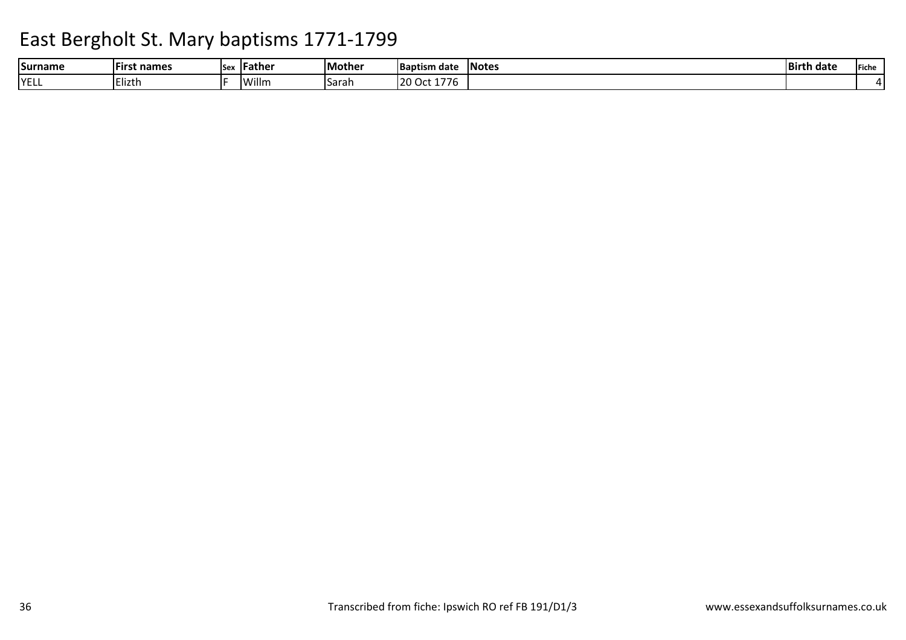# East Bergholt St. Mary baptisms 1771-1799

| Surname | First names | Sex | Father | Mother | Baptism date | Notes | Birth date | Fiche |
|---|---|---|---|---|---|---|---|---|
| YELL | Elizth | F | Willm | Sarah | 20 Oct 1776 | | | 4 |

Transcribed from fiche: Ipswich RO ref FB 191/D1/3

www.essexandsuffolksurnames.co.uk